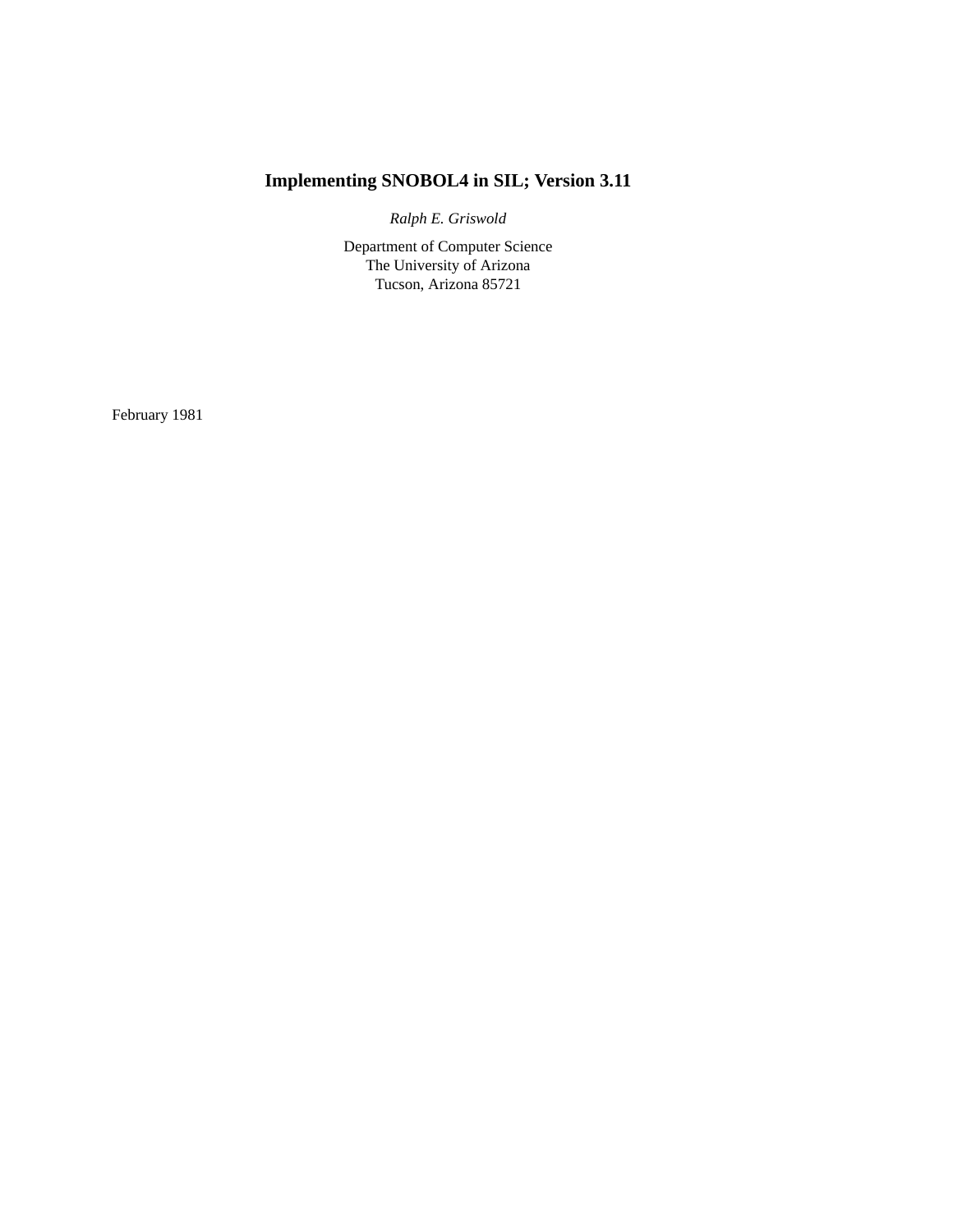# Implementing SNOBOL4 in SIL; Version 3.11

*Ralph E. Griswold*

Department of Computer Science
The University of Arizona
Tucson, Arizona 85721

February 1981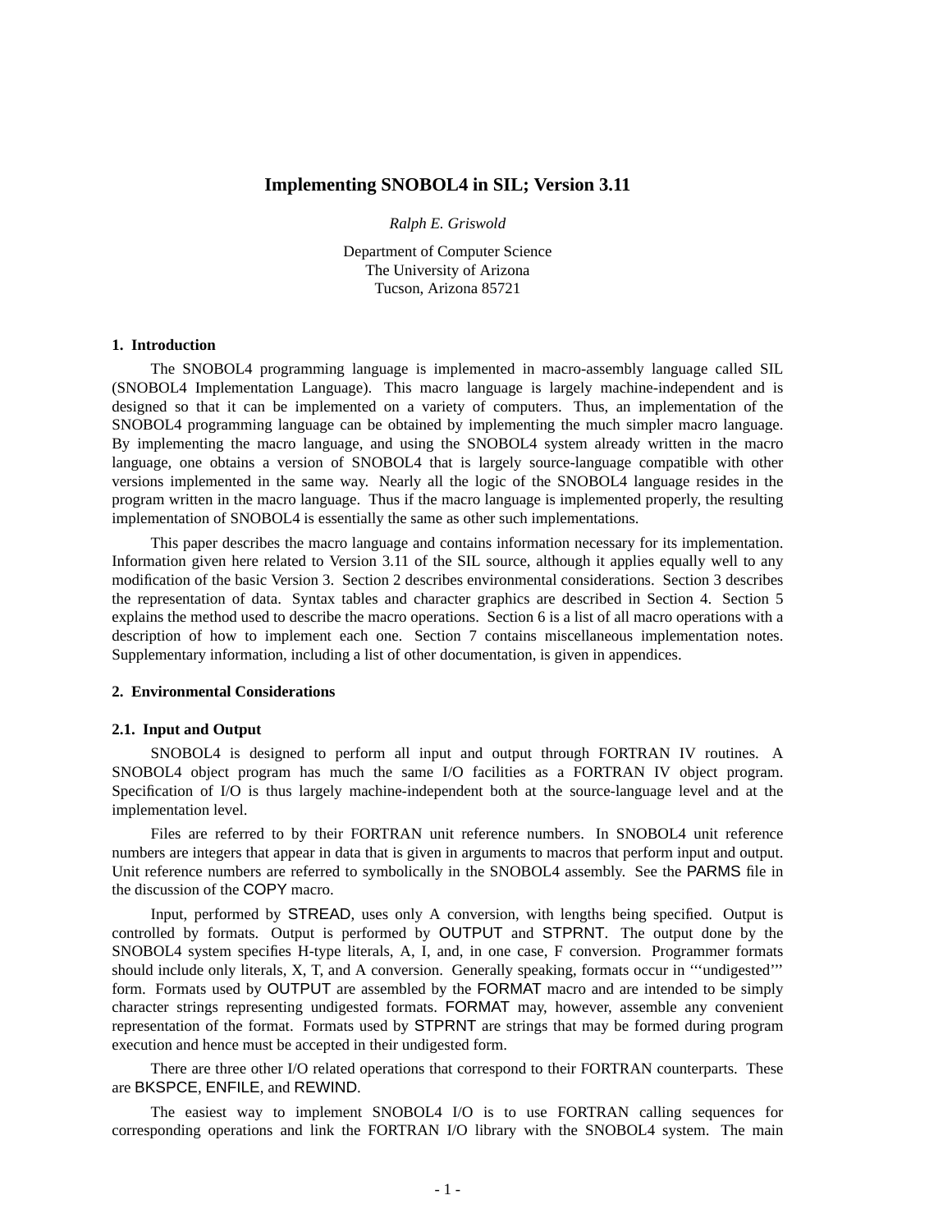# Implementing SNOBOL4 in SIL; Version 3.11

*Ralph E. Griswold*

Department of Computer Science
The University of Arizona
Tucson, Arizona 85721

## 1. Introduction

The SNOBOL4 programming language is implemented in macro-assembly language called SIL (SNOBOL4 Implementation Language). This macro language is largely machine-independent and is designed so that it can be implemented on a variety of computers. Thus, an implementation of the SNOBOL4 programming language can be obtained by implementing the much simpler macro language. By implementing the macro language, and using the SNOBOL4 system already written in the macro language, one obtains a version of SNOBOL4 that is largely source-language compatible with other versions implemented in the same way. Nearly all the logic of the SNOBOL4 language resides in the program written in the macro language. Thus if the macro language is implemented properly, the resulting implementation of SNOBOL4 is essentially the same as other such implementations.

This paper describes the macro language and contains information necessary for its implementation. Information given here related to Version 3.11 of the SIL source, although it applies equally well to any modification of the basic Version 3. Section 2 describes environmental considerations. Section 3 describes the representation of data. Syntax tables and character graphics are described in Section 4. Section 5 explains the method used to describe the macro operations. Section 6 is a list of all macro operations with a description of how to implement each one. Section 7 contains miscellaneous implementation notes. Supplementary information, including a list of other documentation, is given in appendices.

## 2. Environmental Considerations

### 2.1. Input and Output

SNOBOL4 is designed to perform all input and output through FORTRAN IV routines. A SNOBOL4 object program has much the same I/O facilities as a FORTRAN IV object program. Specification of I/O is thus largely machine-independent both at the source-language level and at the implementation level.

Files are referred to by their FORTRAN unit reference numbers. In SNOBOL4 unit reference numbers are integers that appear in data that is given in arguments to macros that perform input and output. Unit reference numbers are referred to symbolically in the SNOBOL4 assembly. See the PARMS file in the discussion of the COPY macro.

Input, performed by STREAD, uses only A conversion, with lengths being specified. Output is controlled by formats. Output is performed by OUTPUT and STPRNT. The output done by the SNOBOL4 system specifies H-type literals, A, I, and, in one case, F conversion. Programmer formats should include only literals, X, T, and A conversion. Generally speaking, formats occur in ‘‘‘undigested’’’ form. Formats used by OUTPUT are assembled by the FORMAT macro and are intended to be simply character strings representing undigested formats. FORMAT may, however, assemble any convenient representation of the format. Formats used by STPRNT are strings that may be formed during program execution and hence must be accepted in their undigested form.

There are three other I/O related operations that correspond to their FORTRAN counterparts. These are BKSPCE, ENFILE, and REWIND.

The easiest way to implement SNOBOL4 I/O is to use FORTRAN calling sequences for corresponding operations and link the FORTRAN I/O library with the SNOBOL4 system. The main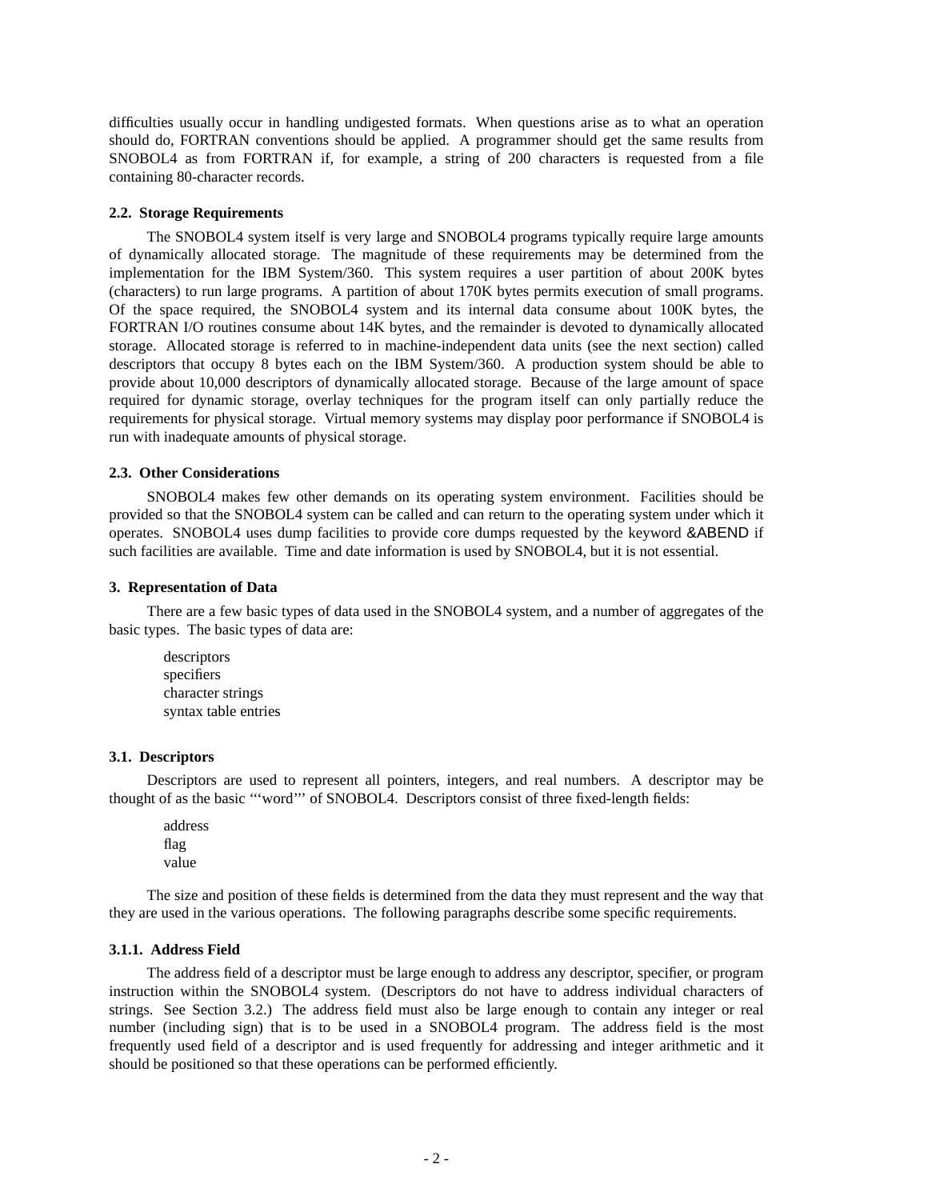difficulties usually occur in handling undigested formats. When questions arise as to what an operation should do, FORTRAN conventions should be applied. A programmer should get the same results from SNOBOL4 as from FORTRAN if, for example, a string of 200 characters is requested from a file containing 80-character records.

### 2.2. Storage Requirements

The SNOBOL4 system itself is very large and SNOBOL4 programs typically require large amounts of dynamically allocated storage. The magnitude of these requirements may be determined from the implementation for the IBM System/360. This system requires a user partition of about 200K bytes (characters) to run large programs. A partition of about 170K bytes permits execution of small programs. Of the space required, the SNOBOL4 system and its internal data consume about 100K bytes, the FORTRAN I/O routines consume about 14K bytes, and the remainder is devoted to dynamically allocated storage. Allocated storage is referred to in machine-independent data units (see the next section) called descriptors that occupy 8 bytes each on the IBM System/360. A production system should be able to provide about 10,000 descriptors of dynamically allocated storage. Because of the large amount of space required for dynamic storage, overlay techniques for the program itself can only partially reduce the requirements for physical storage. Virtual memory systems may display poor performance if SNOBOL4 is run with inadequate amounts of physical storage.

### 2.3. Other Considerations

SNOBOL4 makes few other demands on its operating system environment. Facilities should be provided so that the SNOBOL4 system can be called and can return to the operating system under which it operates. SNOBOL4 uses dump facilities to provide core dumps requested by the keyword &ABEND if such facilities are available. Time and date information is used by SNOBOL4, but it is not essential.

## 3. Representation of Data

There are a few basic types of data used in the SNOBOL4 system, and a number of aggregates of the basic types. The basic types of data are:

descriptors
specifiers
character strings
syntax table entries

### 3.1. Descriptors

Descriptors are used to represent all pointers, integers, and real numbers. A descriptor may be thought of as the basic ‘‘‘word’’’ of SNOBOL4. Descriptors consist of three fixed-length fields:

address
flag
value

The size and position of these fields is determined from the data they must represent and the way that they are used in the various operations. The following paragraphs describe some specific requirements.

#### 3.1.1. Address Field

The address field of a descriptor must be large enough to address any descriptor, specifier, or program instruction within the SNOBOL4 system. (Descriptors do not have to address individual characters of strings. See Section 3.2.) The address field must also be large enough to contain any integer or real number (including sign) that is to be used in a SNOBOL4 program. The address field is the most frequently used field of a descriptor and is used frequently for addressing and integer arithmetic and it should be positioned so that these operations can be performed efficiently.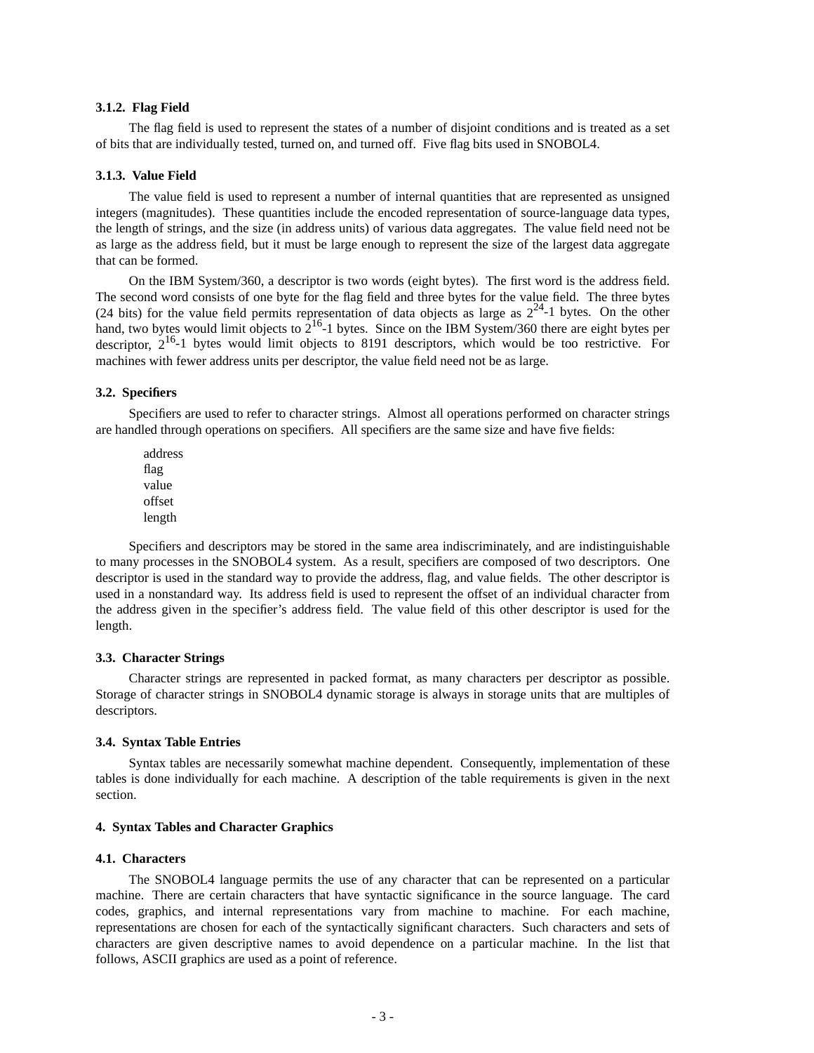### 3.1.2. Flag Field

The flag field is used to represent the states of a number of disjoint conditions and is treated as a set of bits that are individually tested, turned on, and turned off. Five flag bits used in SNOBOL4.

### 3.1.3. Value Field

The value field is used to represent a number of internal quantities that are represented as unsigned integers (magnitudes). These quantities include the encoded representation of source-language data types, the length of strings, and the size (in address units) of various data aggregates. The value field need not be as large as the address field, but it must be large enough to represent the size of the largest data aggregate that can be formed.

On the IBM System/360, a descriptor is two words (eight bytes). The first word is the address field. The second word consists of one byte for the flag field and three bytes for the value field. The three bytes (24 bits) for the value field permits representation of data objects as large as $2^{24}$-1 bytes. On the other hand, two bytes would limit objects to $2^{16}$-1 bytes. Since on the IBM System/360 there are eight bytes per descriptor, $2^{16}$-1 bytes would limit objects to 8191 descriptors, which would be too restrictive. For machines with fewer address units per descriptor, the value field need not be as large.

### 3.2. Specifiers

Specifiers are used to refer to character strings. Almost all operations performed on character strings are handled through operations on specifiers. All specifiers are the same size and have five fields:

address
flag
value
offset
length

Specifiers and descriptors may be stored in the same area indiscriminately, and are indistinguishable to many processes in the SNOBOL4 system. As a result, specifiers are composed of two descriptors. One descriptor is used in the standard way to provide the address, flag, and value fields. The other descriptor is used in a nonstandard way. Its address field is used to represent the offset of an individual character from the address given in the specifier's address field. The value field of this other descriptor is used for the length.

### 3.3. Character Strings

Character strings are represented in packed format, as many characters per descriptor as possible. Storage of character strings in SNOBOL4 dynamic storage is always in storage units that are multiples of descriptors.

### 3.4. Syntax Table Entries

Syntax tables are necessarily somewhat machine dependent. Consequently, implementation of these tables is done individually for each machine. A description of the table requirements is given in the next section.

## 4. Syntax Tables and Character Graphics

### 4.1. Characters

The SNOBOL4 language permits the use of any character that can be represented on a particular machine. There are certain characters that have syntactic significance in the source language. The card codes, graphics, and internal representations vary from machine to machine. For each machine, representations are chosen for each of the syntactically significant characters. Such characters and sets of characters are given descriptive names to avoid dependence on a particular machine. In the list that follows, ASCII graphics are used as a point of reference.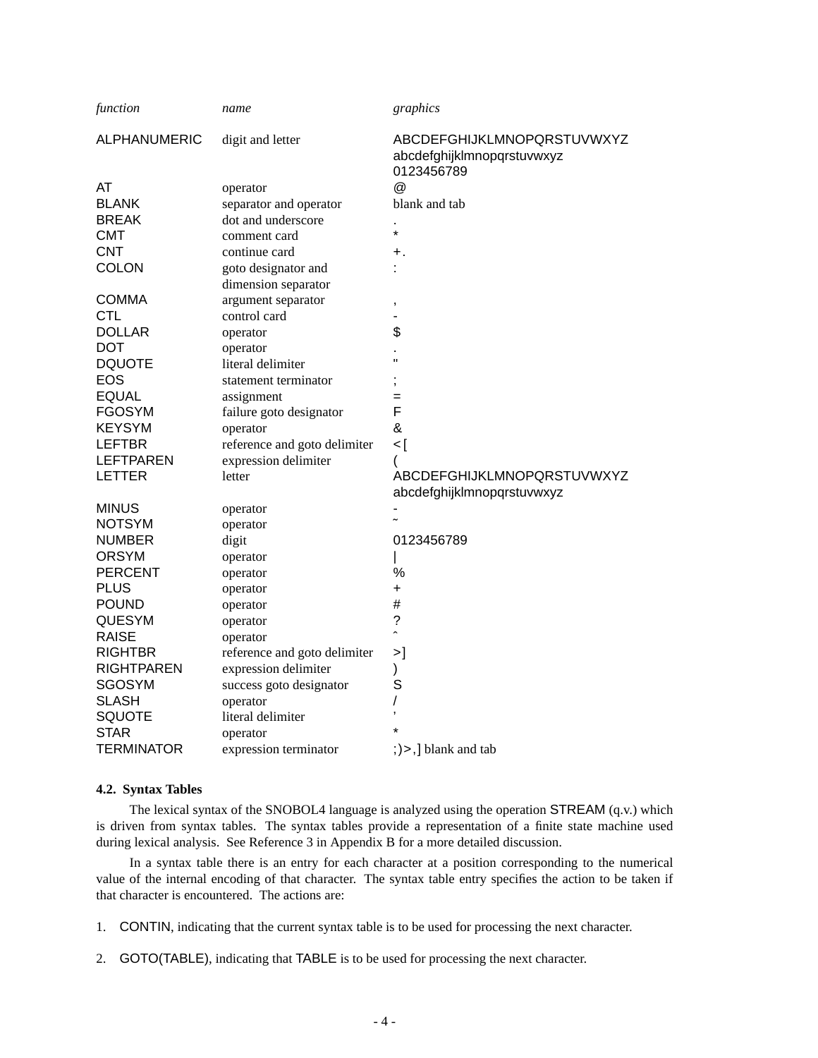| *function* | *name* | *graphics* |
|---|---|---|
| ALPHANUMERIC | digit and letter | ABCDEFGHIJKLMNOPQRSTUVWXYZ abcdefghijklmnopqrstuvwxyz 0123456789 |
| AT | operator | @ |
| BLANK | separator and operator | blank and tab |
| BREAK | dot and underscore | . _ |
| CMT | comment card | * |
| CNT | continue card | + . |
| COLON | goto designator and dimension separator | : |
| COMMA | argument separator | , |
| CTL | control card | - |
| DOLLAR | operator | $ |
| DOT | operator | . |
| DQUOTE | literal delimiter | " |
| EOS | statement terminator | ; |
| EQUAL | assignment | = |
| FGOSYM | failure goto designator | F |
| KEYSYM | operator | & |
| LEFTBR | reference and goto delimiter | < [ |
| LEFTPAREN | expression delimiter | ( |
| LETTER | letter | ABCDEFGHIJKLMNOPQRSTUVWXYZ abcdefghijklmnopqrstuvwxyz |
| MINUS | operator | - |
| NOTSYM | operator | ˜ |
| NUMBER | digit | 0123456789 |
| ORSYM | operator | \| |
| PERCENT | operator | % |
| PLUS | operator | + |
| POUND | operator | # |
| QUESYM | operator | ? |
| RAISE | operator | ˆ |
| RIGHTBR | reference and goto delimiter | >] |
| RIGHTPAREN | expression delimiter | ) |
| SGOSYM | success goto designator | S |
| SLASH | operator | / |
| SQUOTE | literal delimiter | ' |
| STAR | operator | * |
| TERMINATOR | expression terminator | ;)>,] blank and tab |

### 4.2. Syntax Tables

The lexical syntax of the SNOBOL4 language is analyzed using the operation STREAM (q.v.) which is driven from syntax tables. The syntax tables provide a representation of a finite state machine used during lexical analysis. See Reference 3 in Appendix B for a more detailed discussion.

In a syntax table there is an entry for each character at a position corresponding to the numerical value of the internal encoding of that character. The syntax table entry specifies the action to be taken if that character is encountered. The actions are:

1. CONTIN, indicating that the current syntax table is to be used for processing the next character.

2. GOTO(TABLE), indicating that TABLE is to be used for processing the next character.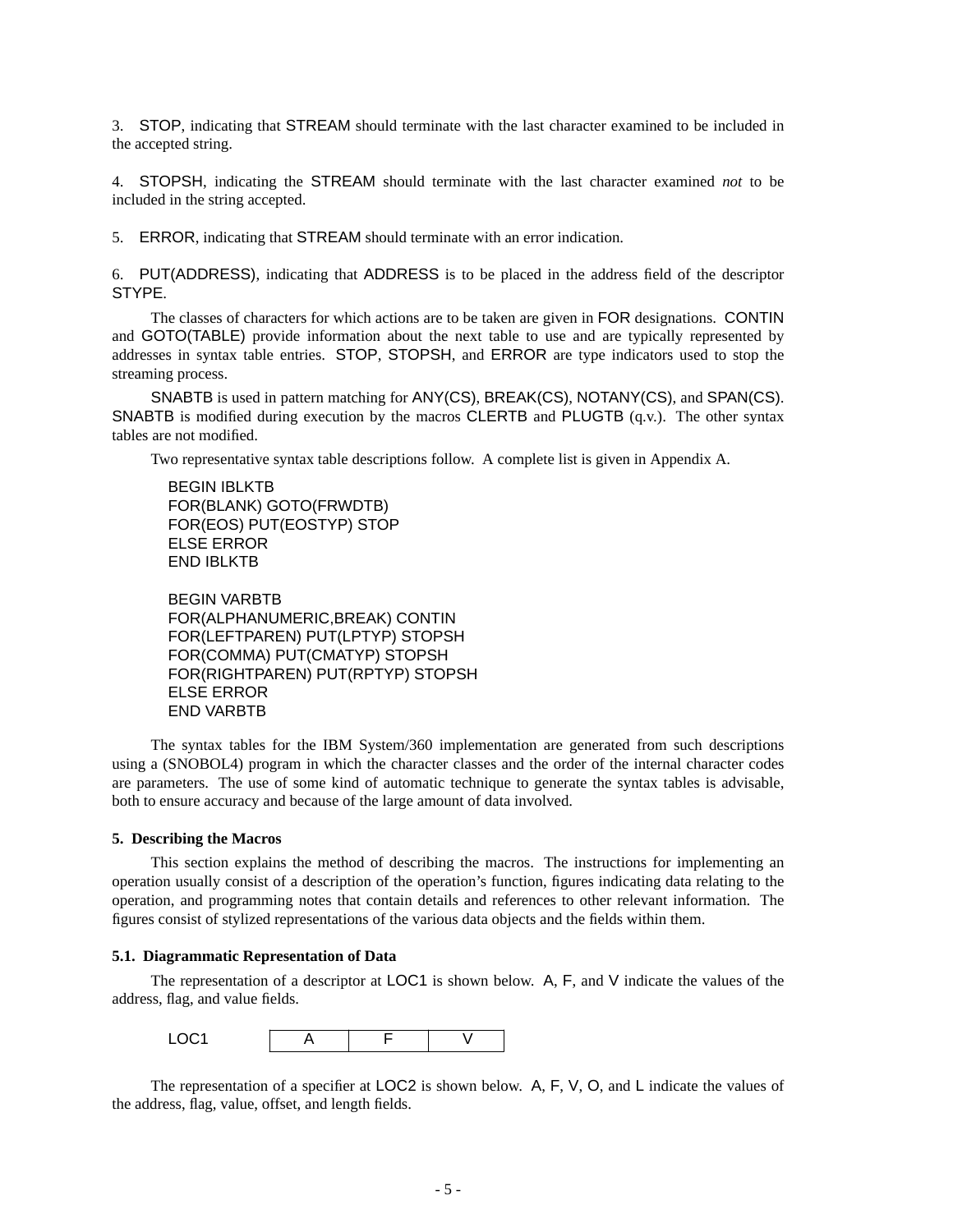3. STOP, indicating that STREAM should terminate with the last character examined to be included in the accepted string.

4. STOPSH, indicating the STREAM should terminate with the last character examined *not* to be included in the string accepted.

5. ERROR, indicating that STREAM should terminate with an error indication.

6. PUT(ADDRESS), indicating that ADDRESS is to be placed in the address field of the descriptor STYPE.

The classes of characters for which actions are to be taken are given in FOR designations. CONTIN and GOTO(TABLE) provide information about the next table to use and are typically represented by addresses in syntax table entries. STOP, STOPSH, and ERROR are type indicators used to stop the streaming process.

SNABTB is used in pattern matching for ANY(CS), BREAK(CS), NOTANY(CS), and SPAN(CS). SNABTB is modified during execution by the macros CLERTB and PLUGTB (q.v.). The other syntax tables are not modified.

Two representative syntax table descriptions follow. A complete list is given in Appendix A.

```
BEGIN IBLKTB
FOR(BLANK) GOTO(FRWDTB)
FOR(EOS) PUT(EOSTYP) STOP
ELSE ERROR
END IBLKTB

BEGIN VARBTB
FOR(ALPHANUMERIC,BREAK) CONTIN
FOR(LEFTPAREN) PUT(LPTYP) STOPSH
FOR(COMMA) PUT(CMATYP) STOPSH
FOR(RIGHTPAREN) PUT(RPTYP) STOPSH
ELSE ERROR
END VARBTB
```

The syntax tables for the IBM System/360 implementation are generated from such descriptions using a (SNOBOL4) program in which the character classes and the order of the internal character codes are parameters. The use of some kind of automatic technique to generate the syntax tables is advisable, both to ensure accuracy and because of the large amount of data involved.

### 5. Describing the Macros

This section explains the method of describing the macros. The instructions for implementing an operation usually consist of a description of the operation's function, figures indicating data relating to the operation, and programming notes that contain details and references to other relevant information. The figures consist of stylized representations of the various data objects and the fields within them.

#### 5.1. Diagrammatic Representation of Data

The representation of a descriptor at LOC1 is shown below. A, F, and V indicate the values of the address, flag, and value fields.

| LOC1 | A | F | V |
|---|---|---|---|

The representation of a specifier at LOC2 is shown below. A, F, V, O, and L indicate the values of the address, flag, value, offset, and length fields.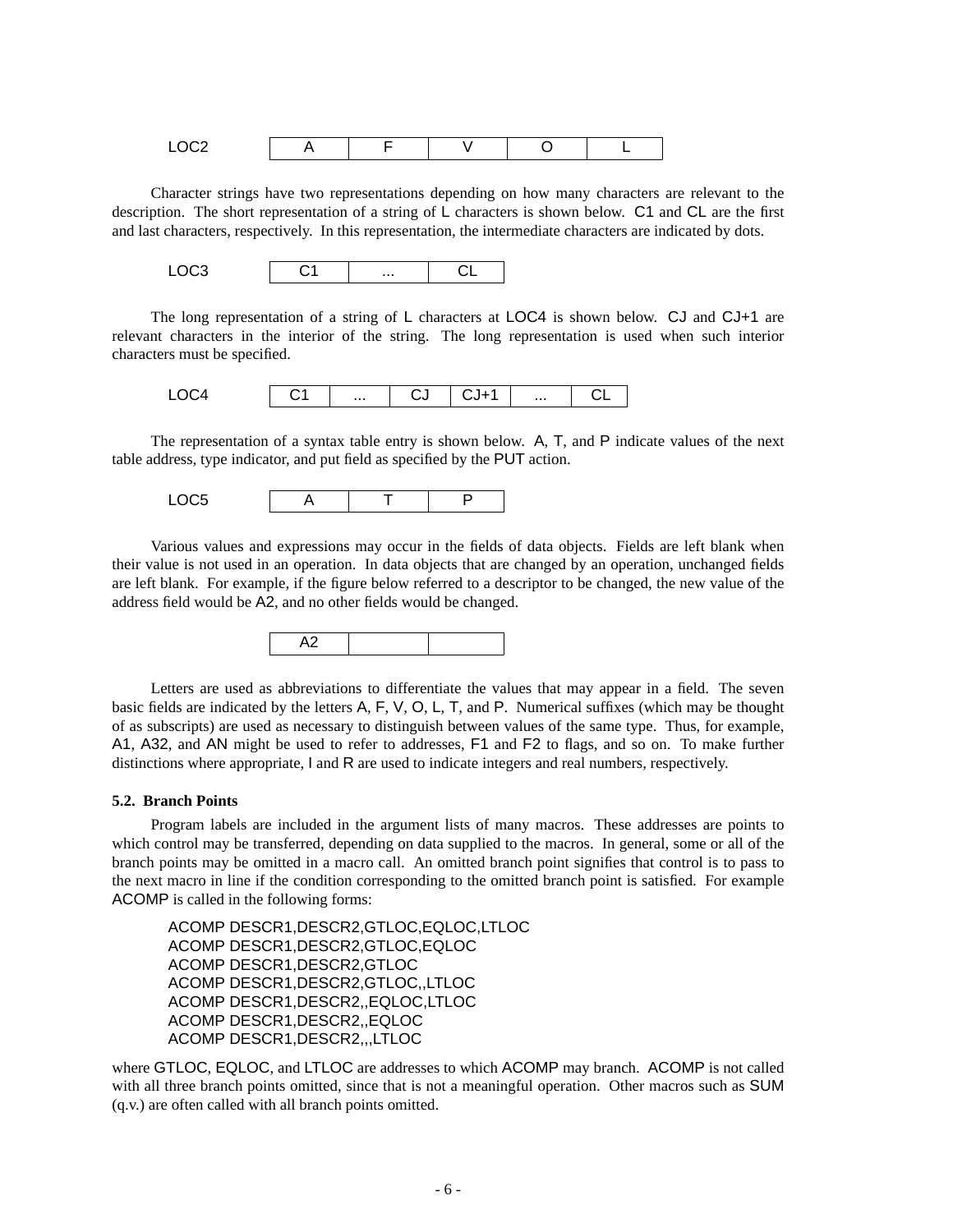| LOC2 | A | F | V | O | L |
|---|---|---|---|---|---|

Character strings have two representations depending on how many characters are relevant to the description. The short representation of a string of L characters is shown below. C1 and CL are the first and last characters, respectively. In this representation, the intermediate characters are indicated by dots.

| LOC3 | C1 | ... | CL |
|---|---|---|---|

The long representation of a string of L characters at LOC4 is shown below. CJ and CJ+1 are relevant characters in the interior of the string. The long representation is used when such interior characters must be specified.

| LOC4 | C1 | ... | CJ | CJ+1 | ... | CL |
|---|---|---|---|---|---|---|

The representation of a syntax table entry is shown below. A, T, and P indicate values of the next table address, type indicator, and put field as specified by the PUT action.

| LOC5 | A | T | P |
|---|---|---|---|

Various values and expressions may occur in the fields of data objects. Fields are left blank when their value is not used in an operation. In data objects that are changed by an operation, unchanged fields are left blank. For example, if the figure below referred to a descriptor to be changed, the new value of the address field would be A2, and no other fields would be changed.

| A2 | | |
|---|---|---|

Letters are used as abbreviations to differentiate the values that may appear in a field. The seven basic fields are indicated by the letters A, F, V, O, L, T, and P. Numerical suffixes (which may be thought of as subscripts) are used as necessary to distinguish between values of the same type. Thus, for example, A1, A32, and AN might be used to refer to addresses, F1 and F2 to flags, and so on. To make further distinctions where appropriate, I and R are used to indicate integers and real numbers, respectively.

**5.2. Branch Points**

Program labels are included in the argument lists of many macros. These addresses are points to which control may be transferred, depending on data supplied to the macros. In general, some or all of the branch points may be omitted in a macro call. An omitted branch point signifies that control is to pass to the next macro in line if the condition corresponding to the omitted branch point is satisfied. For example ACOMP is called in the following forms:

```
ACOMP DESCR1,DESCR2,GTLOC,EQLOC,LTLOC
ACOMP DESCR1,DESCR2,GTLOC,EQLOC
ACOMP DESCR1,DESCR2,GTLOC
ACOMP DESCR1,DESCR2,GTLOC,,LTLOC
ACOMP DESCR1,DESCR2,,EQLOC,LTLOC
ACOMP DESCR1,DESCR2,,EQLOC
ACOMP DESCR1,DESCR2,,,LTLOC
```

where GTLOC, EQLOC, and LTLOC are addresses to which ACOMP may branch. ACOMP is not called with all three branch points omitted, since that is not a meaningful operation. Other macros such as SUM (q.v.) are often called with all branch points omitted.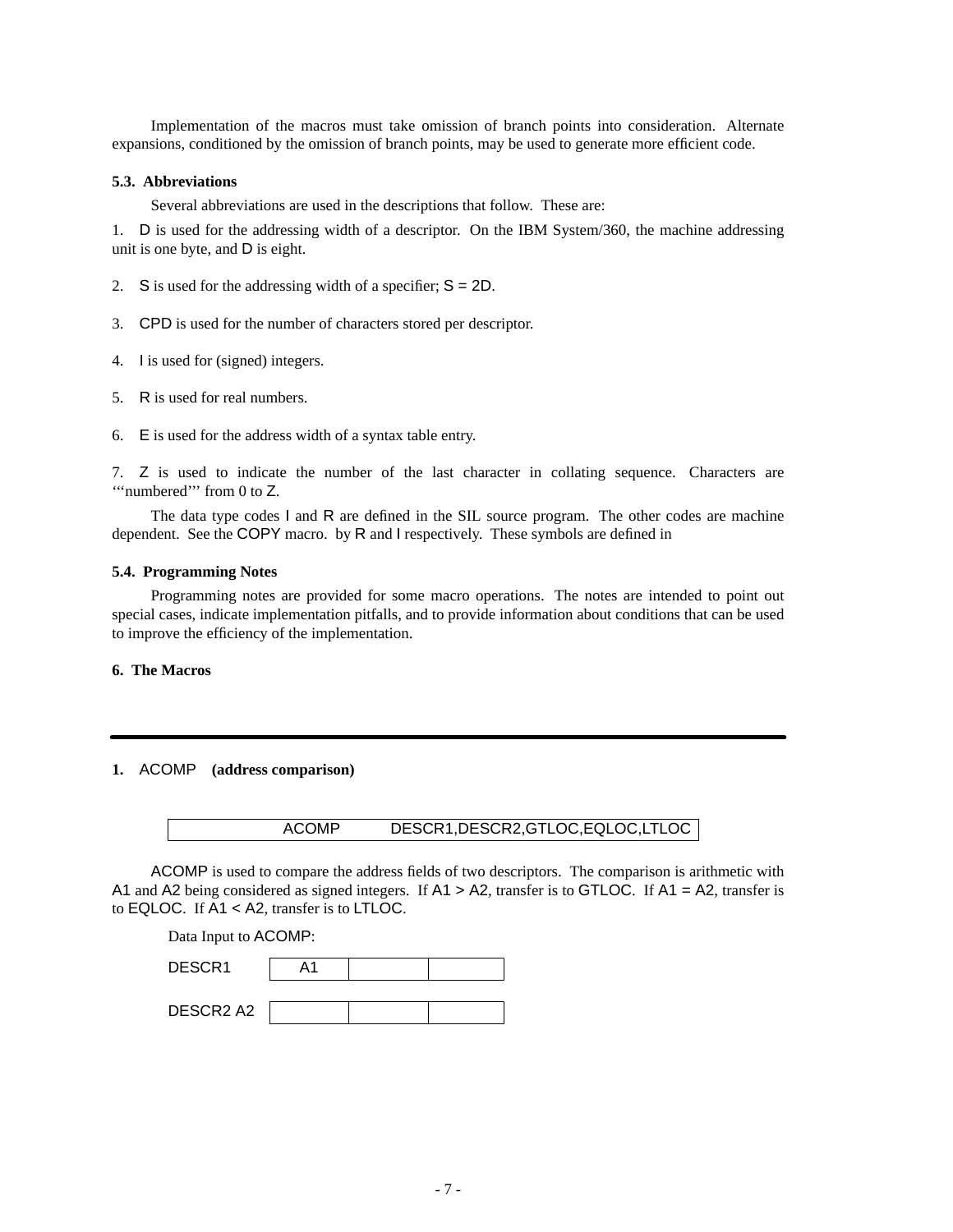Implementation of the macros must take omission of branch points into consideration. Alternate expansions, conditioned by the omission of branch points, may be used to generate more efficient code.

**5.3. Abbreviations**

Several abbreviations are used in the descriptions that follow. These are:

1. D is used for the addressing width of a descriptor. On the IBM System/360, the machine addressing unit is one byte, and D is eight.

2. S is used for the addressing width of a specifier; S = 2D.

3. CPD is used for the number of characters stored per descriptor.

4. I is used for (signed) integers.

5. R is used for real numbers.

6. E is used for the address width of a syntax table entry.

7. Z is used to indicate the number of the last character in collating sequence. Characters are '''numbered''' from 0 to Z.

The data type codes I and R are defined in the SIL source program. The other codes are machine dependent. See the COPY macro. by R and I respectively. These symbols are defined in

**5.4. Programming Notes**

Programming notes are provided for some macro operations. The notes are intended to point out special cases, indicate implementation pitfalls, and to provide information about conditions that can be used to improve the efficiency of the implementation.

**6. The Macros**

---

**1. ACOMP (address comparison)**

```
        ACOMP     DESCR1,DESCR2,GTLOC,EQLOC,LTLOC
```

ACOMP is used to compare the address fields of two descriptors. The comparison is arithmetic with A1 and A2 being considered as signed integers. If A1 > A2, transfer is to GTLOC. If A1 = A2, transfer is to EQLOC. If A1 < A2, transfer is to LTLOC.

Data Input to ACOMP:

| | | | |
|---|---|---|---|
| DESCR1 | A1 | | |
| DESCR2 A2 | | | |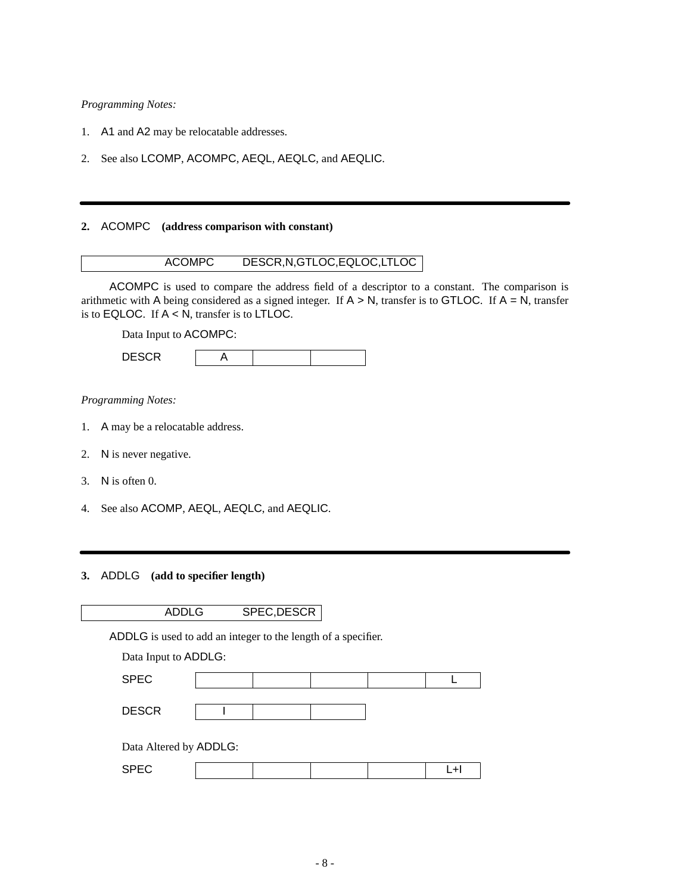*Programming Notes:*

1. A1 and A2 may be relocatable addresses.

2. See also LCOMP, ACOMPC, AEQL, AEQLC, and AEQLIC.

---

### 2. ACOMPC **(address comparison with constant)**

```
                ACOMPC     DESCR,N,GTLOC,EQLOC,LTLOC
```

ACOMPC is used to compare the address field of a descriptor to a constant. The comparison is arithmetic with A being considered as a signed integer. If A > N, transfer is to GTLOC. If A = N, transfer is to EQLOC. If A < N, transfer is to LTLOC.

Data Input to ACOMPC:

| DESCR | A | | |
|---|---|---|---|

*Programming Notes:*

1. A may be a relocatable address.

2. N is never negative.

3. N is often 0.

4. See also ACOMP, AEQL, AEQLC, and AEQLIC.

---

### 3. ADDLG **(add to specifier length)**

```
                ADDLG      SPEC,DESCR
```

ADDLG is used to add an integer to the length of a specifier.

Data Input to ADDLG:

| SPEC | | | | | L |
|---|---|---|---|---|---|

| DESCR | I | | |
|---|---|---|---|

Data Altered by ADDLG:

| SPEC | | | | | L+I |
|---|---|---|---|---|---|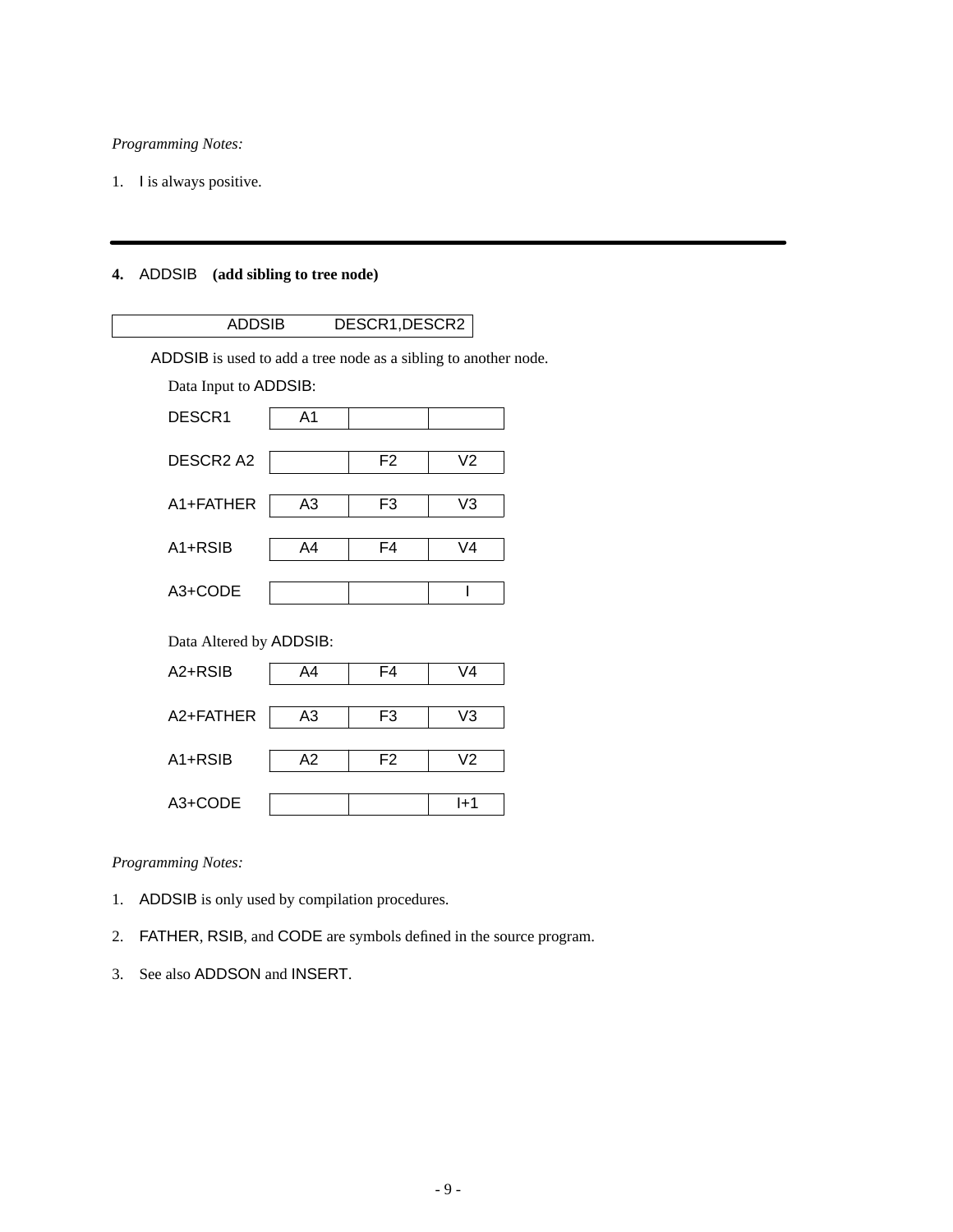*Programming Notes:*

1. I is always positive.

---

**4.** ADDSIB **(add sibling to tree node)**

```
ADDSIB      DESCR1,DESCR2
```

ADDSIB is used to add a tree node as a sibling to another node.

Data Input to ADDSIB:

| | | | |
|---|---|---|---|
| DESCR1 | A1 | | |
| DESCR2 A2 | | F2 | V2 |
| A1+FATHER | A3 | F3 | V3 |
| A1+RSIB | A4 | F4 | V4 |
| A3+CODE | | | I |

Data Altered by ADDSIB:

| | | | |
|---|---|---|---|
| A2+RSIB | A4 | F4 | V4 |
| A2+FATHER | A3 | F3 | V3 |
| A1+RSIB | A2 | F2 | V2 |
| A3+CODE | | | I+1 |

*Programming Notes:*

1. ADDSIB is only used by compilation procedures.
2. FATHER, RSIB, and CODE are symbols defined in the source program.
3. See also ADDSON and INSERT.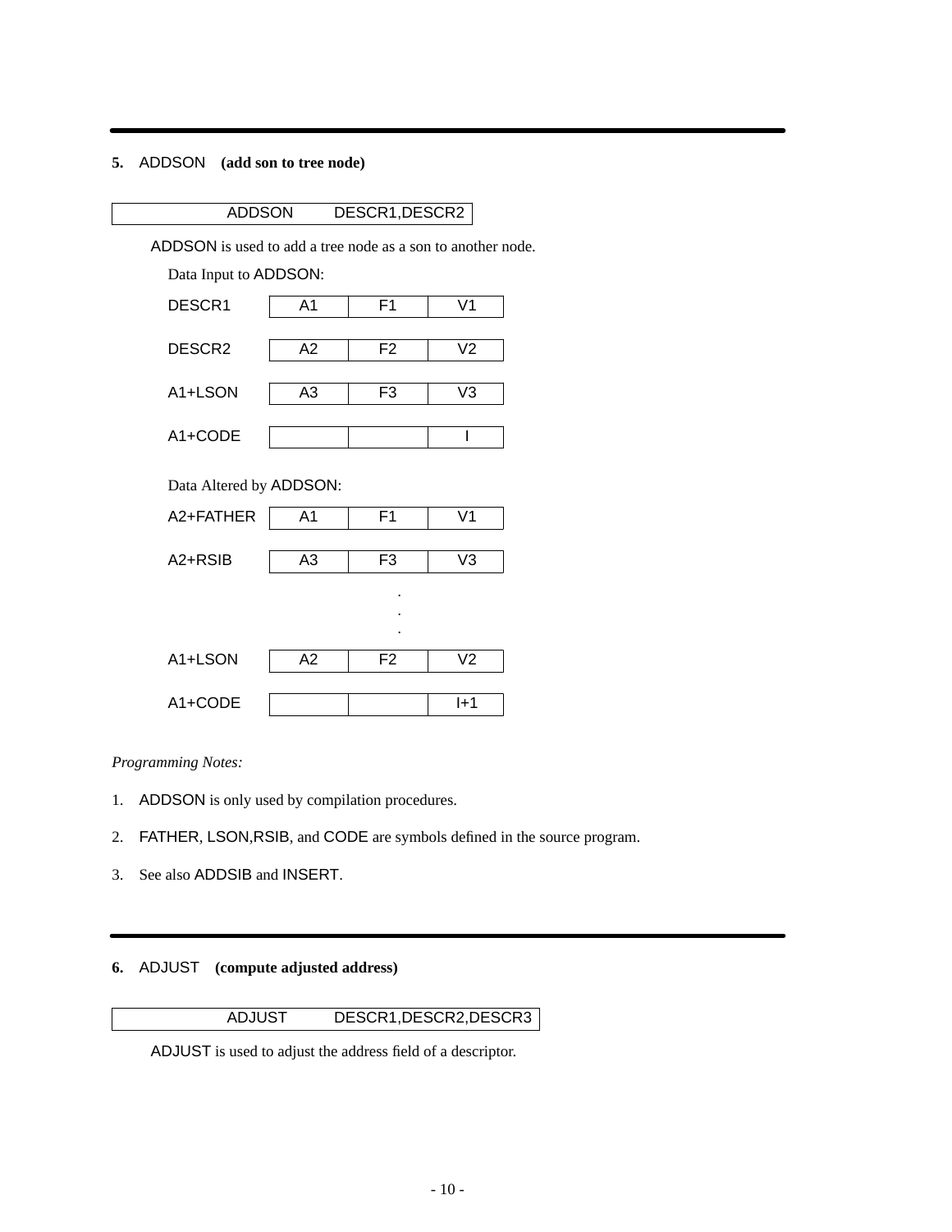---

## 5. ADDSON **(add son to tree node)**

```
ADDSON        DESCR1,DESCR2
```

ADDSON is used to add a tree node as a son to another node.

Data Input to ADDSON:

| | | | |
|---|---|---|---|
| DESCR1 | A1 | F1 | V1 |
| DESCR2 | A2 | F2 | V2 |
| A1+LSON | A3 | F3 | V3 |
| A1+CODE | | | I |

Data Altered by ADDSON:

| | | | |
|---|---|---|---|
| A2+FATHER | A1 | F1 | V1 |
| A2+RSIB | A3 | F3 | V3 |
| | | . . . | |
| A1+LSON | A2 | F2 | V2 |
| A1+CODE | | | I+1 |

*Programming Notes:*

1. ADDSON is only used by compilation procedures.
2. FATHER, LSON,RSIB, and CODE are symbols defined in the source program.
3. See also ADDSIB and INSERT.

---

## 6. ADJUST **(compute adjusted address)**

```
ADJUST        DESCR1,DESCR2,DESCR3
```

ADJUST is used to adjust the address field of a descriptor.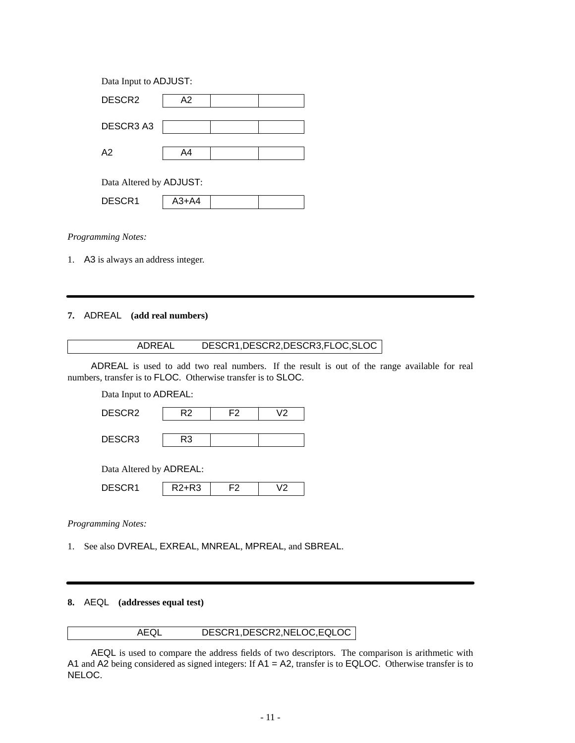Data Input to ADJUST:

| DESCR2 | A2 | | |
|---|---|---|---|
| DESCR3 A3 | | | |
| A2 | A4 | | |

Data Altered by ADJUST:

| DESCR1 | A3+A4 | | |
|---|---|---|---|

*Programming Notes:*

1. A3 is always an address integer.

---

**7.** ADREAL **(add real numbers)**

```
ADREAL      DESCR1,DESCR2,DESCR3,FLOC,SLOC
```

ADREAL is used to add two real numbers. If the result is out of the range available for real numbers, transfer is to FLOC. Otherwise transfer is to SLOC.

Data Input to ADREAL:

| DESCR2 | R2 | F2 | V2 |
|---|---|---|---|
| DESCR3 | R3 | | |

Data Altered by ADREAL:

| DESCR1 | R2+R3 | F2 | V2 |
|---|---|---|---|

*Programming Notes:*

1. See also DVREAL, EXREAL, MNREAL, MPREAL, and SBREAL.

---

**8.** AEQL **(addresses equal test)**

```
AEQL        DESCR1,DESCR2,NELOC,EQLOC
```

AEQL is used to compare the address fields of two descriptors. The comparison is arithmetic with A1 and A2 being considered as signed integers: If A1 = A2, transfer is to EQLOC. Otherwise transfer is to NELOC.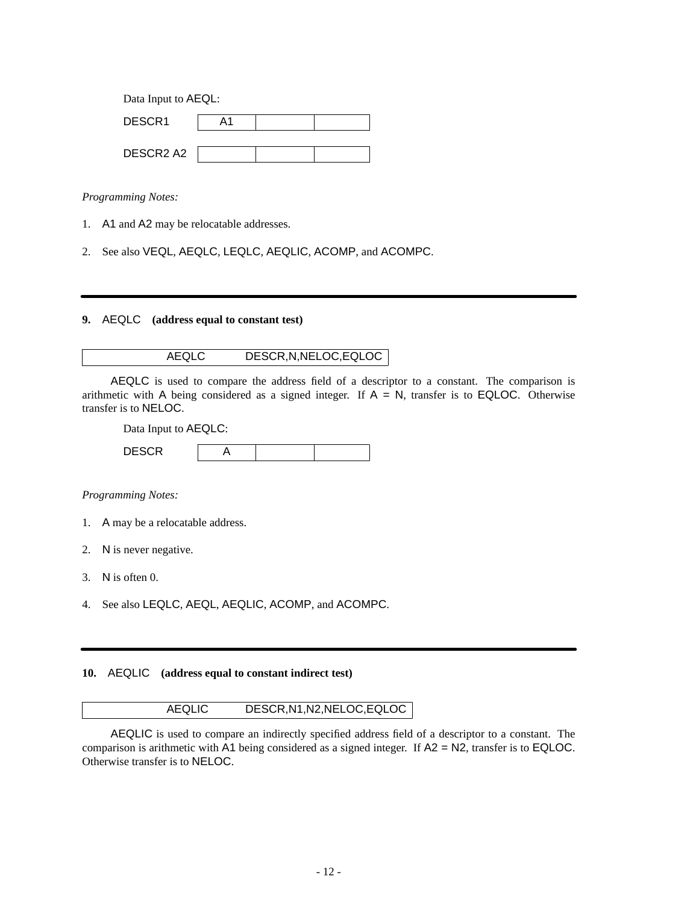Data Input to AEQL:

| DESCR1 | A1 | | |
|---|---|---|---|
| DESCR2 A2 | | | |

*Programming Notes:*

1. A1 and A2 may be relocatable addresses.

2. See also VEQL, AEQLC, LEQLC, AEQLIC, ACOMP, and ACOMPC.

---

**9.** AEQLC **(address equal to constant test)**

```
        AEQLC     DESCR,N,NELOC,EQLOC
```

AEQLC is used to compare the address field of a descriptor to a constant. The comparison is arithmetic with A being considered as a signed integer. If A = N, transfer is to EQLOC. Otherwise transfer is to NELOC.

Data Input to AEQLC:

| DESCR | A | | |
|---|---|---|---|

*Programming Notes:*

1. A may be a relocatable address.

2. N is never negative.

3. N is often 0.

4. See also LEQLC, AEQL, AEQLIC, ACOMP, and ACOMPC.

---

**10.** AEQLIC **(address equal to constant indirect test)**

```
        AEQLIC    DESCR,N1,N2,NELOC,EQLOC
```

AEQLIC is used to compare an indirectly specified address field of a descriptor to a constant. The comparison is arithmetic with A1 being considered as a signed integer. If A2 = N2, transfer is to EQLOC. Otherwise transfer is to NELOC.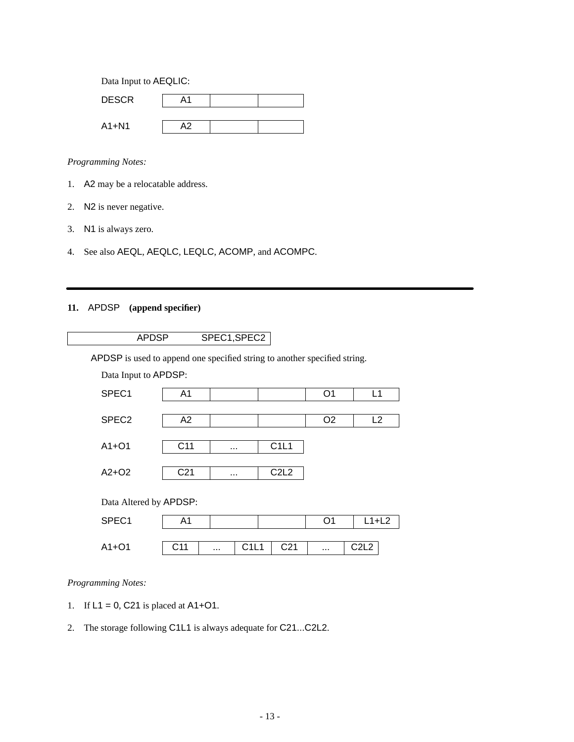Data Input to AEQLIC:

| | | | |
|---|---|---|---|
| DESCR | A1 | | |
| A1+N1 | A2 | | |

*Programming Notes:*

1. A2 may be a relocatable address.

2. N2 is never negative.

3. N1 is always zero.

4. See also AEQL, AEQLC, LEQLC, ACOMP, and ACOMPC.

---

### 11. APDSP (append specifier)

```
APDSP       SPEC1,SPEC2
```

APDSP is used to append one specified string to another specified string.

Data Input to APDSP:

| | | | | | |
|---|---|---|---|---|---|
| SPEC1 | A1 | | | O1 | L1 |
| SPEC2 | A2 | | | O2 | L2 |
| A1+O1 | C11 | ... | C1L1 | | |
| A2+O2 | C21 | ... | C2L2 | | |

Data Altered by APDSP:

| | | | | | | |
|---|---|---|---|---|---|---|
| SPEC1 | A1 | | | O1 | L1+L2 | |
| A1+O1 | C11 | ... | C1L1 | C21 | ... | C2L2 |

*Programming Notes:*

1. If L1 = 0, C21 is placed at A1+O1.

2. The storage following C1L1 is always adequate for C21...C2L2.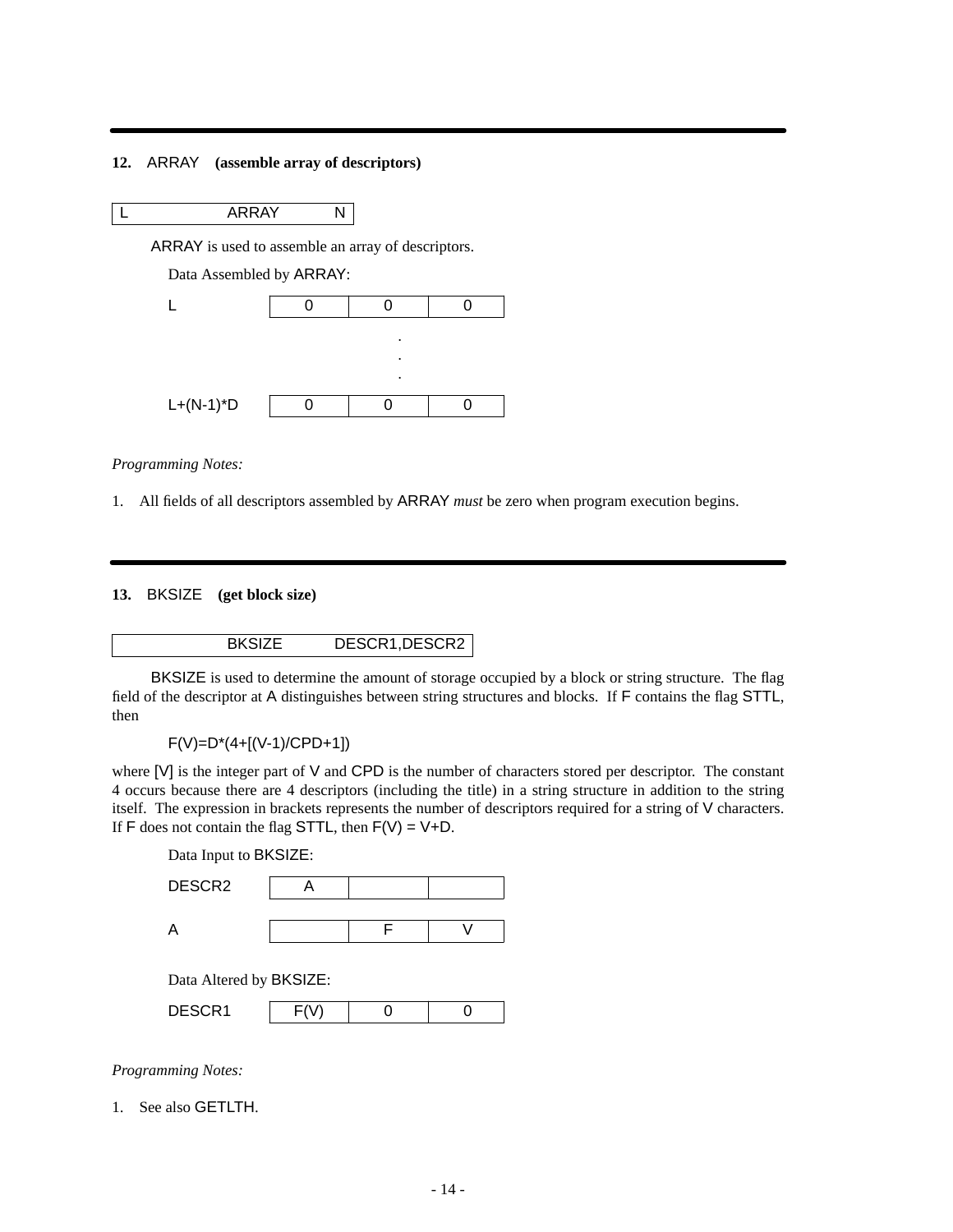---

**12.** ARRAY **(assemble array of descriptors)**

| L | ARRAY | N |
|---|---|---|

ARRAY is used to assemble an array of descriptors.

Data Assembled by ARRAY:

| | | | |
|---|---|---|---|
| L | 0 | 0 | 0 |
| | | . | |
| | | . | |
| | | . | |
| L+(N-1)*D | 0 | 0 | 0 |

*Programming Notes:*

1. All fields of all descriptors assembled by ARRAY *must* be zero when program execution begins.

---

**13.** BKSIZE **(get block size)**

| | BKSIZE | DESCR1,DESCR2 |
|---|---|---|

BKSIZE is used to determine the amount of storage occupied by a block or string structure. The flag field of the descriptor at A distinguishes between string structures and blocks. If F contains the flag STTL, then

F(V)=D*(4+[(V-1)/CPD+1])

where [V] is the integer part of V and CPD is the number of characters stored per descriptor. The constant 4 occurs because there are 4 descriptors (including the title) in a string structure in addition to the string itself. The expression in brackets represents the number of descriptors required for a string of V characters. If F does not contain the flag STTL, then F(V) = V+D.

Data Input to BKSIZE:

| | | | |
|---|---|---|---|
| DESCR2 | A | | |
| A | | F | V |

Data Altered by BKSIZE:

| | | | |
|---|---|---|---|
| DESCR1 | F(V) | 0 | 0 |

*Programming Notes:*

1. See also GETLTH.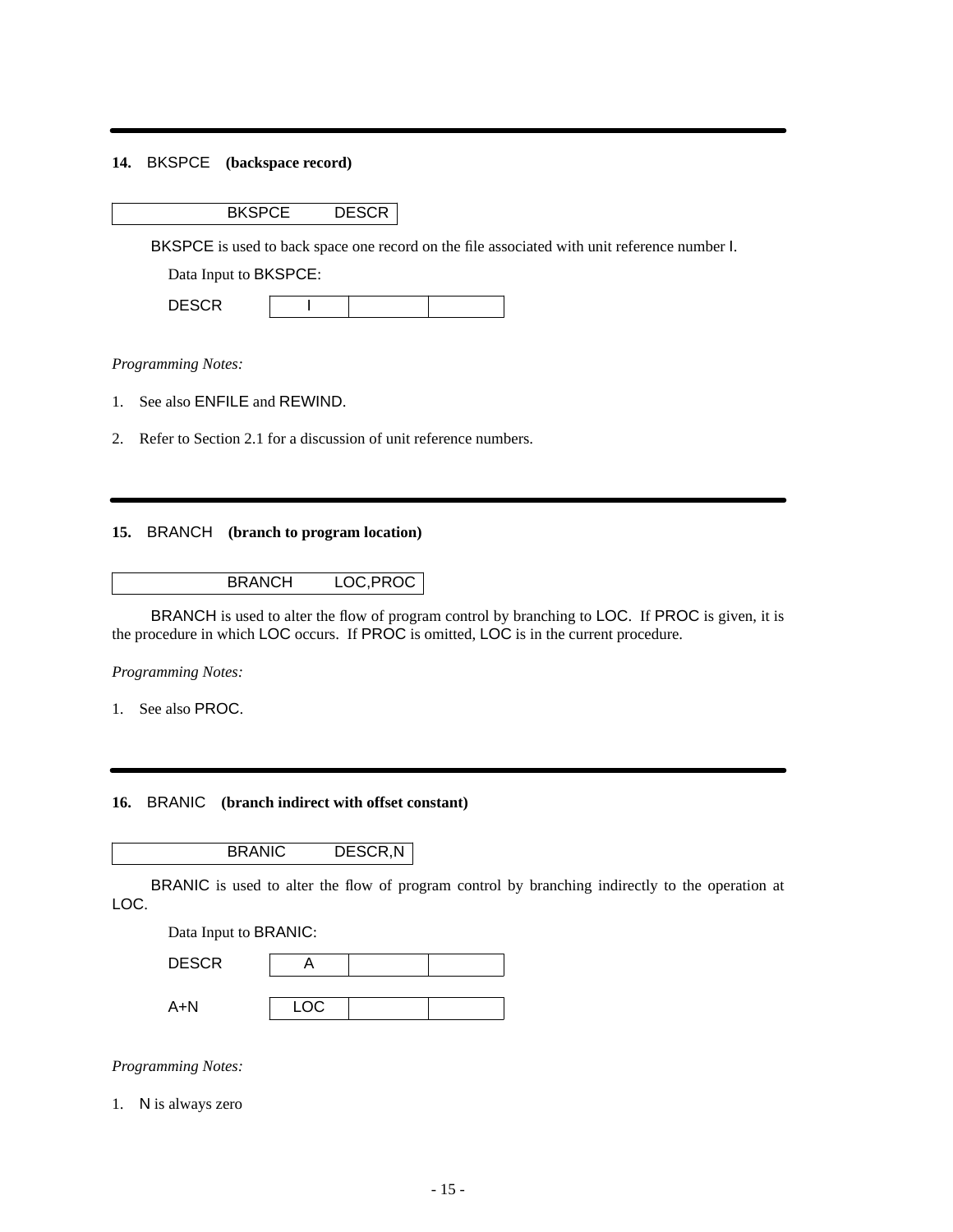---

### 14. BKSPCE **(backspace record)**

| | BKSPCE | DESCR |
|---|---|---|

BKSPCE is used to back space one record on the file associated with unit reference number I.

Data Input to BKSPCE:

| DESCR | I | | |
|---|---|---|---|

*Programming Notes:*

1. See also ENFILE and REWIND.

2. Refer to Section 2.1 for a discussion of unit reference numbers.

---

### 15. BRANCH **(branch to program location)**

| | BRANCH | LOC,PROC |
|---|---|---|

BRANCH is used to alter the flow of program control by branching to LOC. If PROC is given, it is the procedure in which LOC occurs. If PROC is omitted, LOC is in the current procedure.

*Programming Notes:*

1. See also PROC.

---

### 16. BRANIC **(branch indirect with offset constant)**

| | BRANIC | DESCR,N |
|---|---|---|

BRANIC is used to alter the flow of program control by branching indirectly to the operation at LOC.

Data Input to BRANIC:

| DESCR | A | | |
|---|---|---|---|

| A+N | LOC | | |
|---|---|---|---|

*Programming Notes:*

1. N is always zero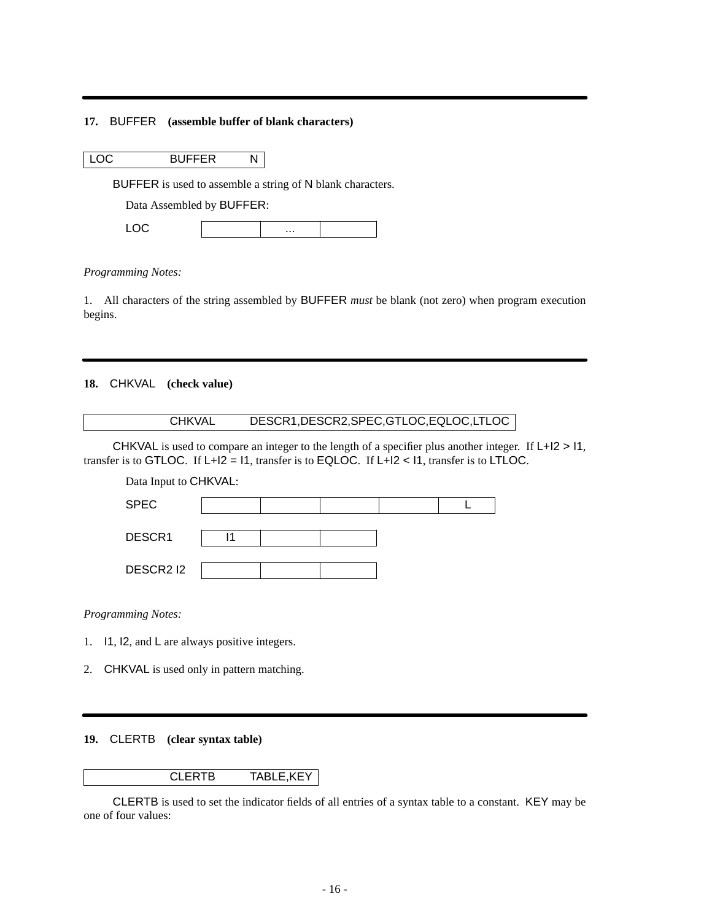---

**17.** BUFFER **(assemble buffer of blank characters)**

| LOC | BUFFER | N |
|---|---|---|

BUFFER is used to assemble a string of N blank characters.

Data Assembled by BUFFER:

| LOC | | ... | |
|---|---|---|---|

*Programming Notes:*

1. All characters of the string assembled by BUFFER *must* be blank (not zero) when program execution begins.

---

**18.** CHKVAL **(check value)**

| | CHKVAL | DESCR1,DESCR2,SPEC,GTLOC,EQLOC,LTLOC |
|---|---|---|

CHKVAL is used to compare an integer to the length of a specifier plus another integer. If L+I2 > I1, transfer is to GTLOC. If L+I2 = I1, transfer is to EQLOC. If L+I2 < I1, transfer is to LTLOC.

Data Input to CHKVAL:

| SPEC | | | | | L |
|---|---|---|---|---|---|

| DESCR1 | I1 | | |
|---|---|---|---|

| DESCR2 I2 | | | |
|---|---|---|---|

*Programming Notes:*

1. I1, I2, and L are always positive integers.

2. CHKVAL is used only in pattern matching.

---

**19.** CLERTB **(clear syntax table)**

| | CLERTB | TABLE,KEY |
|---|---|---|

CLERTB is used to set the indicator fields of all entries of a syntax table to a constant. KEY may be one of four values: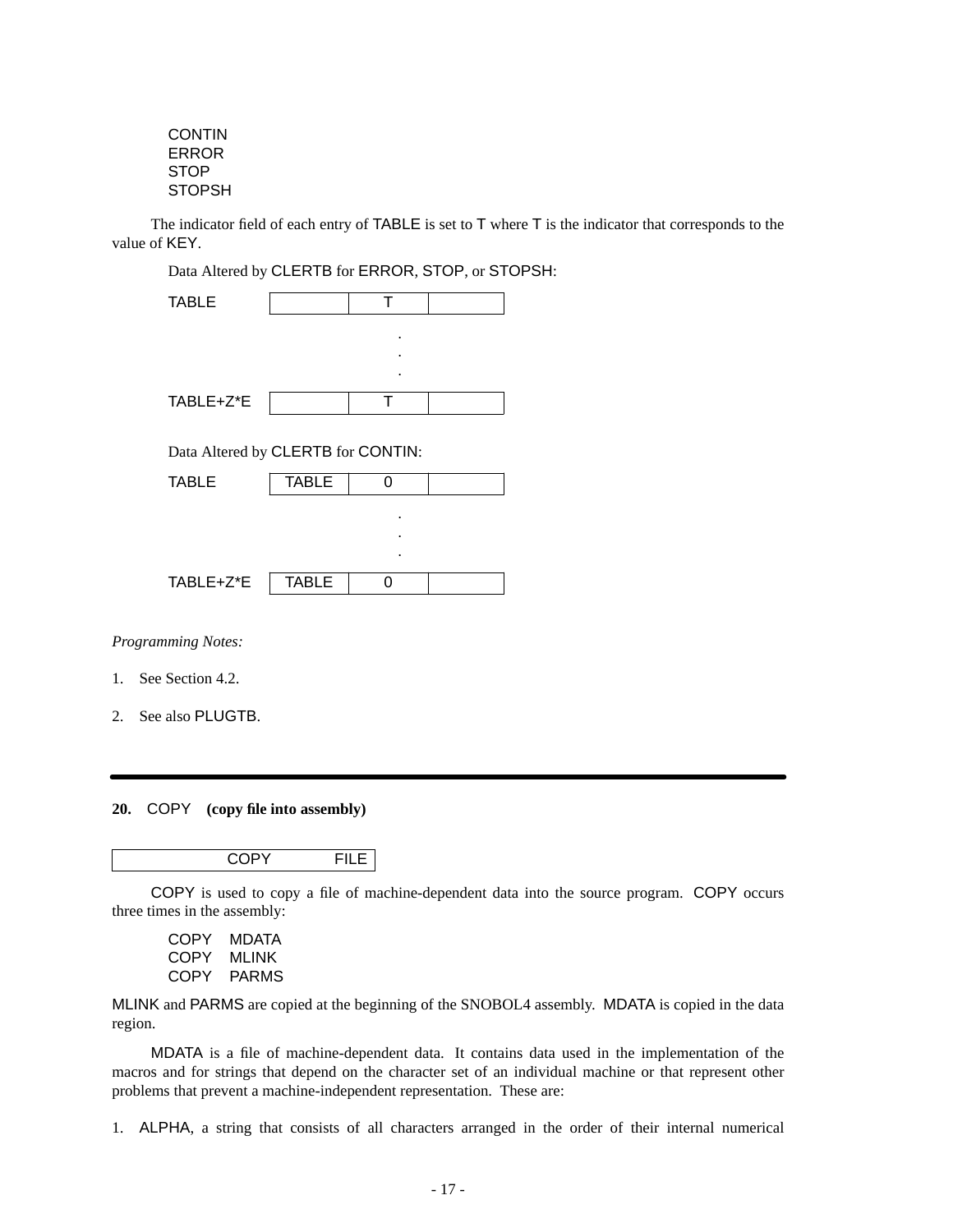```
CONTIN
ERROR
STOP
STOPSH
```

The indicator field of each entry of TABLE is set to T where T is the indicator that corresponds to the value of KEY.

Data Altered by CLERTB for ERROR, STOP, or STOPSH:

| | | | |
|---|---|---|---|
| TABLE | | T | |
| | | . | |
| | | . | |
| | | . | |
| TABLE+Z*E | | T | |

Data Altered by CLERTB for CONTIN:

| | | | |
|---|---|---|---|
| TABLE | TABLE | 0 | |
| | | . | |
| | | . | |
| | | . | |
| TABLE+Z*E | TABLE | 0 | |

*Programming Notes:*

1. See Section 4.2.

2. See also PLUGTB.

---

**20.** COPY **(copy file into assembly)**

| | | |
|---|---|---|
| | COPY | FILE |

COPY is used to copy a file of machine-dependent data into the source program. COPY occurs three times in the assembly:

```
COPY   MDATA
COPY   MLINK
COPY   PARMS
```

MLINK and PARMS are copied at the beginning of the SNOBOL4 assembly. MDATA is copied in the data region.

MDATA is a file of machine-dependent data. It contains data used in the implementation of the macros and for strings that depend on the character set of an individual machine or that represent other problems that prevent a machine-independent representation. These are:

1. ALPHA, a string that consists of all characters arranged in the order of their internal numerical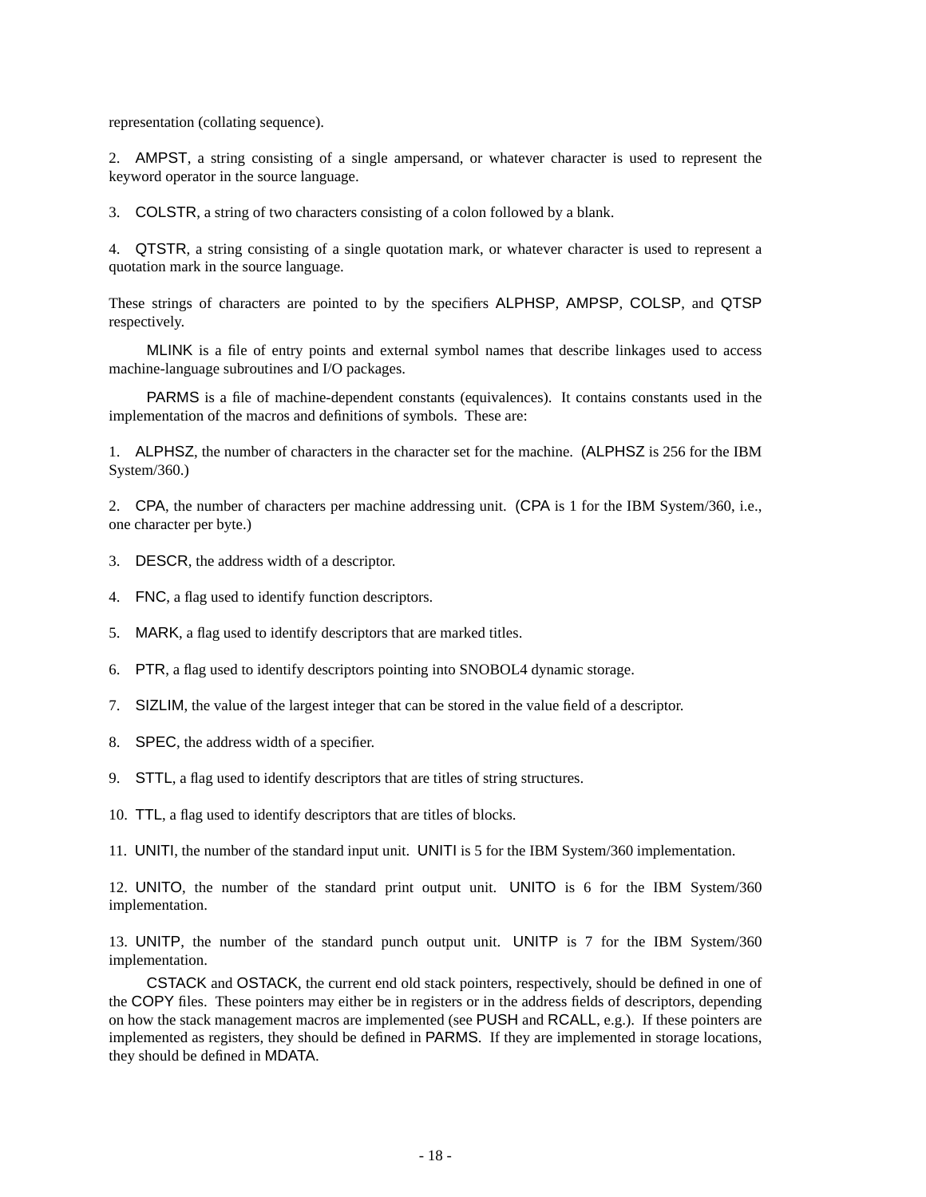representation (collating sequence).

2. AMPST, a string consisting of a single ampersand, or whatever character is used to represent the keyword operator in the source language.

3. COLSTR, a string of two characters consisting of a colon followed by a blank.

4. QTSTR, a string consisting of a single quotation mark, or whatever character is used to represent a quotation mark in the source language.

These strings of characters are pointed to by the specifiers ALPHSP, AMPSP, COLSP, and QTSP respectively.

MLINK is a file of entry points and external symbol names that describe linkages used to access machine-language subroutines and I/O packages.

PARMS is a file of machine-dependent constants (equivalences). It contains constants used in the implementation of the macros and definitions of symbols. These are:

1. ALPHSZ, the number of characters in the character set for the machine. (ALPHSZ is 256 for the IBM System/360.)

2. CPA, the number of characters per machine addressing unit. (CPA is 1 for the IBM System/360, i.e., one character per byte.)

3. DESCR, the address width of a descriptor.

4. FNC, a flag used to identify function descriptors.

5. MARK, a flag used to identify descriptors that are marked titles.

6. PTR, a flag used to identify descriptors pointing into SNOBOL4 dynamic storage.

7. SIZLIM, the value of the largest integer that can be stored in the value field of a descriptor.

8. SPEC, the address width of a specifier.

9. STTL, a flag used to identify descriptors that are titles of string structures.

10. TTL, a flag used to identify descriptors that are titles of blocks.

11. UNITI, the number of the standard input unit. UNITI is 5 for the IBM System/360 implementation.

12. UNITO, the number of the standard print output unit. UNITO is 6 for the IBM System/360 implementation.

13. UNITP, the number of the standard punch output unit. UNITP is 7 for the IBM System/360 implementation.

CSTACK and OSTACK, the current end old stack pointers, respectively, should be defined in one of the COPY files. These pointers may either be in registers or in the address fields of descriptors, depending on how the stack management macros are implemented (see PUSH and RCALL, e.g.). If these pointers are implemented as registers, they should be defined in PARMS. If they are implemented in storage locations, they should be defined in MDATA.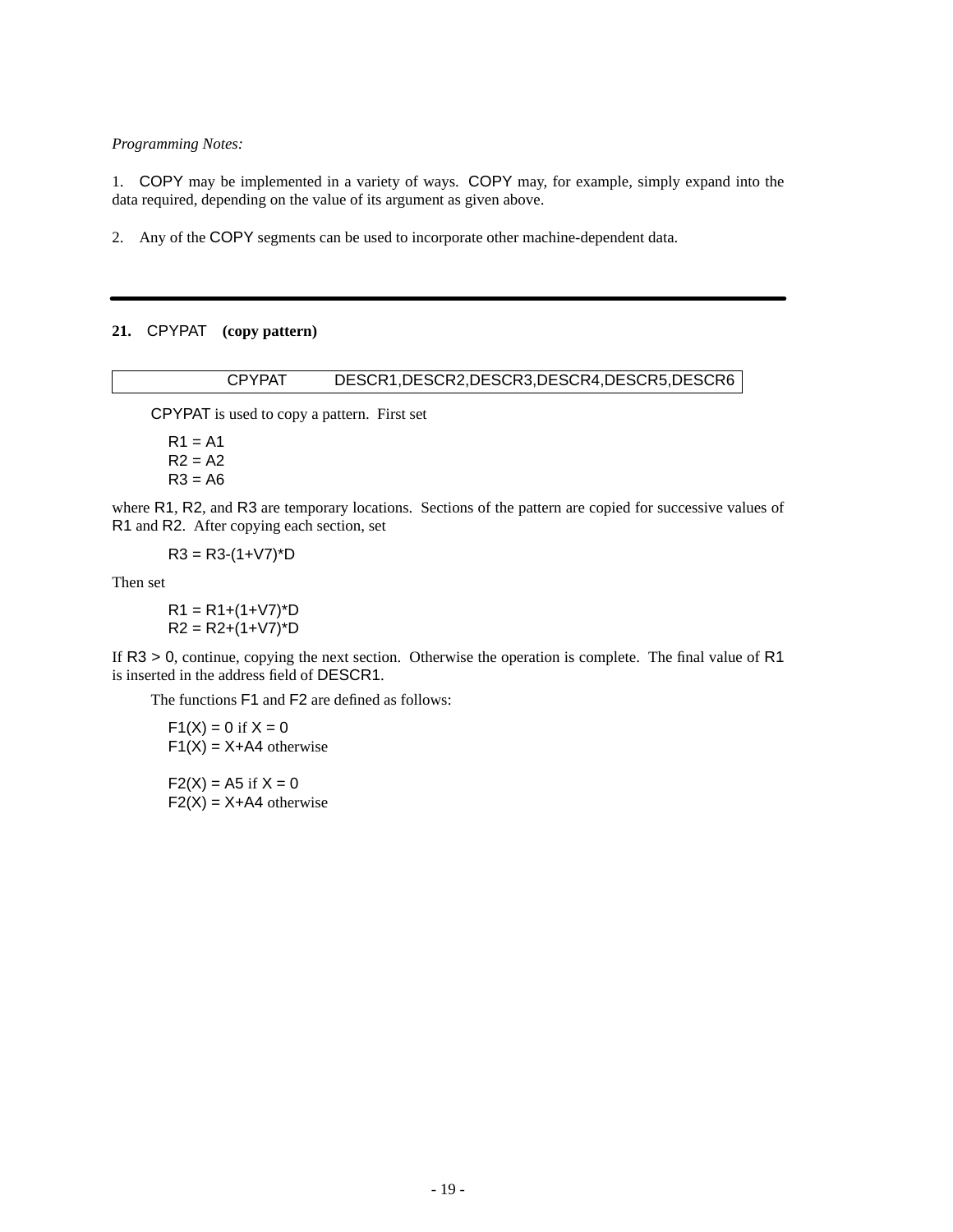*Programming Notes:*

1. COPY may be implemented in a variety of ways. COPY may, for example, simply expand into the data required, depending on the value of its argument as given above.

2. Any of the COPY segments can be used to incorporate other machine-dependent data.

---

### 21. CPYPAT (copy pattern)

```
        CPYPAT      DESCR1,DESCR2,DESCR3,DESCR4,DESCR5,DESCR6
```

CPYPAT is used to copy a pattern. First set

```
R1 = A1
R2 = A2
R3 = A6
```

where R1, R2, and R3 are temporary locations. Sections of the pattern are copied for successive values of R1 and R2. After copying each section, set

```
R3 = R3-(1+V7)*D
```

Then set

```
R1 = R1+(1+V7)*D
R2 = R2+(1+V7)*D
```

If R3 > 0, continue, copying the next section. Otherwise the operation is complete. The final value of R1 is inserted in the address field of DESCR1.

The functions F1 and F2 are defined as follows:

```
F1(X) = 0 if X = 0
F1(X) = X+A4 otherwise

F2(X) = A5 if X = 0
F2(X) = X+A4 otherwise
```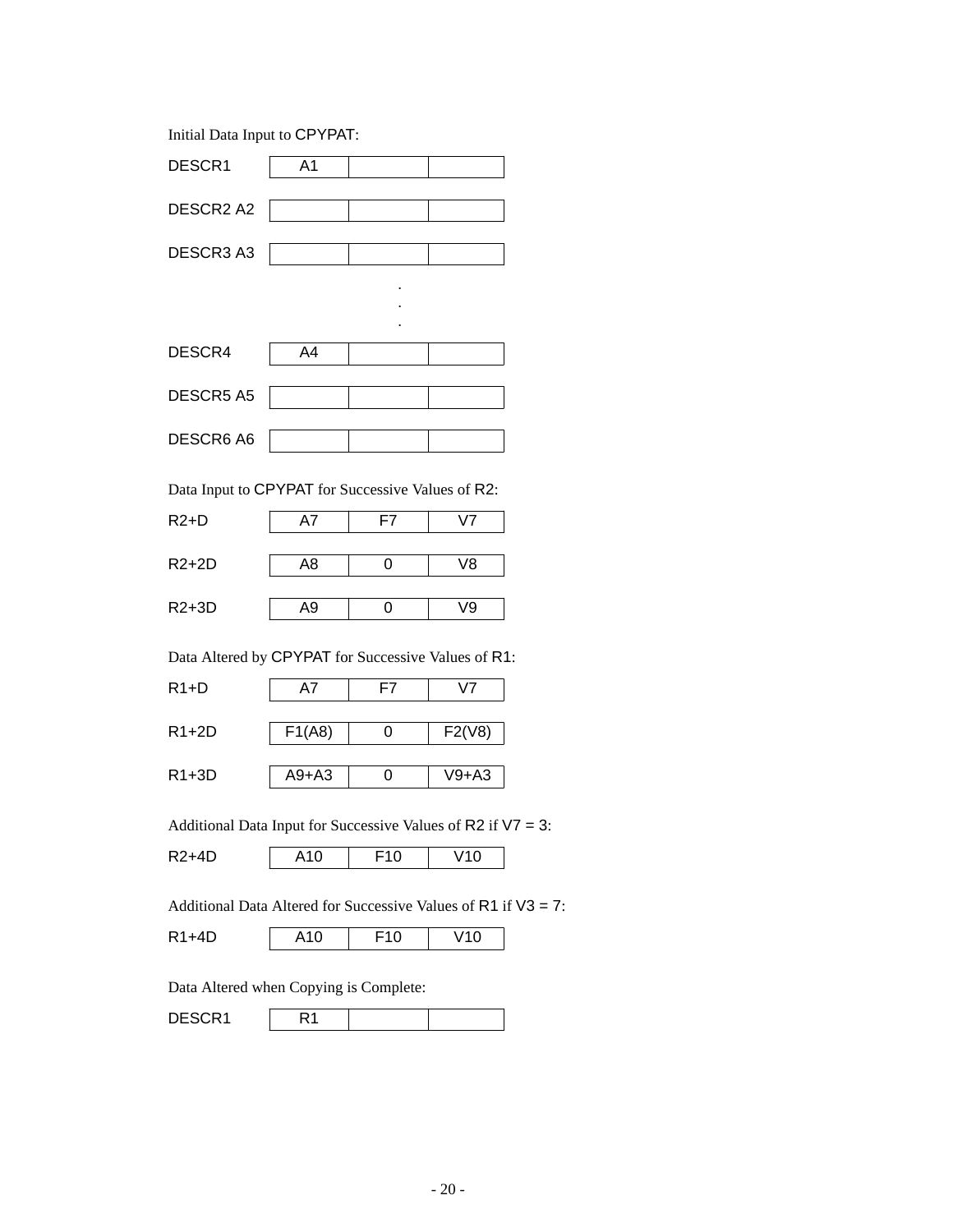Initial Data Input to CPYPAT:

| | | | |
|---|---|---|---|
| DESCR1 | A1 | | |
| DESCR2 A2 | | | |
| DESCR3 A3 | | | |
| . | | | |
| . | | | |
| . | | | |
| DESCR4 | A4 | | |
| DESCR5 A5 | | | |
| DESCR6 A6 | | | |

Data Input to CPYPAT for Successive Values of R2:

| | | | |
|---|---|---|---|
| R2+D | A7 | F7 | V7 |
| R2+2D | A8 | 0 | V8 |
| R2+3D | A9 | 0 | V9 |

Data Altered by CPYPAT for Successive Values of R1:

| | | | |
|---|---|---|---|
| R1+D | A7 | F7 | V7 |
| R1+2D | F1(A8) | 0 | F2(V8) |
| R1+3D | A9+A3 | 0 | V9+A3 |

Additional Data Input for Successive Values of R2 if V7 = 3:

| | | | |
|---|---|---|---|
| R2+4D | A10 | F10 | V10 |

Additional Data Altered for Successive Values of R1 if V3 = 7:

| | | | |
|---|---|---|---|
| R1+4D | A10 | F10 | V10 |

Data Altered when Copying is Complete:

| | | | |
|---|---|---|---|
| DESCR1 | R1 | | |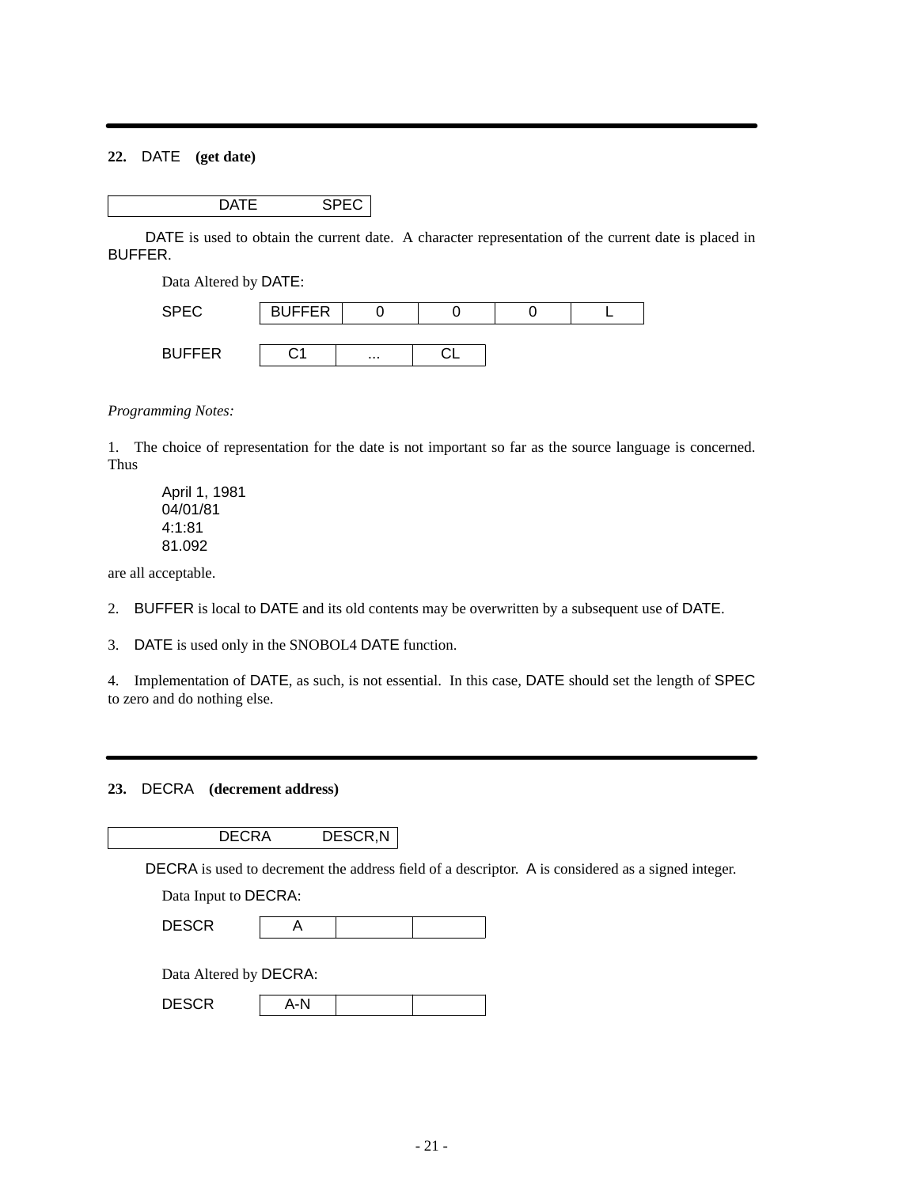## 22. DATE (get date)

| DATE | SPEC |
|---|---|

DATE is used to obtain the current date. A character representation of the current date is placed in BUFFER.

Data Altered by DATE:

| SPEC | BUFFER | 0 | 0 | 0 | L |
|---|---|---|---|---|---|

| BUFFER | C1 | ... | CL |
|---|---|---|---|

*Programming Notes:*

1. The choice of representation for the date is not important so far as the source language is concerned. Thus

```
April 1, 1981
04/01/81
4:1:81
81.092
```

are all acceptable.

2. BUFFER is local to DATE and its old contents may be overwritten by a subsequent use of DATE.

3. DATE is used only in the SNOBOL4 DATE function.

4. Implementation of DATE, as such, is not essential. In this case, DATE should set the length of SPEC to zero and do nothing else.

## 23. DECRA (decrement address)

| DECRA | DESCR,N |
|---|---|

DECRA is used to decrement the address field of a descriptor. A is considered as a signed integer.

Data Input to DECRA:

| DESCR | A | | |
|---|---|---|---|

Data Altered by DECRA:

| DESCR | A-N | | |
|---|---|---|---|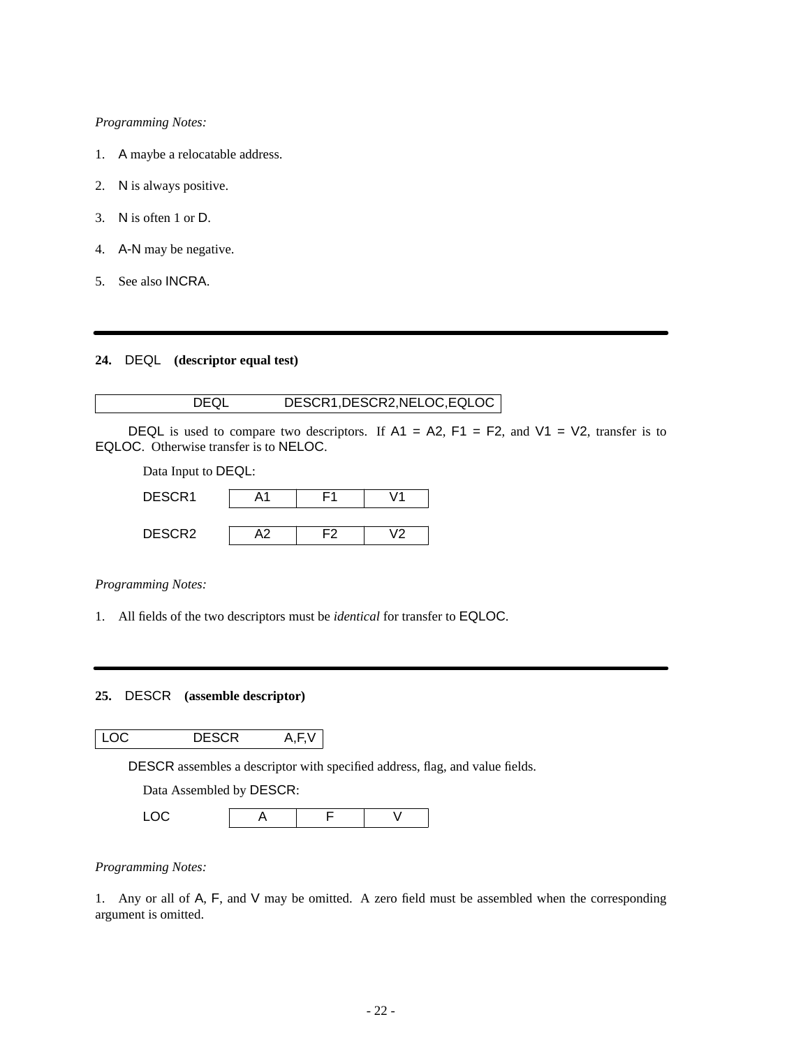*Programming Notes:*

1. A maybe a relocatable address.

2. N is always positive.

3. N is often 1 or D.

4. A-N may be negative.

5. See also INCRA.

---

### 24. DEQL (descriptor equal test)

```
            DEQL      DESCR1,DESCR2,NELOC,EQLOC
```

DEQL is used to compare two descriptors. If A1 = A2, F1 = F2, and V1 = V2, transfer is to EQLOC. Otherwise transfer is to NELOC.

Data Input to DEQL:

| | | | |
|---|---|---|---|
| DESCR1 | A1 | F1 | V1 |
| DESCR2 | A2 | F2 | V2 |

*Programming Notes:*

1. All fields of the two descriptors must be *identical* for transfer to EQLOC.

---

### 25. DESCR (assemble descriptor)

```
LOC         DESCR     A,F,V
```

DESCR assembles a descriptor with specified address, flag, and value fields.

Data Assembled by DESCR:

| | | | |
|---|---|---|---|
| LOC | A | F | V |

*Programming Notes:*

1. Any or all of A, F, and V may be omitted. A zero field must be assembled when the corresponding argument is omitted.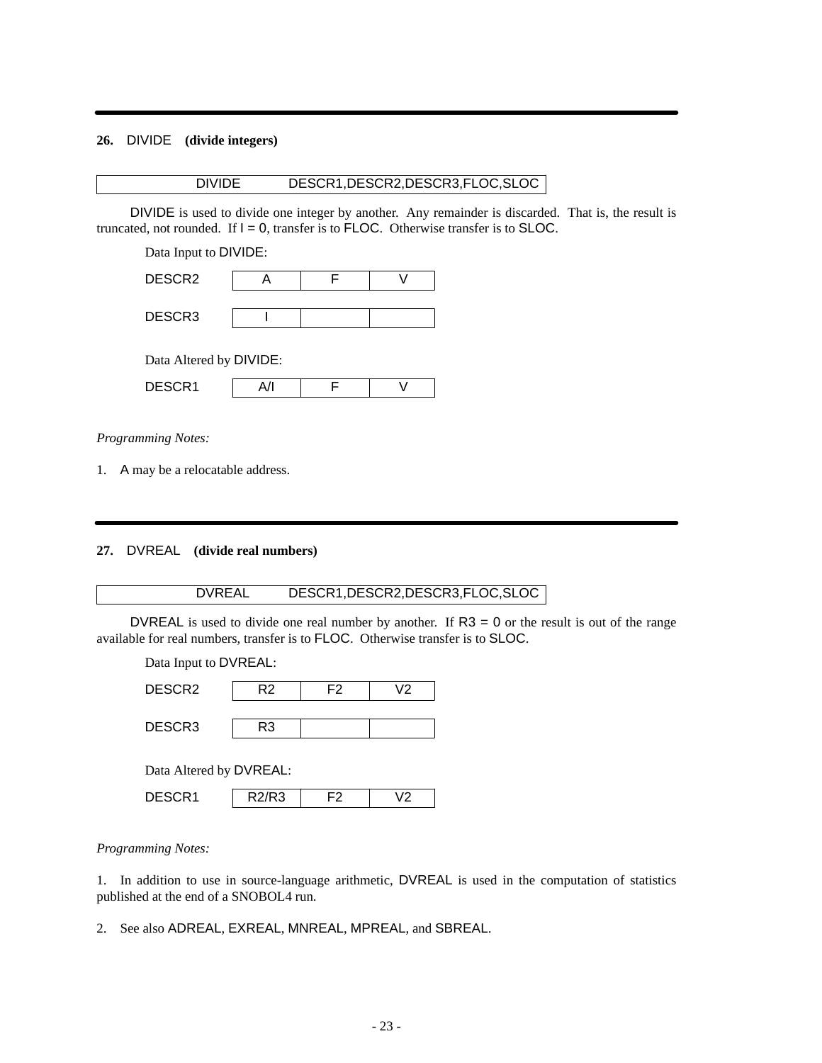## 26. DIVIDE (divide integers)

```
DIVIDE          DESCR1,DESCR2,DESCR3,FLOC,SLOC
```

DIVIDE is used to divide one integer by another. Any remainder is discarded. That is, the result is truncated, not rounded. If I = 0, transfer is to FLOC. Otherwise transfer is to SLOC.

Data Input to DIVIDE:

| | | | |
|---|---|---|---|
| DESCR2 | A | F | V |
| DESCR3 | I | | |

Data Altered by DIVIDE:

| | | | |
|---|---|---|---|
| DESCR1 | A/I | F | V |

*Programming Notes:*

1. A may be a relocatable address.

## 27. DVREAL (divide real numbers)

```
DVREAL          DESCR1,DESCR2,DESCR3,FLOC,SLOC
```

DVREAL is used to divide one real number by another. If R3 = 0 or the result is out of the range available for real numbers, transfer is to FLOC. Otherwise transfer is to SLOC.

Data Input to DVREAL:

| | | | |
|---|---|---|---|
| DESCR2 | R2 | F2 | V2 |
| DESCR3 | R3 | | |

Data Altered by DVREAL:

| | | | |
|---|---|---|---|
| DESCR1 | R2/R3 | F2 | V2 |

*Programming Notes:*

1. In addition to use in source-language arithmetic, DVREAL is used in the computation of statistics published at the end of a SNOBOL4 run.

2. See also ADREAL, EXREAL, MNREAL, MPREAL, and SBREAL.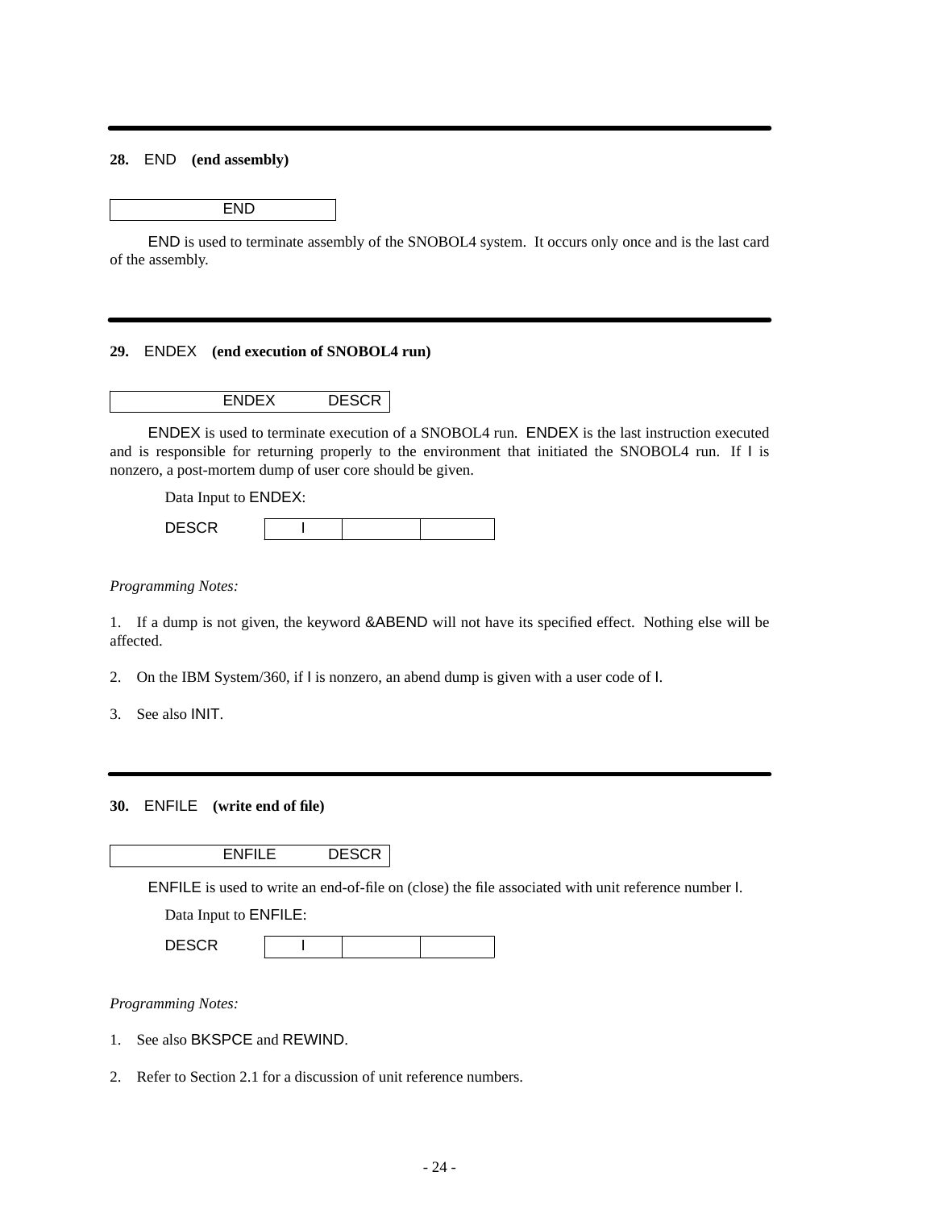---

### 28. END (end assembly)

| END |
|---|

END is used to terminate assembly of the SNOBOL4 system. It occurs only once and is the last card of the assembly.

---

### 29. ENDEX (end execution of SNOBOL4 run)

| ENDEX | DESCR |
|---|---|

ENDEX is used to terminate execution of a SNOBOL4 run. ENDEX is the last instruction executed and is responsible for returning properly to the environment that initiated the SNOBOL4 run. If I is nonzero, a post-mortem dump of user core should be given.

Data Input to ENDEX:

| DESCR | I | | |
|---|---|---|---|

*Programming Notes:*

1. If a dump is not given, the keyword &ABEND will not have its specified effect. Nothing else will be affected.

2. On the IBM System/360, if I is nonzero, an abend dump is given with a user code of I.

3. See also INIT.

---

### 30. ENFILE (write end of file)

| ENFILE | DESCR |
|---|---|

ENFILE is used to write an end-of-file on (close) the file associated with unit reference number I.

Data Input to ENFILE:

| DESCR | I | | |
|---|---|---|---|

*Programming Notes:*

1. See also BKSPCE and REWIND.

2. Refer to Section 2.1 for a discussion of unit reference numbers.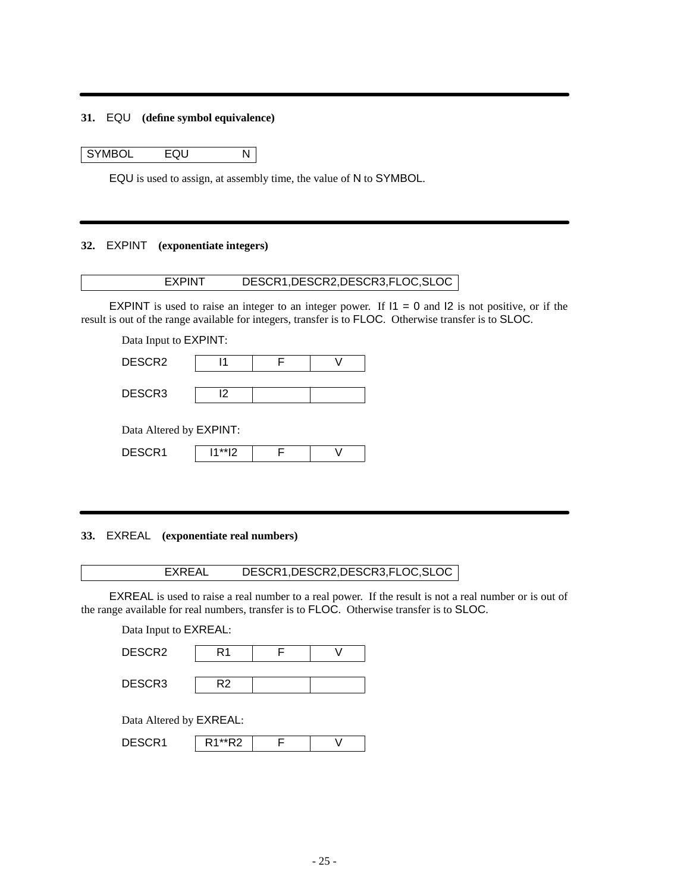---

### 31. EQU (define symbol equivalence)

| SYMBOL | EQU | N |
|---|---|---|

EQU is used to assign, at assembly time, the value of N to SYMBOL.

---

### 32. EXPINT (exponentiate integers)

| | EXPINT | DESCR1,DESCR2,DESCR3,FLOC,SLOC |
|---|---|---|

EXPINT is used to raise an integer to an integer power. If I1 = 0 and I2 is not positive, or if the result is out of the range available for integers, transfer is to FLOC. Otherwise transfer is to SLOC.

Data Input to EXPINT:

| | | | |
|---|---|---|---|
| DESCR2 | I1 | F | V |
| DESCR3 | I2 | | |

Data Altered by EXPINT:

| | | | |
|---|---|---|---|
| DESCR1 | I1**I2 | F | V |

---

### 33. EXREAL (exponentiate real numbers)

| | EXREAL | DESCR1,DESCR2,DESCR3,FLOC,SLOC |
|---|---|---|

EXREAL is used to raise a real number to a real power. If the result is not a real number or is out of the range available for real numbers, transfer is to FLOC. Otherwise transfer is to SLOC.

Data Input to EXREAL:

| | | | |
|---|---|---|---|
| DESCR2 | R1 | F | V |
| DESCR3 | R2 | | |

Data Altered by EXREAL:

| | | | |
|---|---|---|---|
| DESCR1 | R1**R2 | F | V |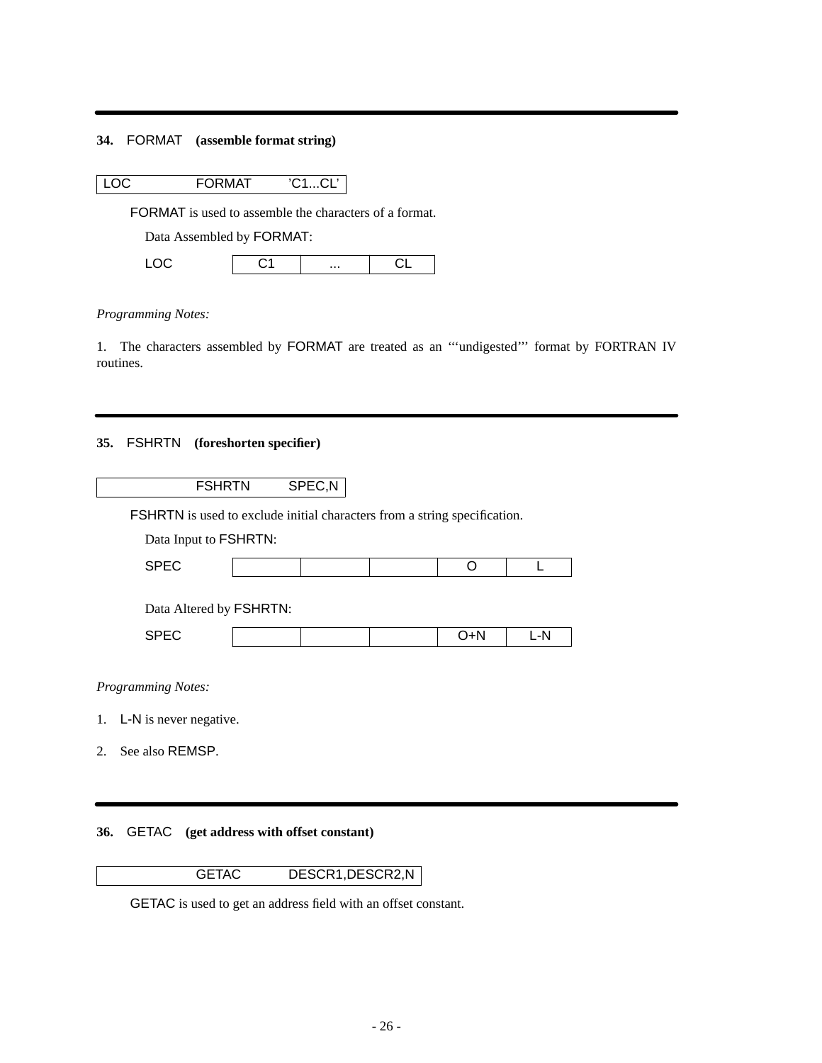---

### 34. FORMAT (assemble format string)

| LOC | FORMAT | 'C1...CL' |
|---|---|---|

FORMAT is used to assemble the characters of a format.

Data Assembled by FORMAT:

| LOC | C1 | ... | CL |
|---|---|---|---|

*Programming Notes:*

1. The characters assembled by FORMAT are treated as an '''undigested''' format by FORTRAN IV routines.

---

### 35. FSHRTN (foreshorten specifier)

| | FSHRTN | SPEC,N |
|---|---|---|

FSHRTN is used to exclude initial characters from a string specification.

Data Input to FSHRTN:

| SPEC | | | | O | L |
|---|---|---|---|---|---|

Data Altered by FSHRTN:

| SPEC | | | | O+N | L-N |
|---|---|---|---|---|---|

*Programming Notes:*

1. L-N is never negative.
2. See also REMSP.

---

### 36. GETAC (get address with offset constant)

| | GETAC | DESCR1,DESCR2,N |
|---|---|---|

GETAC is used to get an address field with an offset constant.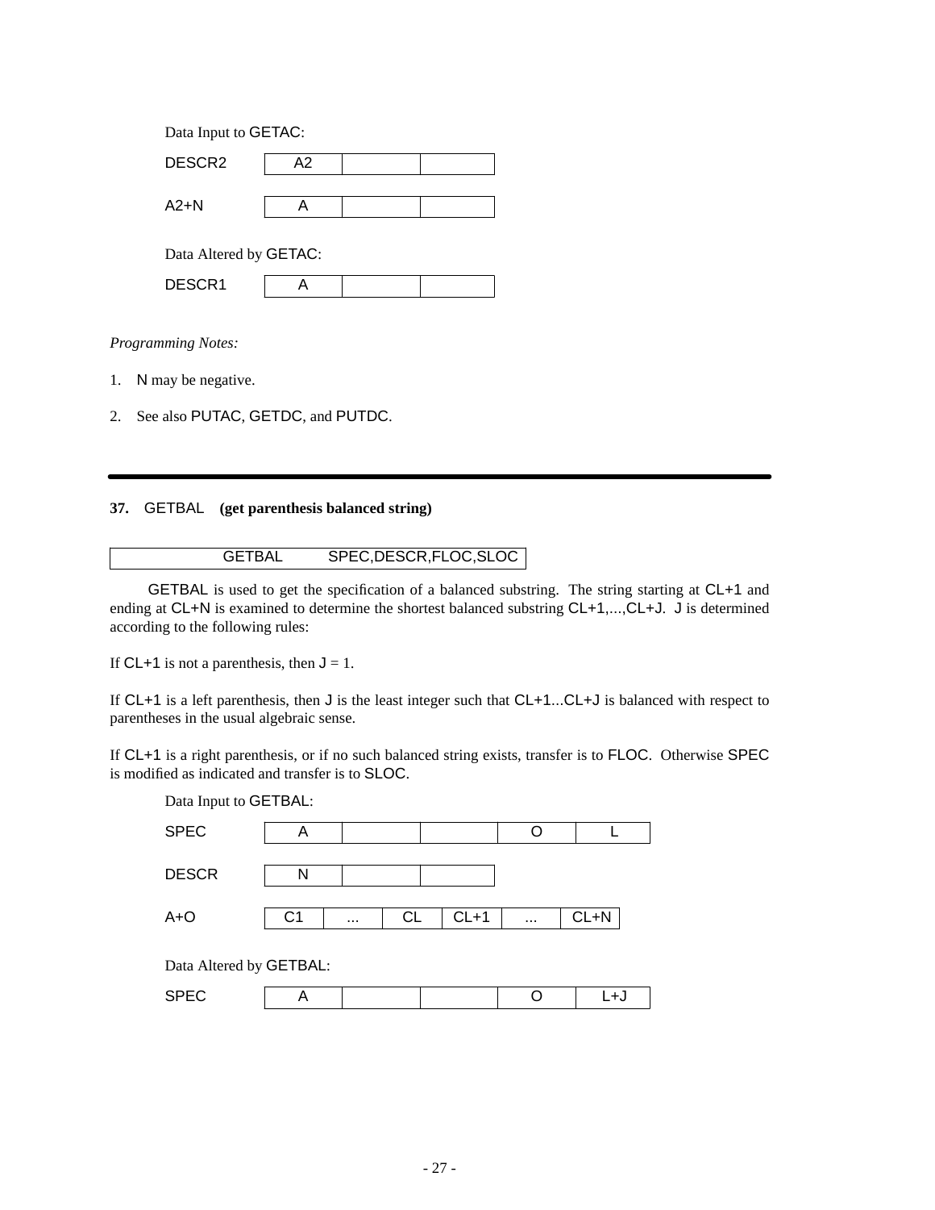Data Input to GETAC:

| DESCR2 | A2 | | |
|---|---|---|---|
| A2+N | A | | |

Data Altered by GETAC:

| DESCR1 | A | | |
|---|---|---|---|

*Programming Notes:*

1. N may be negative.

2. See also PUTAC, GETDC, and PUTDC.

---

**37.** GETBAL **(get parenthesis balanced string)**

```
GETBAL     SPEC,DESCR,FLOC,SLOC
```

GETBAL is used to get the specification of a balanced substring. The string starting at CL+1 and ending at CL+N is examined to determine the shortest balanced substring CL+1,...,CL+J. J is determined according to the following rules:

If CL+1 is not a parenthesis, then J = 1.

If CL+1 is a left parenthesis, then J is the least integer such that CL+1...CL+J is balanced with respect to parentheses in the usual algebraic sense.

If CL+1 is a right parenthesis, or if no such balanced string exists, transfer is to FLOC. Otherwise SPEC is modified as indicated and transfer is to SLOC.

Data Input to GETBAL:

| SPEC | A | | | O | L |
|---|---|---|---|---|---|

| DESCR | N | | |
|---|---|---|---|

| A+O | C1 | ... | CL | CL+1 | ... | CL+N |
|---|---|---|---|---|---|---|

Data Altered by GETBAL:

| SPEC | A | | | O | L+J |
|---|---|---|---|---|---|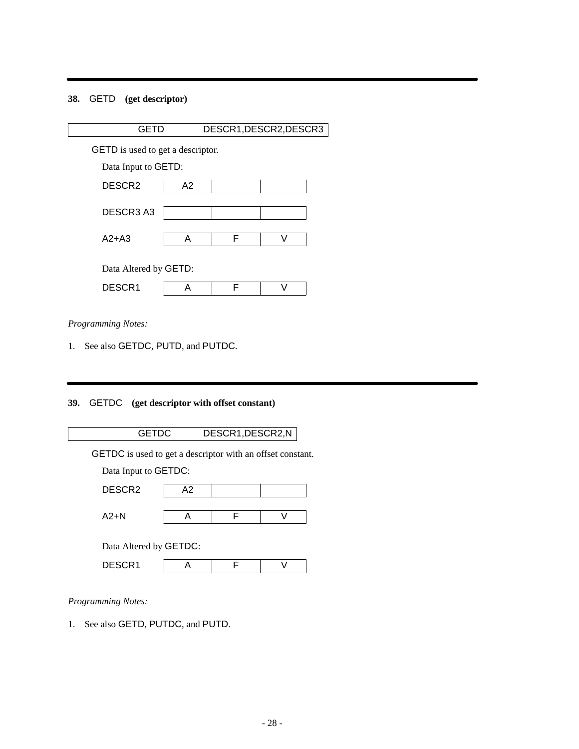---

### 38. GETD (get descriptor)

```
GETD        DESCR1,DESCR2,DESCR3
```

GETD is used to get a descriptor.

Data Input to GETD:

| | | | |
|---|---|---|---|
| DESCR2 | A2 | | |
| DESCR3 A3 | | | |
| A2+A3 | A | F | V |

Data Altered by GETD:

| | | | |
|---|---|---|---|
| DESCR1 | A | F | V |

*Programming Notes:*

1. See also GETDC, PUTD, and PUTDC.

---

### 39. GETDC (get descriptor with offset constant)

```
GETDC       DESCR1,DESCR2,N
```

GETDC is used to get a descriptor with an offset constant.

Data Input to GETDC:

| | | | |
|---|---|---|---|
| DESCR2 | A2 | | |
| A2+N | A | F | V |

Data Altered by GETDC:

| | | | |
|---|---|---|---|
| DESCR1 | A | F | V |

*Programming Notes:*

1. See also GETD, PUTDC, and PUTD.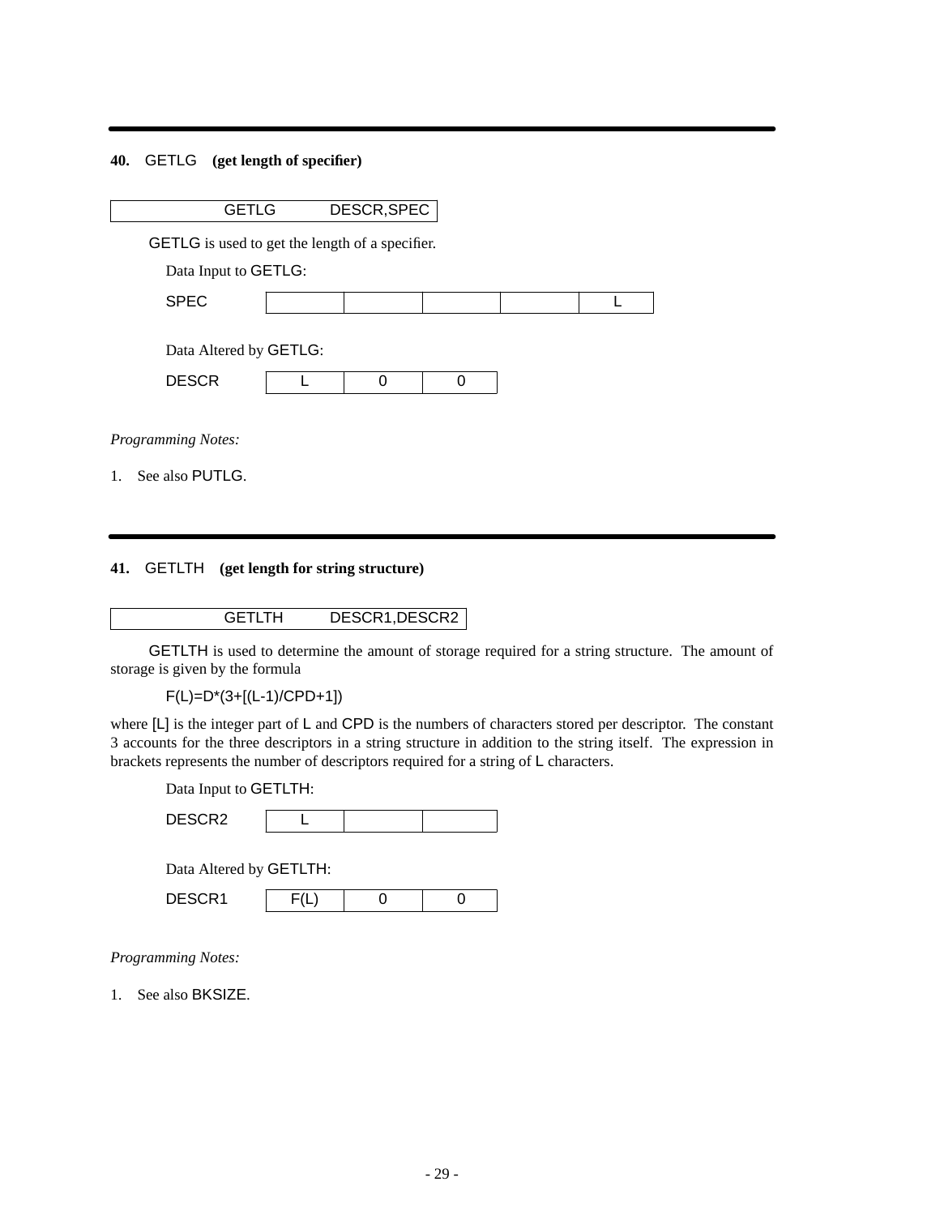## 40. GETLG (get length of specifier)

| GETLG | DESCR,SPEC |
|---|---|

GETLG is used to get the length of a specifier.

Data Input to GETLG:

| SPEC | | | | | L |
|---|---|---|---|---|---|

Data Altered by GETLG:

| DESCR | L | 0 | 0 |
|---|---|---|---|

*Programming Notes:*

1. See also PUTLG.

## 41. GETLTH (get length for string structure)

| GETLTH | DESCR1,DESCR2 |
|---|---|

GETLTH is used to determine the amount of storage required for a string structure. The amount of storage is given by the formula

F(L)=D*(3+[(L-1)/CPD+1])

where [L] is the integer part of L and CPD is the numbers of characters stored per descriptor. The constant 3 accounts for the three descriptors in a string structure in addition to the string itself. The expression in brackets represents the number of descriptors required for a string of L characters.

Data Input to GETLTH:

| DESCR2 | L | | |
|---|---|---|---|

Data Altered by GETLTH:

| DESCR1 | F(L) | 0 | 0 |
|---|---|---|---|

*Programming Notes:*

1. See also BKSIZE.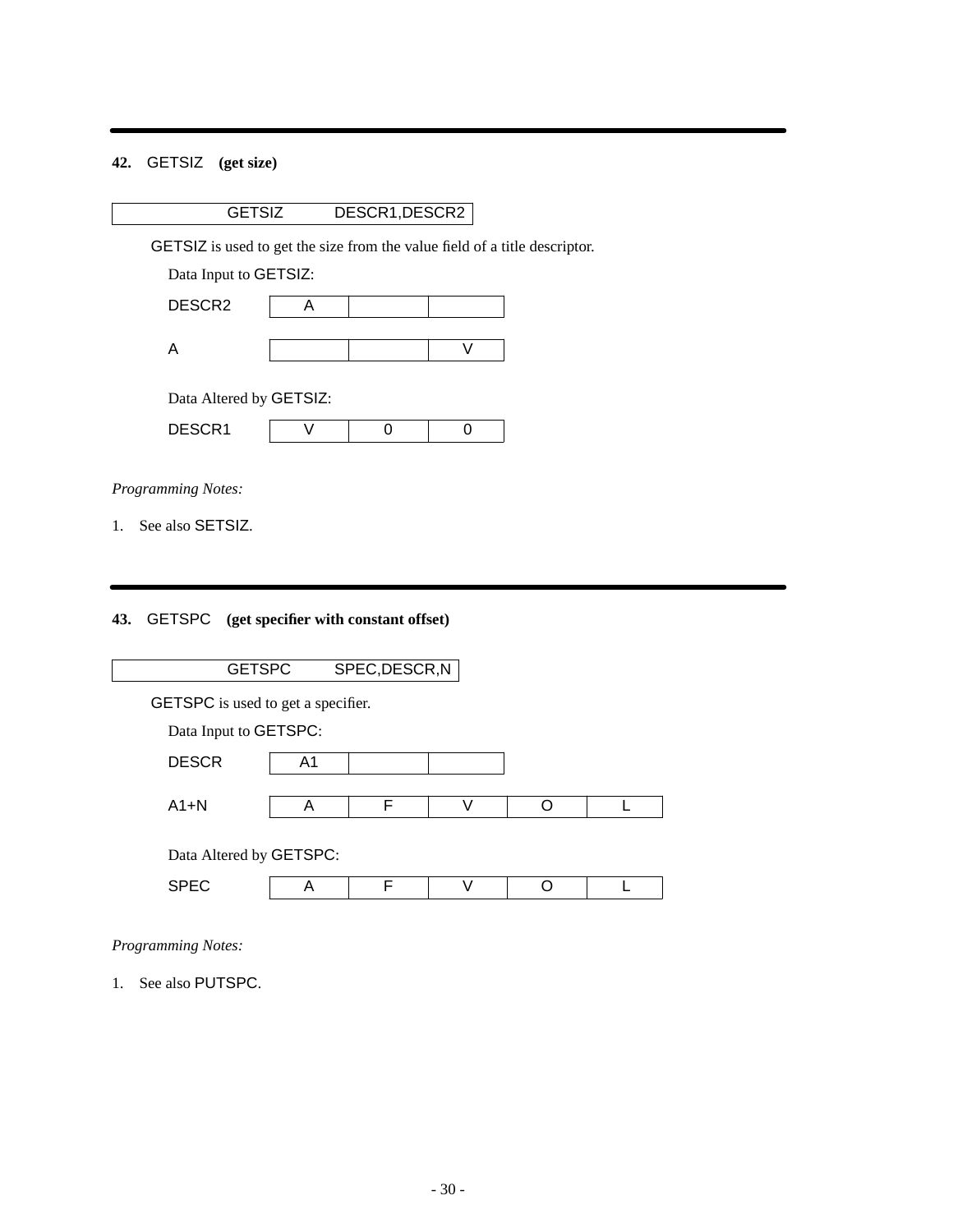---

## 42. GETSIZ (get size)

```
        GETSIZ     DESCR1,DESCR2
```

GETSIZ is used to get the size from the value field of a title descriptor.

Data Input to GETSIZ:

| | | | |
|---|---|---|---|
| DESCR2 | A | | |
| A | | | V |

Data Altered by GETSIZ:

| | | | |
|---|---|---|---|
| DESCR1 | V | 0 | 0 |

*Programming Notes:*

1. See also SETSIZ.

---

## 43. GETSPC (get specifier with constant offset)

```
        GETSPC     SPEC,DESCR,N
```

GETSPC is used to get a specifier.

Data Input to GETSPC:

| | | | | | |
|---|---|---|---|---|---|
| DESCR | A1 | | | | |
| A1+N | A | F | V | O | L |

Data Altered by GETSPC:

| | | | | | |
|---|---|---|---|---|---|
| SPEC | A | F | V | O | L |

*Programming Notes:*

1. See also PUTSPC.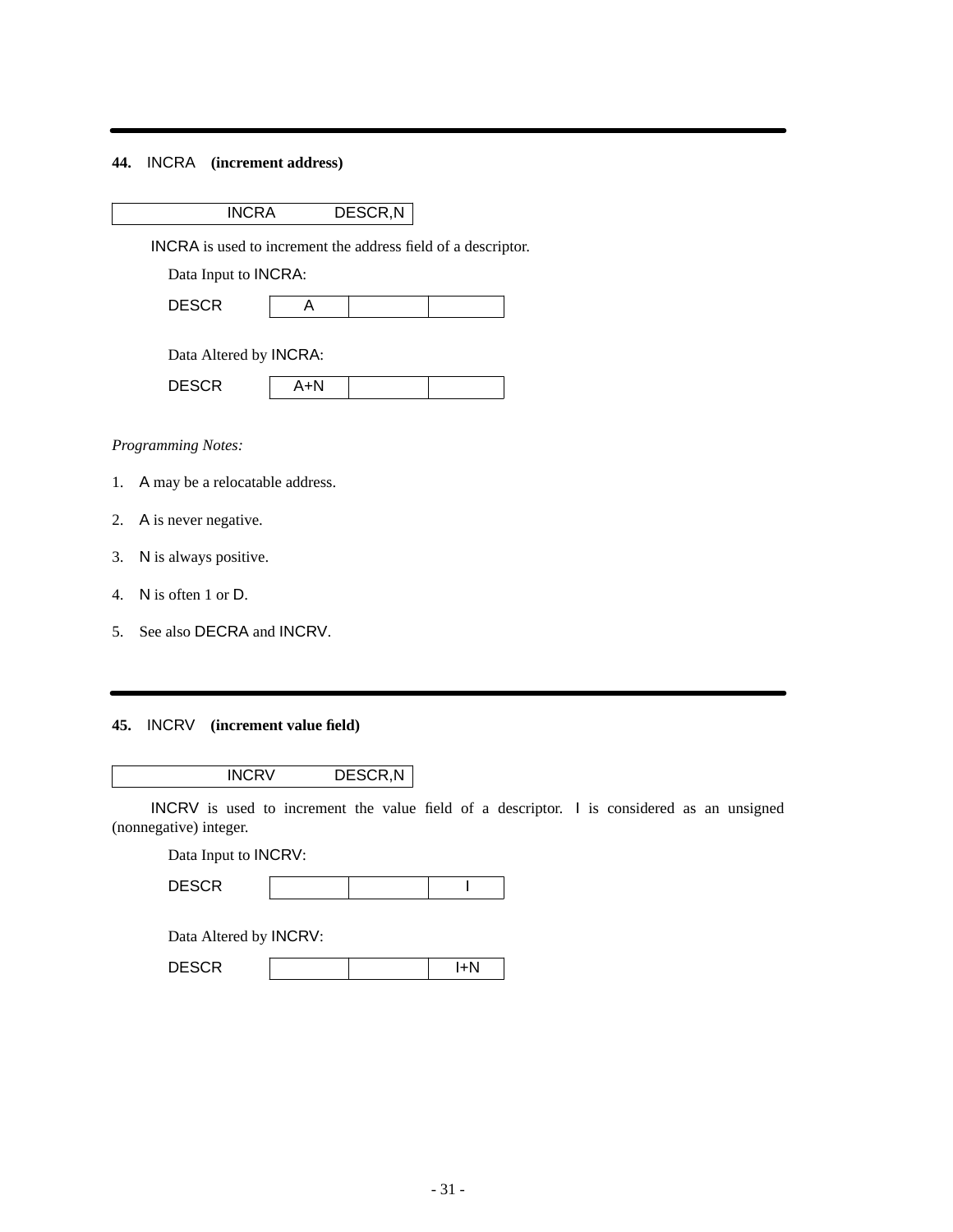---

### 44. INCRA (increment address)

| INCRA | DESCR,N |
|---|---|

INCRA is used to increment the address field of a descriptor.

Data Input to INCRA:

| | | | |
|---|---|---|---|
| DESCR | A | | |

Data Altered by INCRA:

| | | | |
|---|---|---|---|
| DESCR | A+N | | |

*Programming Notes:*

1. A may be a relocatable address.
2. A is never negative.
3. N is always positive.
4. N is often 1 or D.
5. See also DECRA and INCRV.

---

### 45. INCRV (increment value field)

| INCRV | DESCR,N |
|---|---|

INCRV is used to increment the value field of a descriptor. I is considered as an unsigned (nonnegative) integer.

Data Input to INCRV:

| | | | |
|---|---|---|---|
| DESCR | | | I |

Data Altered by INCRV:

| | | | |
|---|---|---|---|
| DESCR | | | I+N |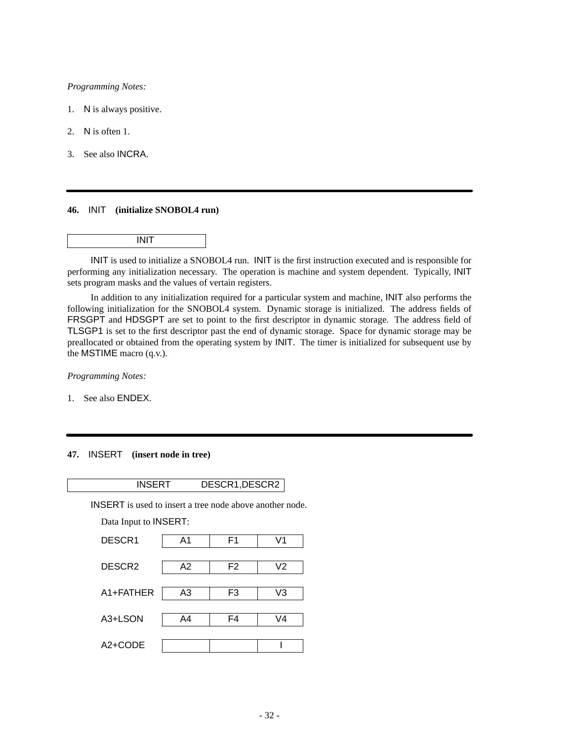*Programming Notes:*

1. N is always positive.

2. N is often 1.

3. See also INCRA.

---

**46.** INIT **(initialize SNOBOL4 run)**

```
INIT
```

INIT is used to initialize a SNOBOL4 run. INIT is the first instruction executed and is responsible for performing any initialization necessary. The operation is machine and system dependent. Typically, INIT sets program masks and the values of vertain registers.

In addition to any initialization required for a particular system and machine, INIT also performs the following initialization for the SNOBOL4 system. Dynamic storage is initialized. The address fields of FRSGPT and HDSGPT are set to point to the first descriptor in dynamic storage. The address field of TLSGP1 is set to the first descriptor past the end of dynamic storage. Space for dynamic storage may be preallocated or obtained from the operating system by INIT. The timer is initialized for subsequent use by the MSTIME macro (q.v.).

*Programming Notes:*

1. See also ENDEX.

---

**47.** INSERT **(insert node in tree)**

```
INSERT    DESCR1,DESCR2
```

INSERT is used to insert a tree node above another node.

Data Input to INSERT:

| | | | |
|---|---|---|---|
| DESCR1 | A1 | F1 | V1 |
| DESCR2 | A2 | F2 | V2 |
| A1+FATHER | A3 | F3 | V3 |
| A3+LSON | A4 | F4 | V4 |
| A2+CODE | | | I |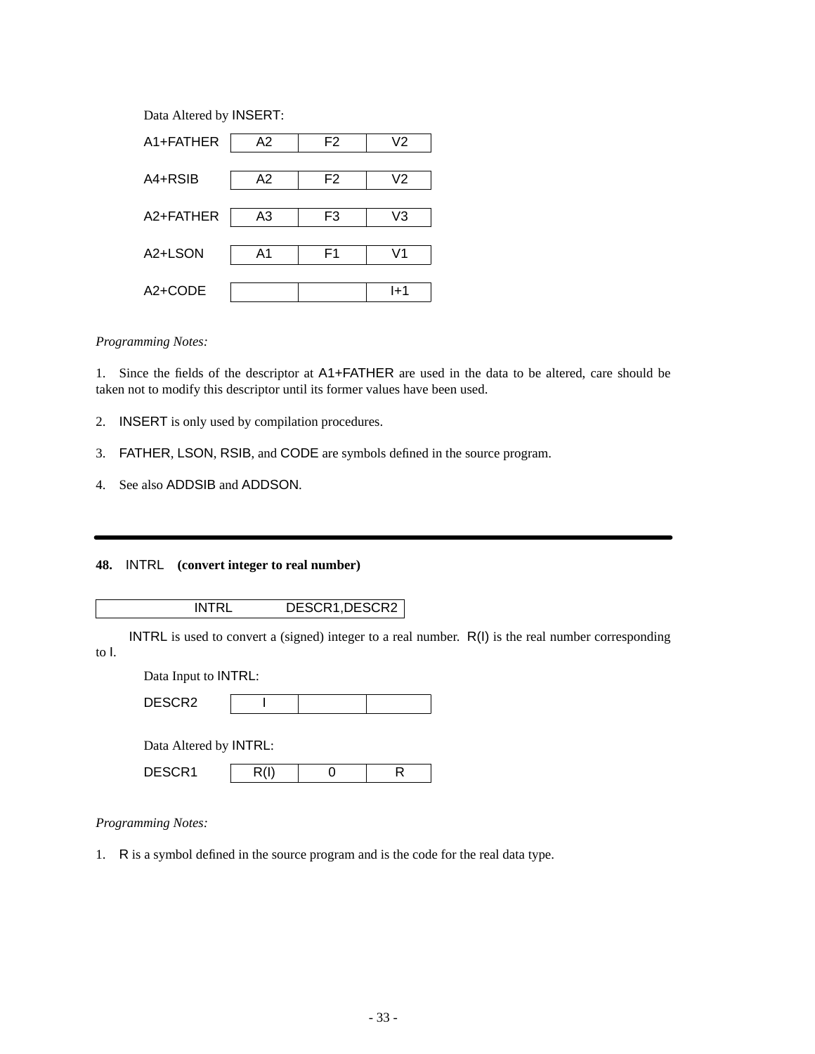Data Altered by INSERT:

| | | | |
|---|---|---|---|
| A1+FATHER | A2 | F2 | V2 |
| A4+RSIB | A2 | F2 | V2 |
| A2+FATHER | A3 | F3 | V3 |
| A2+LSON | A1 | F1 | V1 |
| A2+CODE | | | I+1 |

*Programming Notes:*

1. Since the fields of the descriptor at A1+FATHER are used in the data to be altered, care should be taken not to modify this descriptor until its former values have been used.

2. INSERT is only used by compilation procedures.

3. FATHER, LSON, RSIB, and CODE are symbols defined in the source program.

4. See also ADDSIB and ADDSON.

---

**48.** INTRL **(convert integer to real number)**

```
INTRL        DESCR1,DESCR2
```

INTRL is used to convert a (signed) integer to a real number. R(I) is the real number corresponding to I.

Data Input to INTRL:

| | | | |
|---|---|---|---|
| DESCR2 | I | | |

Data Altered by INTRL:

| | | | |
|---|---|---|---|
| DESCR1 | R(I) | 0 | R |

*Programming Notes:*

1. R is a symbol defined in the source program and is the code for the real data type.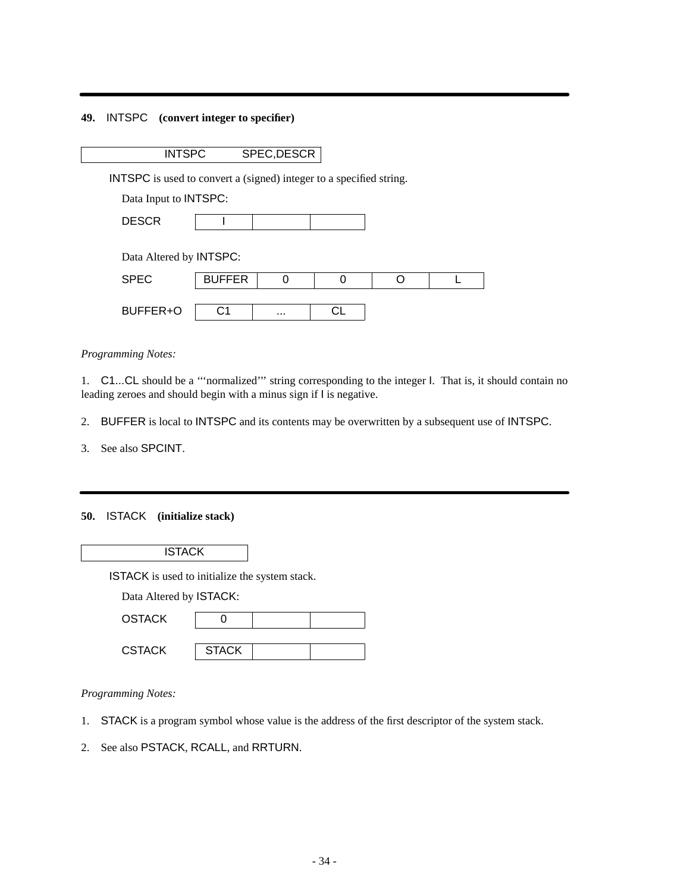---

### 49. INTSPC (convert integer to specifier)

| INTSPC SPEC,DESCR |
|---|

INTSPC is used to convert a (signed) integer to a specified string.

Data Input to INTSPC:

| DESCR | I | | |
|---|---|---|---|

Data Altered by INTSPC:

| SPEC | BUFFER | 0 | 0 | O | L |
|---|---|---|---|---|---|

| BUFFER+O | C1 | ... | CL |
|---|---|---|---|

*Programming Notes:*

1. C1...CL should be a '''normalized''' string corresponding to the integer I. That is, it should contain no leading zeroes and should begin with a minus sign if I is negative.

2. BUFFER is local to INTSPC and its contents may be overwritten by a subsequent use of INTSPC.

3. See also SPCINT.

---

### 50. ISTACK (initialize stack)

| ISTACK |
|---|

ISTACK is used to initialize the system stack.

Data Altered by ISTACK:

| OSTACK | 0 | | |
|---|---|---|---|

| CSTACK | STACK | | |
|---|---|---|---|

*Programming Notes:*

1. STACK is a program symbol whose value is the address of the first descriptor of the system stack.

2. See also PSTACK, RCALL, and RRTURN.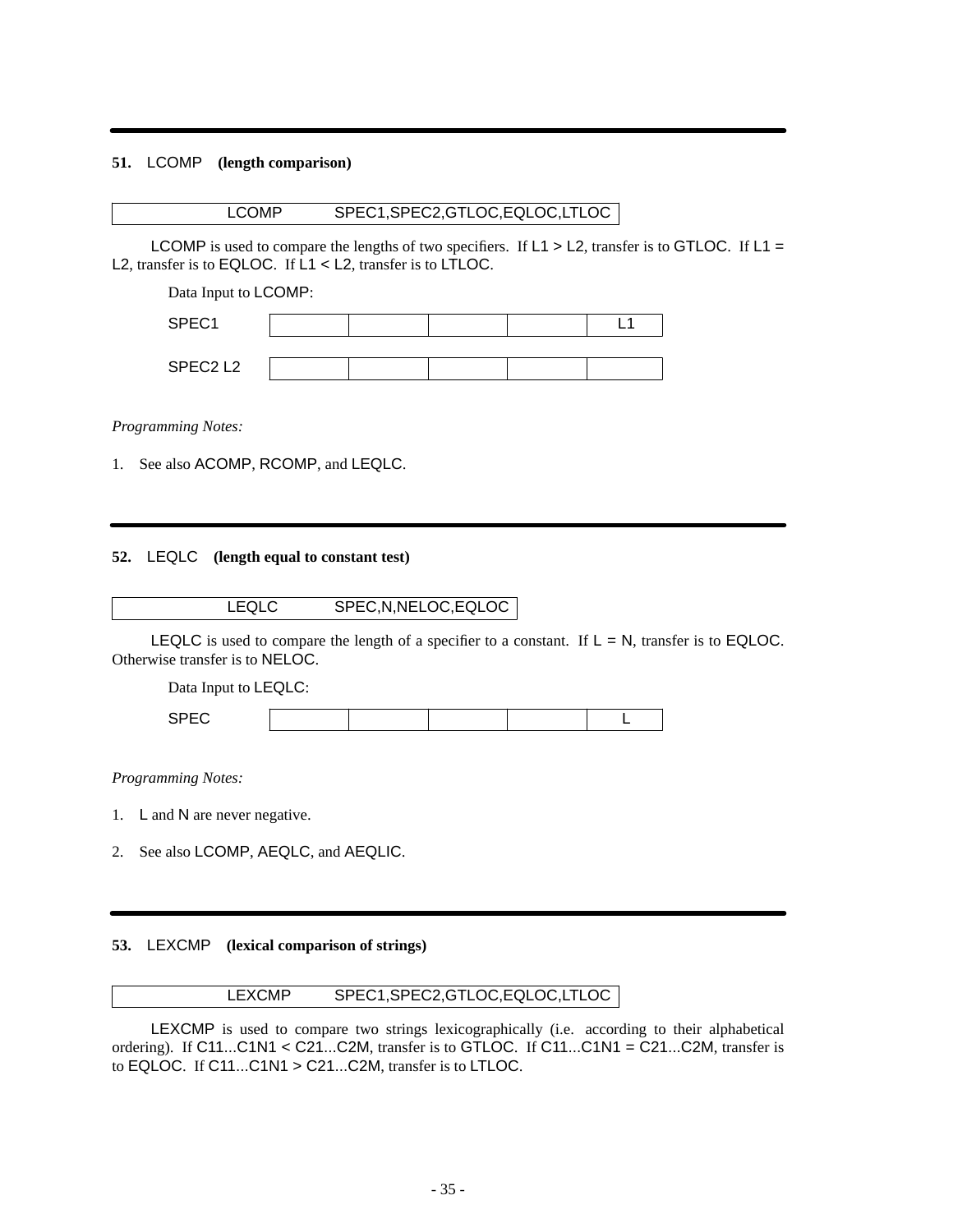---

**51.** LCOMP **(length comparison)**

| LCOMP SPEC1,SPEC2,GTLOC,EQLOC,LTLOC |
|---|

LCOMP is used to compare the lengths of two specifiers. If L1 > L2, transfer is to GTLOC. If L1 = L2, transfer is to EQLOC. If L1 < L2, transfer is to LTLOC.

Data Input to LCOMP:

| | | | | | |
|---|---|---|---|---|---|
| SPEC1 | | | | | L1 |
| SPEC2 L2 | | | | | |

*Programming Notes:*

1. See also ACOMP, RCOMP, and LEQLC.

---

**52.** LEQLC **(length equal to constant test)**

| LEQLC SPEC,N,NELOC,EQLOC |
|---|

LEQLC is used to compare the length of a specifier to a constant. If L = N, transfer is to EQLOC. Otherwise transfer is to NELOC.

Data Input to LEQLC:

| | | | | | |
|---|---|---|---|---|---|
| SPEC | | | | | L |

*Programming Notes:*

1. L and N are never negative.

2. See also LCOMP, AEQLC, and AEQLIC.

---

**53.** LEXCMP **(lexical comparison of strings)**

| LEXCMP SPEC1,SPEC2,GTLOC,EQLOC,LTLOC |
|---|

LEXCMP is used to compare two strings lexicographically (i.e. according to their alphabetical ordering). If C11...C1N1 < C21...C2M, transfer is to GTLOC. If C11...C1N1 = C21...C2M, transfer is to EQLOC. If C11...C1N1 > C21...C2M, transfer is to LTLOC.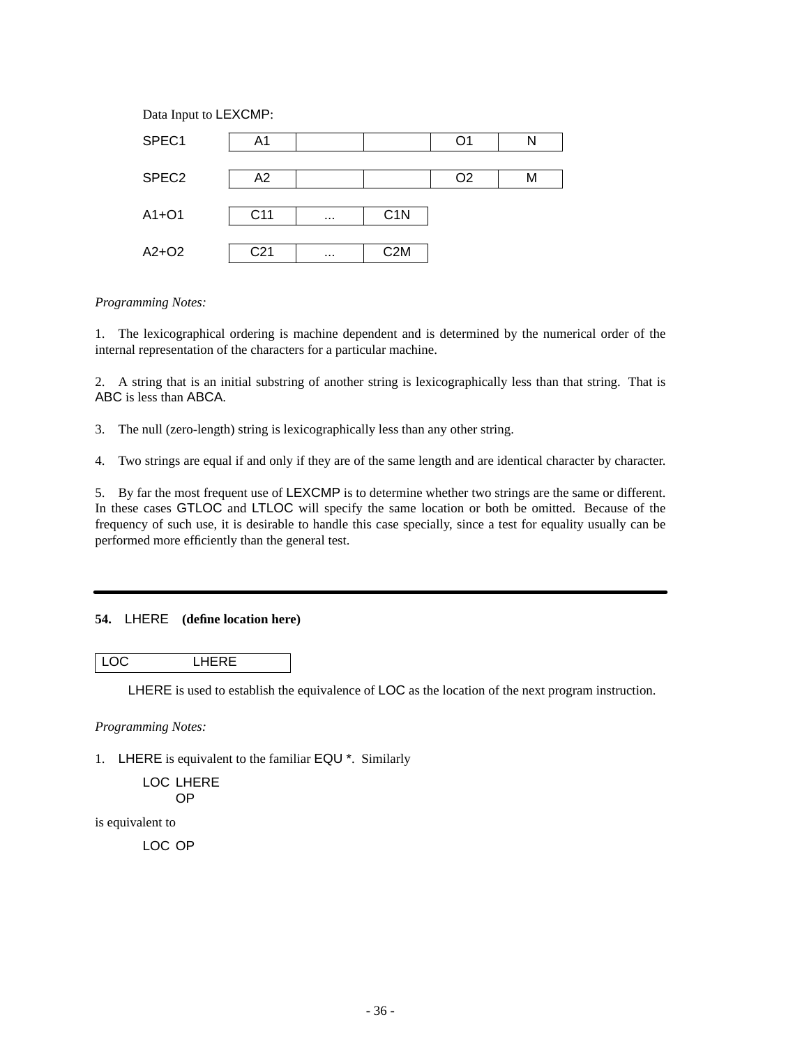Data Input to LEXCMP:

| | | | | | |
|---|---|---|---|---|---|
| SPEC1 | A1 | | | O1 | N |
| SPEC2 | A2 | | | O2 | M |
| A1+O1 | C11 | ... | C1N | | |
| A2+O2 | C21 | ... | C2M | | |

*Programming Notes:*

1. The lexicographical ordering is machine dependent and is determined by the numerical order of the internal representation of the characters for a particular machine.

2. A string that is an initial substring of another string is lexicographically less than that string. That is ABC is less than ABCA.

3. The null (zero-length) string is lexicographically less than any other string.

4. Two strings are equal if and only if they are of the same length and are identical character by character.

5. By far the most frequent use of LEXCMP is to determine whether two strings are the same or different. In these cases GTLOC and LTLOC will specify the same location or both be omitted. Because of the frequency of such use, it is desirable to handle this case specially, since a test for equality usually can be performed more efficiently than the general test.

---

### 54. LHERE (define location here)

```
LOC        LHERE
```

LHERE is used to establish the equivalence of LOC as the location of the next program instruction.

*Programming Notes:*

1. LHERE is equivalent to the familiar EQU *. Similarly

```
LOC LHERE
    OP
```

is equivalent to

```
LOC OP
```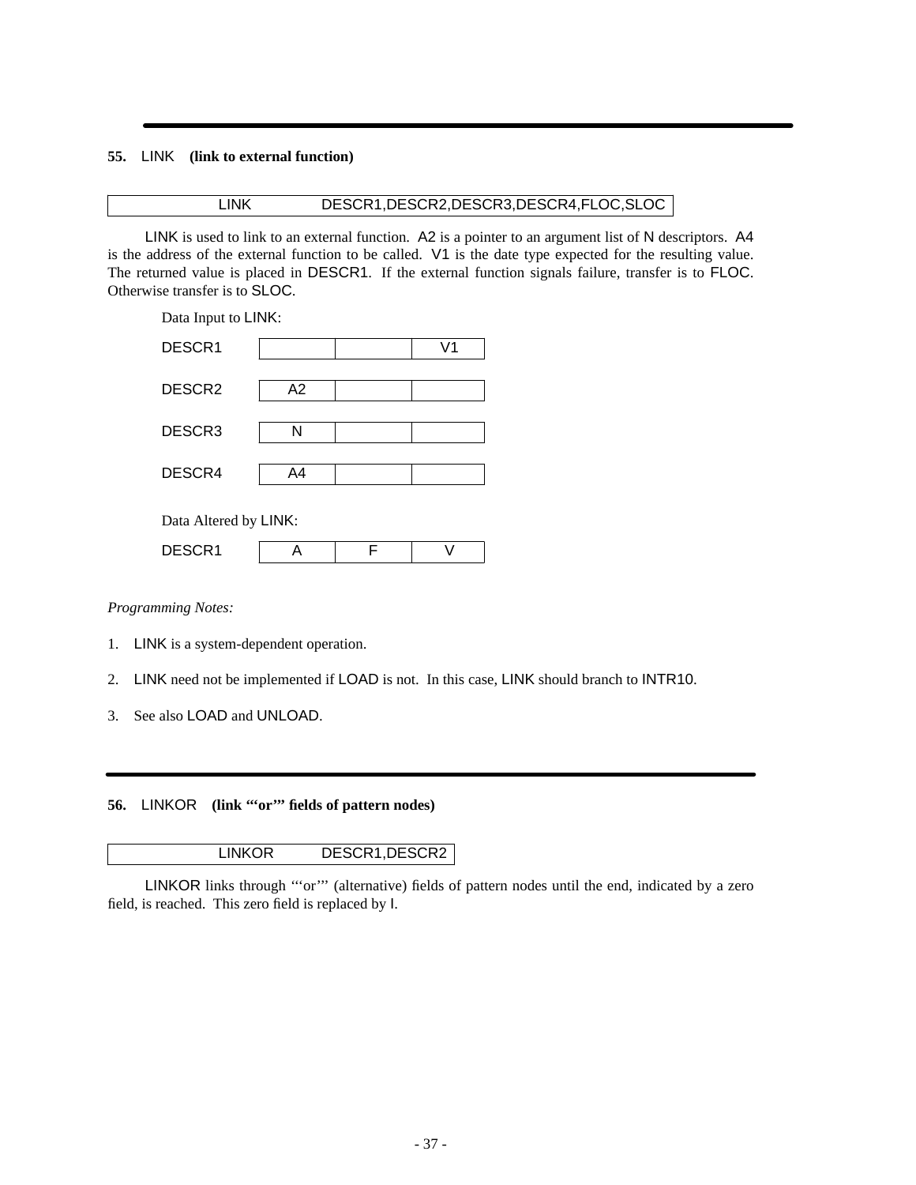## 55. LINK (link to external function)

```
LINK        DESCR1,DESCR2,DESCR3,DESCR4,FLOC,SLOC
```

LINK is used to link to an external function. A2 is a pointer to an argument list of N descriptors. A4 is the address of the external function to be called. V1 is the date type expected for the resulting value. The returned value is placed in DESCR1. If the external function signals failure, transfer is to FLOC. Otherwise transfer is to SLOC.

Data Input to LINK:

| | | | |
|---|---|---|---|
| DESCR1 | | | V1 |
| DESCR2 | A2 | | |
| DESCR3 | N | | |
| DESCR4 | A4 | | |

Data Altered by LINK:

| | | | |
|---|---|---|---|
| DESCR1 | A | F | V |

*Programming Notes:*

1. LINK is a system-dependent operation.
2. LINK need not be implemented if LOAD is not. In this case, LINK should branch to INTR10.
3. See also LOAD and UNLOAD.

## 56. LINKOR (link "'or'" fields of pattern nodes)

```
LINKOR      DESCR1,DESCR2
```

LINKOR links through "'or'" (alternative) fields of pattern nodes until the end, indicated by a zero field, is reached. This zero field is replaced by I.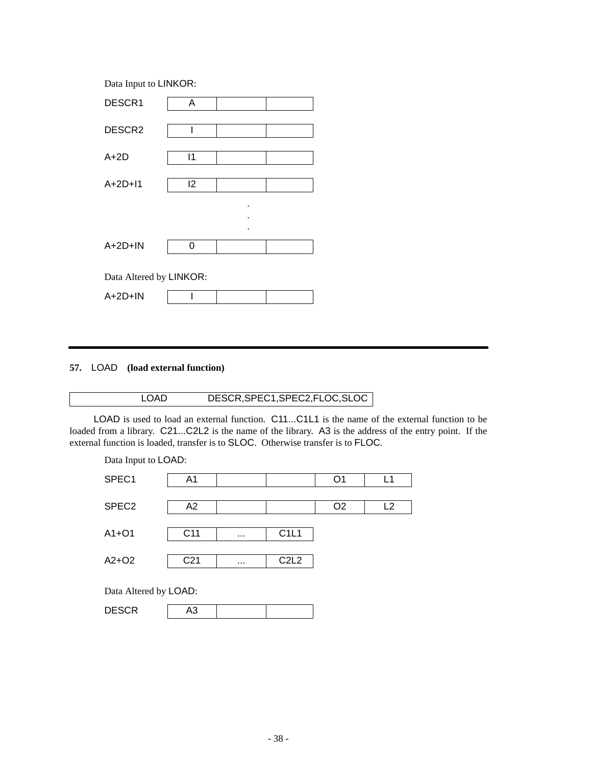Data Input to LINKOR:

| | | | |
|---|---|---|---|
| DESCR1 | A | | |
| DESCR2 | I | | |
| A+2D | I1 | | |
| A+2D+I1 | I2 | | |
| | | . . . | |
| A+2D+IN | 0 | | |

Data Altered by LINKOR:

| | | | |
|---|---|---|---|
| A+2D+IN | I | | |

---

**57.** LOAD **(load external function)**

```
LOAD     DESCR,SPEC1,SPEC2,FLOC,SLOC
```

LOAD is used to load an external function. C11...C1L1 is the name of the external function to be loaded from a library. C21...C2L2 is the name of the library. A3 is the address of the entry point. If the external function is loaded, transfer is to SLOC. Otherwise transfer is to FLOC.

Data Input to LOAD:

| | | | | | |
|---|---|---|---|---|---|
| SPEC1 | A1 | | | O1 | L1 |
| SPEC2 | A2 | | | O2 | L2 |
| A1+O1 | C11 | ... | C1L1 | | |
| A2+O2 | C21 | ... | C2L2 | | |

Data Altered by LOAD:

| | | | |
|---|---|---|---|
| DESCR | A3 | | |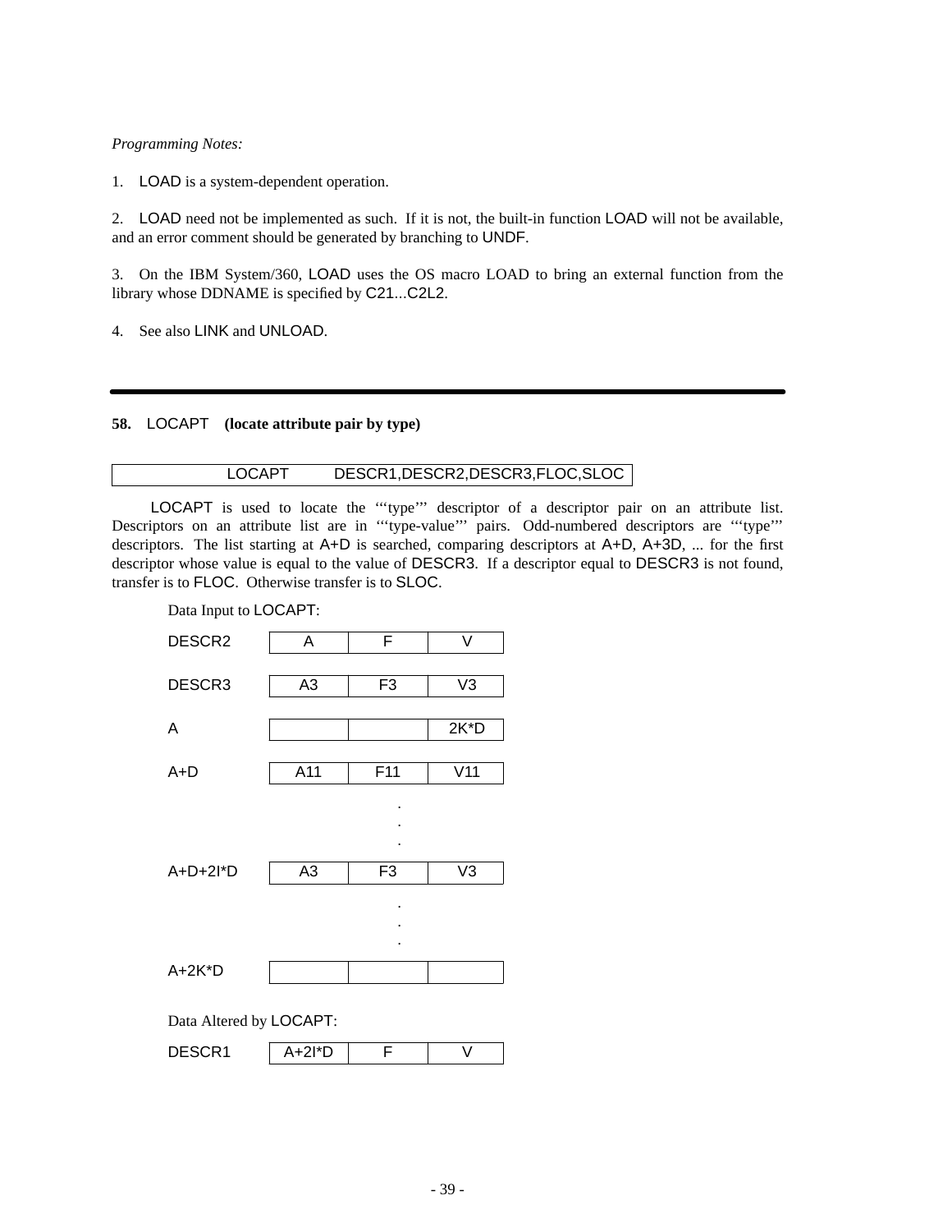*Programming Notes:*

1. LOAD is a system-dependent operation.

2. LOAD need not be implemented as such. If it is not, the built-in function LOAD will not be available, and an error comment should be generated by branching to UNDF.

3. On the IBM System/360, LOAD uses the OS macro LOAD to bring an external function from the library whose DDNAME is specified by C21...C2L2.

4. See also LINK and UNLOAD.

---

## 58. LOCAPT (locate attribute pair by type)

```
LOCAPT     DESCR1,DESCR2,DESCR3,FLOC,SLOC
```

LOCAPT is used to locate the '''type''' descriptor of a descriptor pair on an attribute list. Descriptors on an attribute list are in '''type-value''' pairs. Odd-numbered descriptors are '''type''' descriptors. The list starting at A+D is searched, comparing descriptors at A+D, A+3D, ... for the first descriptor whose value is equal to the value of DESCR3. If a descriptor equal to DESCR3 is not found, transfer is to FLOC. Otherwise transfer is to SLOC.

Data Input to LOCAPT:

| | | | |
|---|---|---|---|
| DESCR2 | A | F | V |
| DESCR3 | A3 | F3 | V3 |
| A | | | 2K*D |
| A+D | A11 | F11 | V11 |
| | | . . . | |
| A+D+2I*D | A3 | F3 | V3 |
| | | . . . | |
| A+2K*D | | | |

Data Altered by LOCAPT:

| | | | |
|---|---|---|---|
| DESCR1 | A+2I*D | F | V |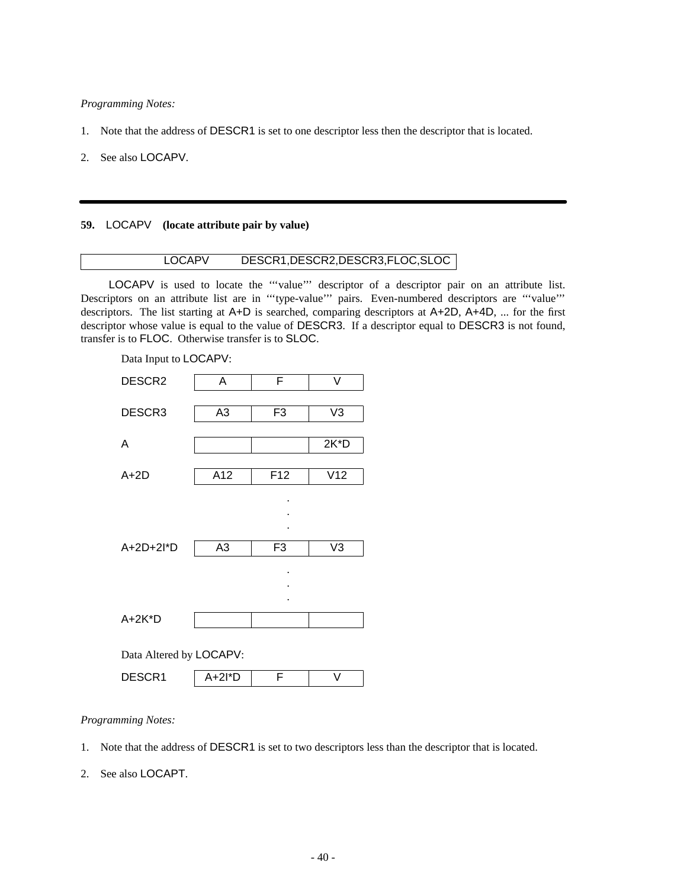*Programming Notes:*

1. Note that the address of DESCR1 is set to one descriptor less then the descriptor that is located.

2. See also LOCAPV.

---

**59.** LOCAPV **(locate attribute pair by value)**

```
            LOCAPV      DESCR1,DESCR2,DESCR3,FLOC,SLOC
```

LOCAPV is used to locate the '''value''' descriptor of a descriptor pair on an attribute list. Descriptors on an attribute list are in '''type-value''' pairs. Even-numbered descriptors are '''value''' descriptors. The list starting at A+D is searched, comparing descriptors at A+2D, A+4D, ... for the first descriptor whose value is equal to the value of DESCR3. If a descriptor equal to DESCR3 is not found, transfer is to FLOC. Otherwise transfer is to SLOC.

Data Input to LOCAPV:

| | | | |
|---|---|---|---|
| DESCR2 | A | F | V |
| DESCR3 | A3 | F3 | V3 |
| A | | | 2K*D |
| A+2D | A12 | F12 | V12 |
| | | . . . | |
| A+2D+2I*D | A3 | F3 | V3 |
| | | . . . | |
| A+2K*D | | | |

Data Altered by LOCAPV:

| | | | |
|---|---|---|---|
| DESCR1 | A+2I*D | F | V |

*Programming Notes:*

1. Note that the address of DESCR1 is set to two descriptors less than the descriptor that is located.

2. See also LOCAPT.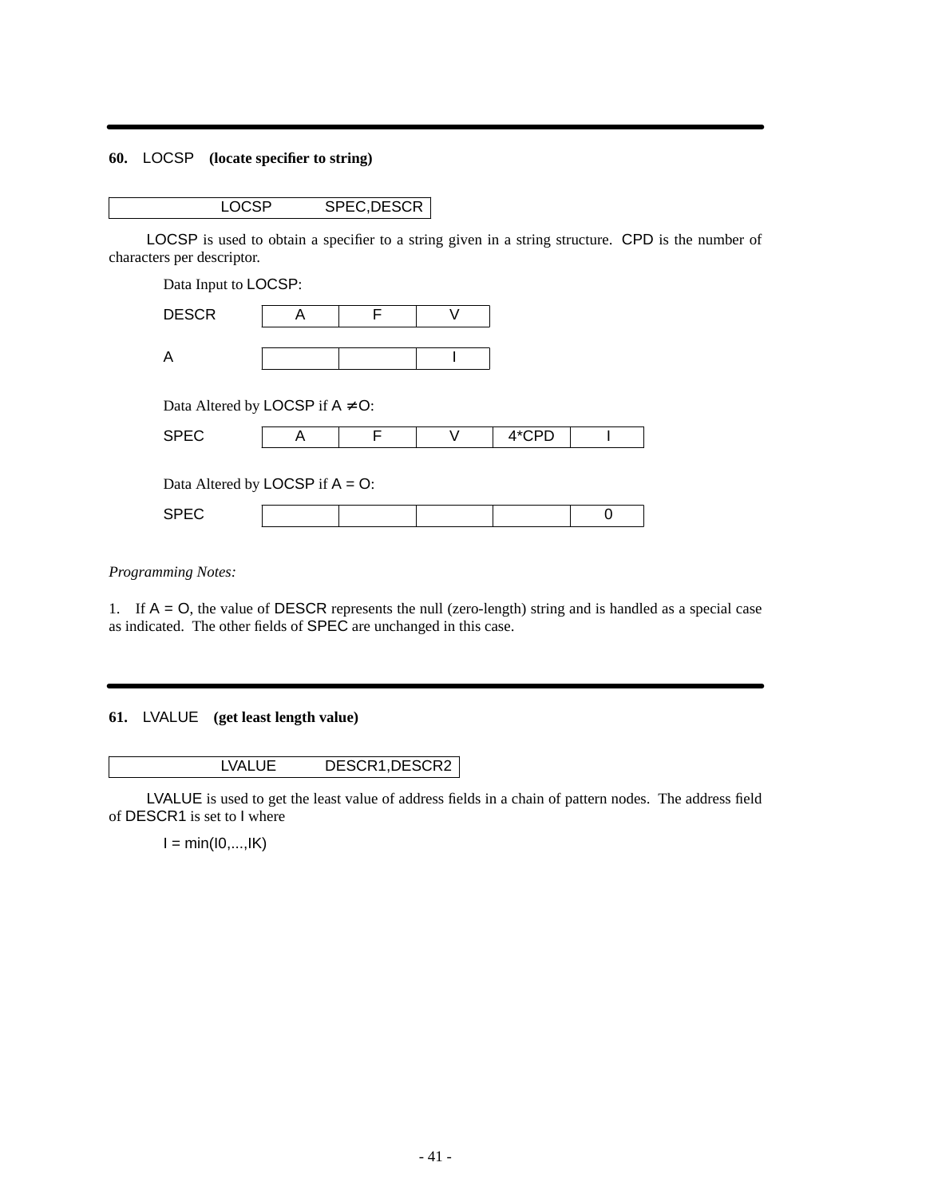## 60. LOCSP (locate specifier to string)

| LOCSP SPEC,DESCR |
|---|

LOCSP is used to obtain a specifier to a string given in a string structure. CPD is the number of characters per descriptor.

Data Input to LOCSP:

| | | | |
|---|---|---|---|
| DESCR | A | F | V |
| A | | | I |

Data Altered by LOCSP if A ≠ O:

| | | | | | |
|---|---|---|---|---|---|
| SPEC | A | F | V | 4*CPD | I |

Data Altered by LOCSP if A = O:

| | | | | | |
|---|---|---|---|---|---|
| SPEC | | | | | 0 |

*Programming Notes:*

1. If A = O, the value of DESCR represents the null (zero-length) string and is handled as a special case as indicated. The other fields of SPEC are unchanged in this case.

## 61. LVALUE (get least length value)

| LVALUE DESCR1,DESCR2 |
|---|

LVALUE is used to get the least value of address fields in a chain of pattern nodes. The address field of DESCR1 is set to I where

I = min(I0,...,IK)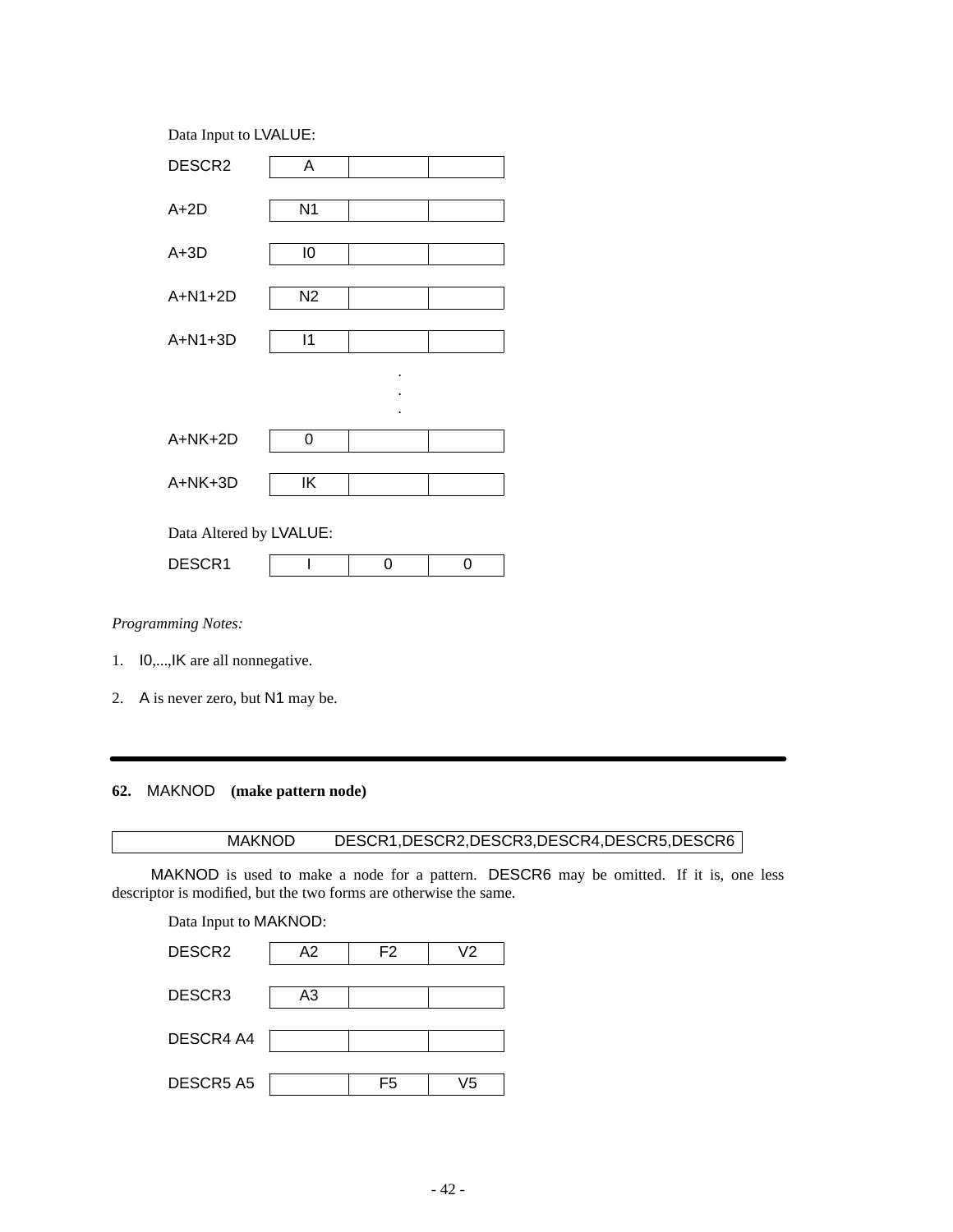Data Input to LVALUE:

| | | | |
|---|---|---|---|
| DESCR2 | A | | |
| A+2D | N1 | | |
| A+3D | I0 | | |
| A+N1+2D | N2 | | |
| A+N1+3D | I1 | | |
| | | . . . | |
| A+NK+2D | 0 | | |
| A+NK+3D | IK | | |

Data Altered by LVALUE:

| | | | |
|---|---|---|---|
| DESCR1 | I | 0 | 0 |

*Programming Notes:*

1. I0,...,IK are all nonnegative.

2. A is never zero, but N1 may be.

---

**62.** MAKNOD **(make pattern node)**

```
MAKNOD    DESCR1,DESCR2,DESCR3,DESCR4,DESCR5,DESCR6
```

MAKNOD is used to make a node for a pattern. DESCR6 may be omitted. If it is, one less descriptor is modified, but the two forms are otherwise the same.

Data Input to MAKNOD:

| | | | |
|---|---|---|---|
| DESCR2 | A2 | F2 | V2 |
| DESCR3 | A3 | | |
| DESCR4 A4 | | | |
| DESCR5 A5 | | F5 | V5 |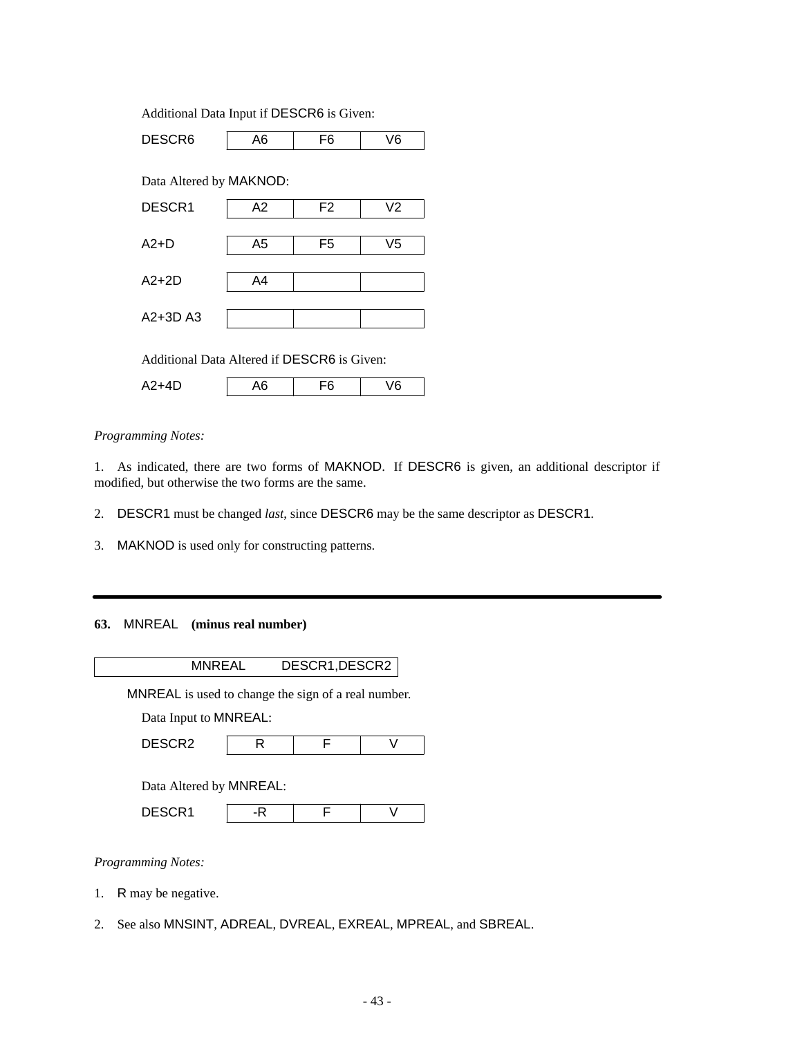Additional Data Input if DESCR6 is Given:

| | | | |
|---|---|---|---|
| DESCR6 | A6 | F6 | V6 |

Data Altered by MAKNOD:

| | | | |
|---|---|---|---|
| DESCR1 | A2 | F2 | V2 |
| A2+D | A5 | F5 | V5 |
| A2+2D | A4 | | |
| A2+3D A3 | | | |

Additional Data Altered if DESCR6 is Given:

| | | | |
|---|---|---|---|
| A2+4D | A6 | F6 | V6 |

*Programming Notes:*

1. As indicated, there are two forms of MAKNOD. If DESCR6 is given, an additional descriptor if modified, but otherwise the two forms are the same.

2. DESCR1 must be changed *last*, since DESCR6 may be the same descriptor as DESCR1.

3. MAKNOD is used only for constructing patterns.

---

### 63. MNREAL (minus real number)

```
MNREAL    DESCR1,DESCR2
```

MNREAL is used to change the sign of a real number.

Data Input to MNREAL:

| | | | |
|---|---|---|---|
| DESCR2 | R | F | V |

Data Altered by MNREAL:

| | | | |
|---|---|---|---|
| DESCR1 | -R | F | V |

*Programming Notes:*

1. R may be negative.

2. See also MNSINT, ADREAL, DVREAL, EXREAL, MPREAL, and SBREAL.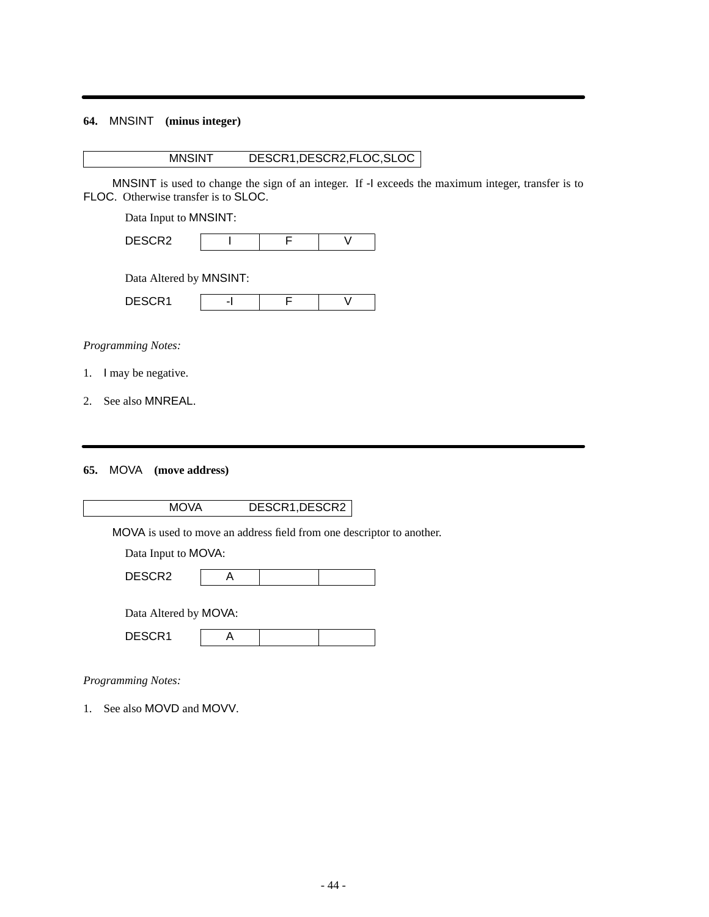---

### 64. MNSINT (minus integer)

| MNSINT | DESCR1,DESCR2,FLOC,SLOC |
|---|---|

MNSINT is used to change the sign of an integer. If -I exceeds the maximum integer, transfer is to FLOC. Otherwise transfer is to SLOC.

Data Input to MNSINT:

| DESCR2 | I | F | V |
|---|---|---|---|

Data Altered by MNSINT:

| DESCR1 | -I | F | V |
|---|---|---|---|

*Programming Notes:*

1. I may be negative.
2. See also MNREAL.

---

### 65. MOVA (move address)

| MOVA | DESCR1,DESCR2 |
|---|---|

MOVA is used to move an address field from one descriptor to another.

Data Input to MOVA:

| DESCR2 | A | | |
|---|---|---|---|

Data Altered by MOVA:

| DESCR1 | A | | |
|---|---|---|---|

*Programming Notes:*

1. See also MOVD and MOVV.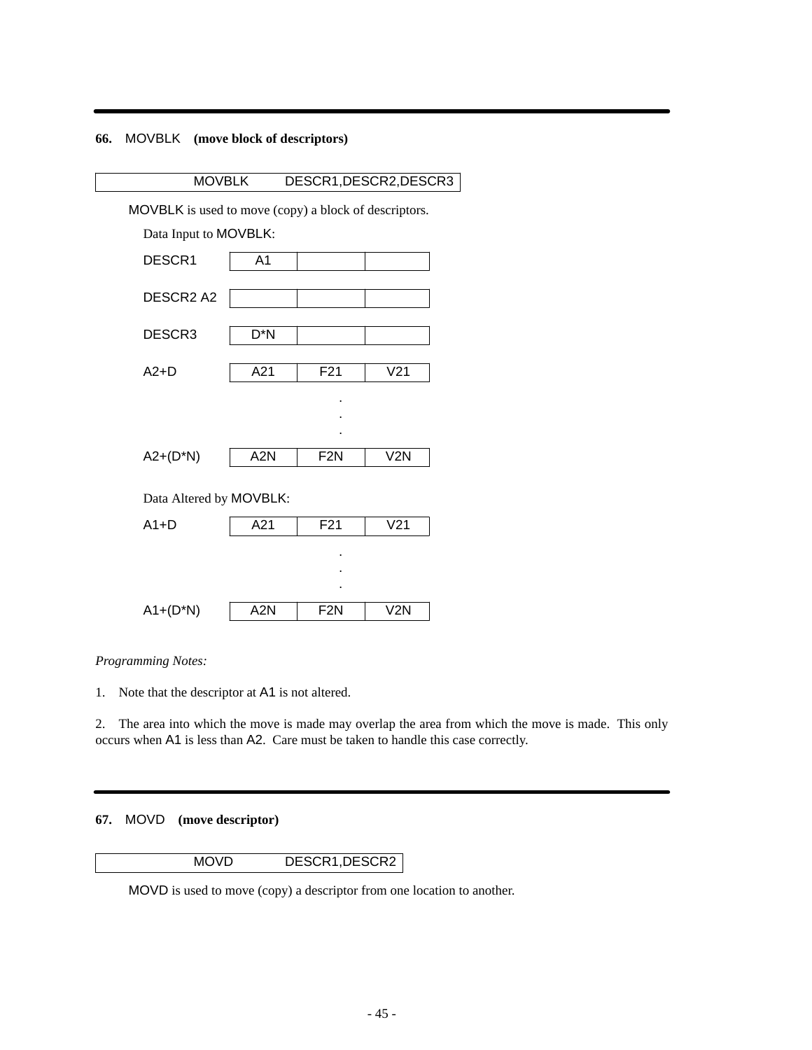---

**66.** MOVBLK **(move block of descriptors)**

```
            MOVBLK      DESCR1,DESCR2,DESCR3
```

MOVBLK is used to move (copy) a block of descriptors.

Data Input to MOVBLK:

| | | | |
|---|---|---|---|
| DESCR1 | A1 | | |
| DESCR2 A2 | | | |
| DESCR3 | D*N | | |
| A2+D | A21 | F21 | V21 |
| | | . . . | |
| A2+(D*N) | A2N | F2N | V2N |

Data Altered by MOVBLK:

| | | | |
|---|---|---|---|
| A1+D | A21 | F21 | V21 |
| | | . . . | |
| A1+(D*N) | A2N | F2N | V2N |

*Programming Notes:*

1. Note that the descriptor at A1 is not altered.

2. The area into which the move is made may overlap the area from which the move is made. This only occurs when A1 is less than A2. Care must be taken to handle this case correctly.

---

**67.** MOVD **(move descriptor)**

```
            MOVD        DESCR1,DESCR2
```

MOVD is used to move (copy) a descriptor from one location to another.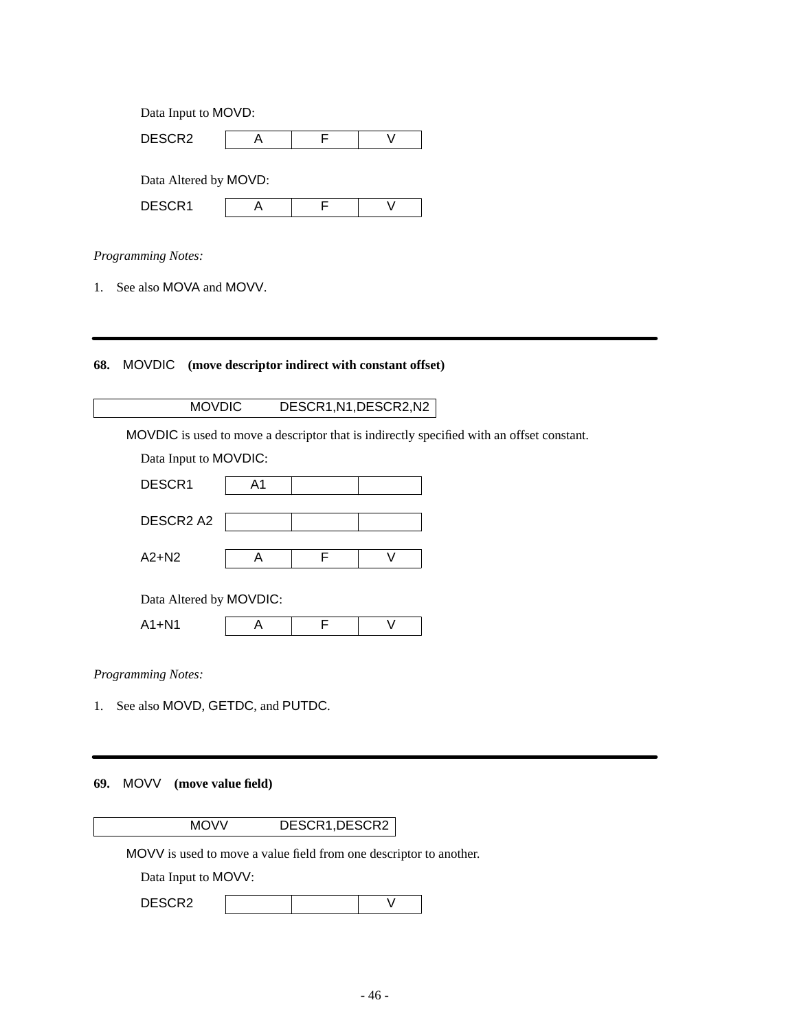Data Input to MOVD:

| DESCR2 | A | F | V |
|---|---|---|---|

Data Altered by MOVD:

| DESCR1 | A | F | V |
|---|---|---|---|

*Programming Notes:*

1. See also MOVA and MOVV.

---

### 68. MOVDIC (move descriptor indirect with constant offset)

```
MOVDIC      DESCR1,N1,DESCR2,N2
```

MOVDIC is used to move a descriptor that is indirectly specified with an offset constant.

Data Input to MOVDIC:

| DESCR1 | A1 | | |
|---|---|---|---|

| DESCR2 A2 | | | |
|---|---|---|---|

| A2+N2 | A | F | V |
|---|---|---|---|

Data Altered by MOVDIC:

| A1+N1 | A | F | V |
|---|---|---|---|

*Programming Notes:*

1. See also MOVD, GETDC, and PUTDC.

---

### 69. MOVV (move value field)

```
MOVV        DESCR1,DESCR2
```

MOVV is used to move a value field from one descriptor to another.

Data Input to MOVV:

| DESCR2 | | | V |
|---|---|---|---|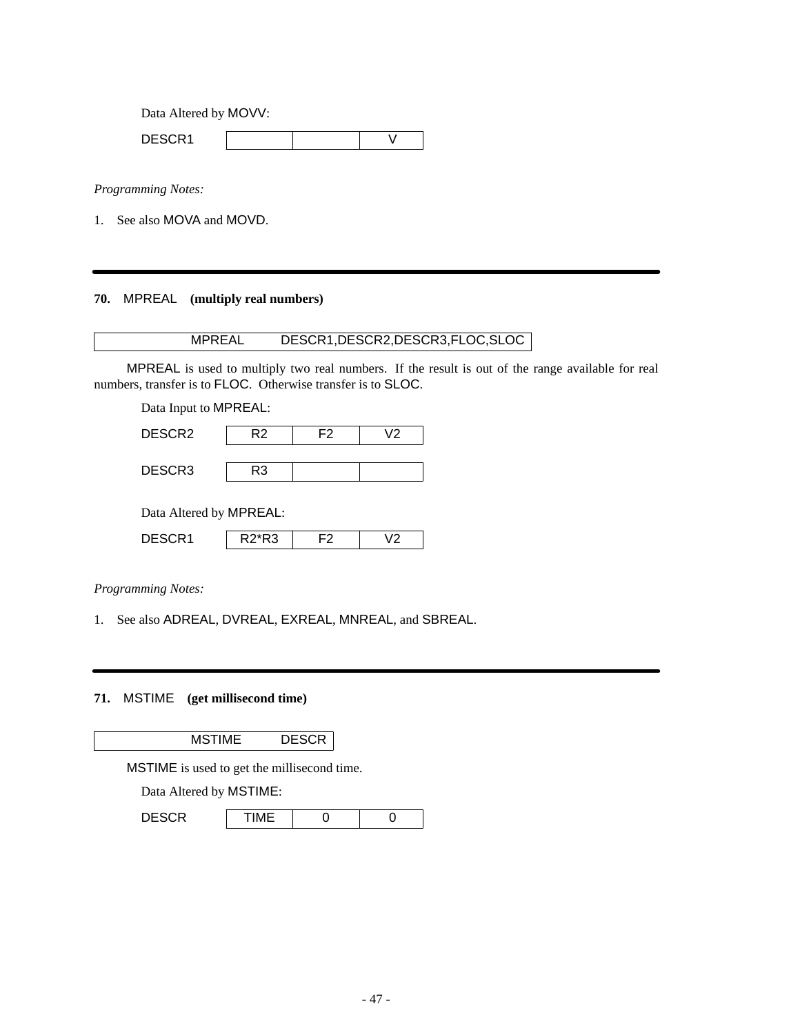Data Altered by MOVV:

| DESCR1 | | | V |
|---|---|---|---|

*Programming Notes:*

1. See also MOVA and MOVD.

---

**70.** MPREAL **(multiply real numbers)**

```
MPREAL     DESCR1,DESCR2,DESCR3,FLOC,SLOC
```

MPREAL is used to multiply two real numbers. If the result is out of the range available for real numbers, transfer is to FLOC. Otherwise transfer is to SLOC.

Data Input to MPREAL:

| DESCR2 | R2 | F2 | V2 |
|---|---|---|---|

| DESCR3 | R3 | | |
|---|---|---|---|

Data Altered by MPREAL:

| DESCR1 | R2*R3 | F2 | V2 |
|---|---|---|---|

*Programming Notes:*

1. See also ADREAL, DVREAL, EXREAL, MNREAL, and SBREAL.

---

**71.** MSTIME **(get millisecond time)**

```
MSTIME     DESCR
```

MSTIME is used to get the millisecond time.

Data Altered by MSTIME:

| DESCR | TIME | 0 | 0 |
|---|---|---|---|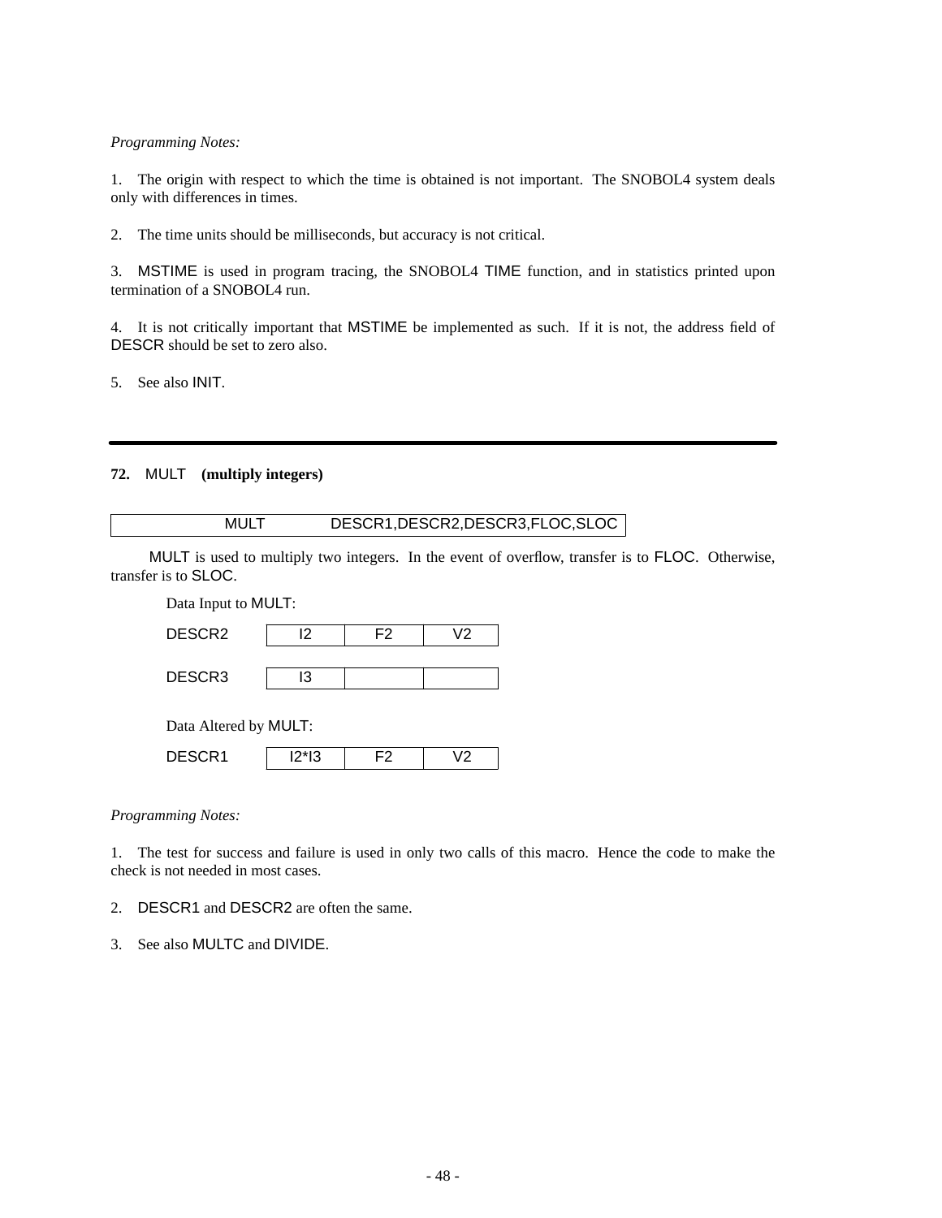*Programming Notes:*

1. The origin with respect to which the time is obtained is not important. The SNOBOL4 system deals only with differences in times.

2. The time units should be milliseconds, but accuracy is not critical.

3. MSTIME is used in program tracing, the SNOBOL4 TIME function, and in statistics printed upon termination of a SNOBOL4 run.

4. It is not critically important that MSTIME be implemented as such. If it is not, the address field of DESCR should be set to zero also.

5. See also INIT.

---

### 72. MULT (multiply integers)

```
MULT          DESCR1,DESCR2,DESCR3,FLOC,SLOC
```

MULT is used to multiply two integers. In the event of overflow, transfer is to FLOC. Otherwise, transfer is to SLOC.

Data Input to MULT:

| | | | |
|---|---|---|---|
| DESCR2 | I2 | F2 | V2 |
| DESCR3 | I3 | | |

Data Altered by MULT:

| | | | |
|---|---|---|---|
| DESCR1 | I2*I3 | F2 | V2 |

*Programming Notes:*

1. The test for success and failure is used in only two calls of this macro. Hence the code to make the check is not needed in most cases.

2. DESCR1 and DESCR2 are often the same.

3. See also MULTC and DIVIDE.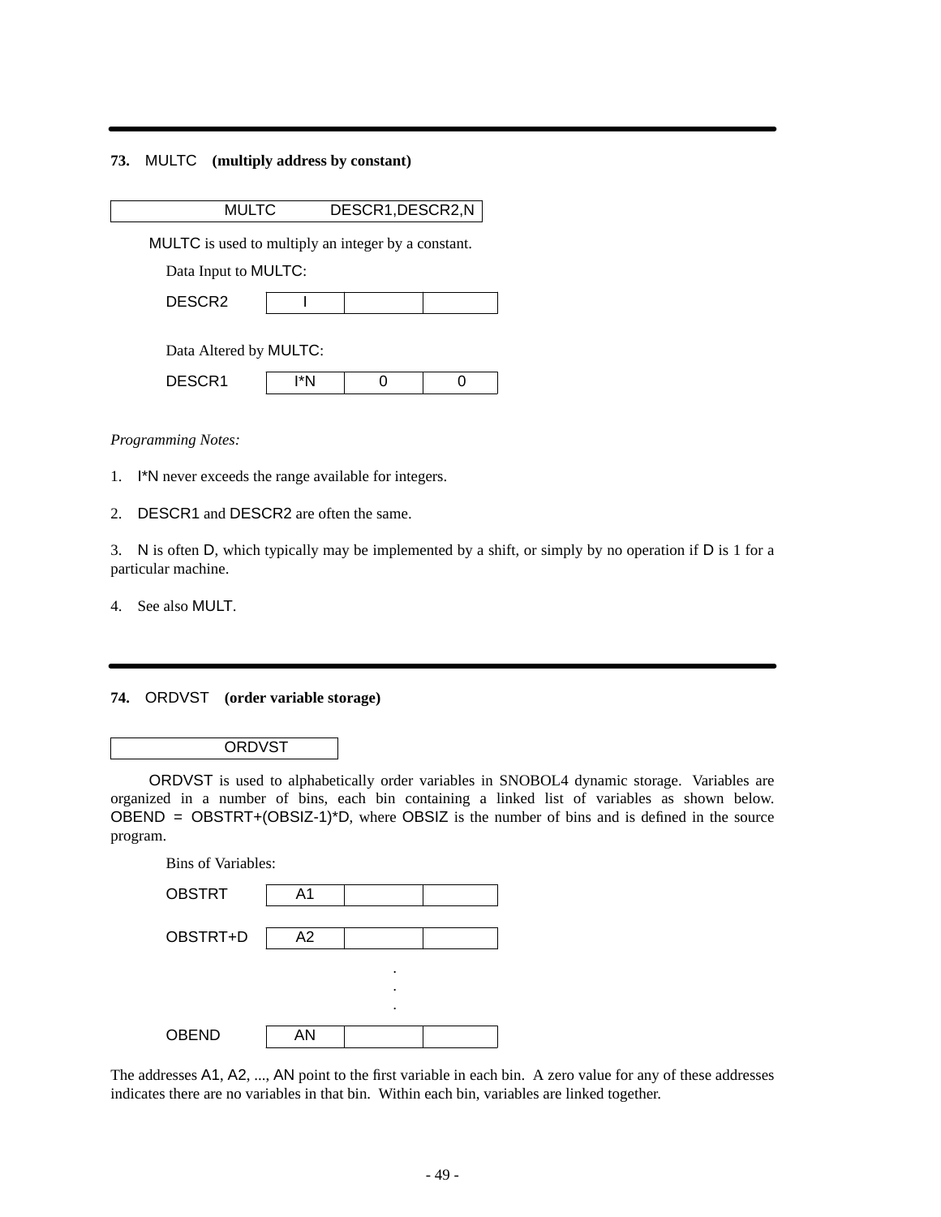---

### 73. MULTC (multiply address by constant)

```
MULTC    DESCR1,DESCR2,N
```

MULTC is used to multiply an integer by a constant.

Data Input to MULTC:

| DESCR2 | I | | |
|---|---|---|---|

Data Altered by MULTC:

| DESCR1 | I*N | 0 | 0 |
|---|---|---|---|

*Programming Notes:*

1. I*N never exceeds the range available for integers.

2. DESCR1 and DESCR2 are often the same.

3. N is often D, which typically may be implemented by a shift, or simply by no operation if D is 1 for a particular machine.

4. See also MULT.

---

### 74. ORDVST (order variable storage)

```
ORDVST
```

ORDVST is used to alphabetically order variables in SNOBOL4 dynamic storage. Variables are organized in a number of bins, each bin containing a linked list of variables as shown below. OBEND = OBSTRT+(OBSIZ-1)*D, where OBSIZ is the number of bins and is defined in the source program.

Bins of Variables:

| OBSTRT | A1 | | |
|---|---|---|---|
| OBSTRT+D | A2 | | |
| . | | | |
| . | | | |
| . | | | |
| OBEND | AN | | |

The addresses A1, A2, ..., AN point to the first variable in each bin. A zero value for any of these addresses indicates there are no variables in that bin. Within each bin, variables are linked together.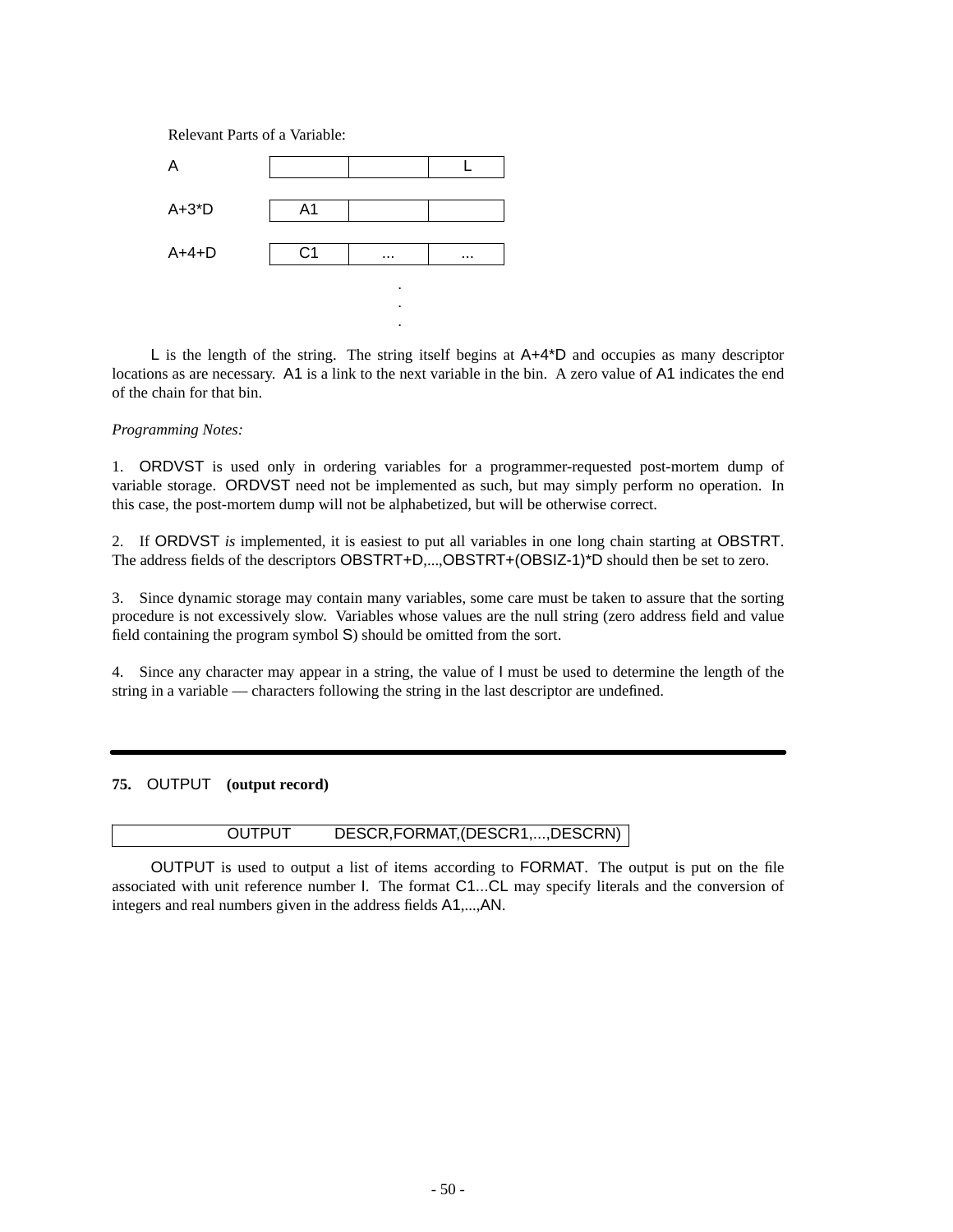Relevant Parts of a Variable:

| | | | |
|---|---|---|---|
| A | | | L |
| A+3*D | A1 | | |
| A+4+D | C1 | ... | ... |
| | | . | |
| | | . | |
| | | . | |

L is the length of the string. The string itself begins at A+4*D and occupies as many descriptor locations as are necessary. A1 is a link to the next variable in the bin. A zero value of A1 indicates the end of the chain for that bin.

*Programming Notes:*

1. ORDVST is used only in ordering variables for a programmer-requested post-mortem dump of variable storage. ORDVST need not be implemented as such, but may simply perform no operation. In this case, the post-mortem dump will not be alphabetized, but will be otherwise correct.

2. If ORDVST *is* implemented, it is easiest to put all variables in one long chain starting at OBSTRT. The address fields of the descriptors OBSTRT+D,...,OBSTRT+(OBSIZ-1)*D should then be set to zero.

3. Since dynamic storage may contain many variables, some care must be taken to assure that the sorting procedure is not excessively slow. Variables whose values are the null string (zero address field and value field containing the program symbol S) should be omitted from the sort.

4. Since any character may appear in a string, the value of I must be used to determine the length of the string in a variable — characters following the string in the last descriptor are undefined.

---

## 75. OUTPUT (output record)

```
OUTPUT      DESCR,FORMAT,(DESCR1,...,DESCRN)
```

OUTPUT is used to output a list of items according to FORMAT. The output is put on the file associated with unit reference number I. The format C1...CL may specify literals and the conversion of integers and real numbers given in the address fields A1,...,AN.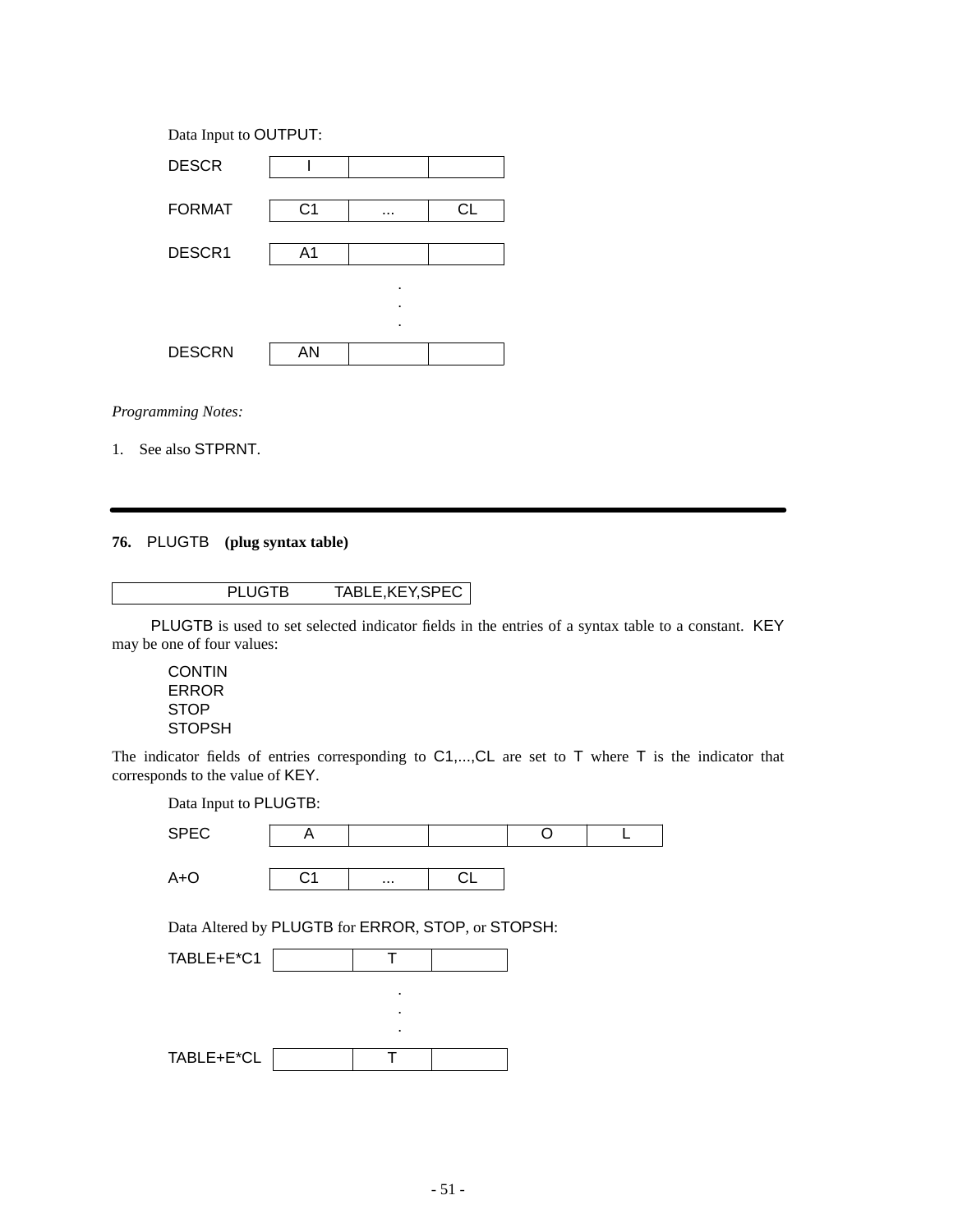Data Input to OUTPUT:

| | | | |
|---|---|---|---|
| DESCR | I | | |
| FORMAT | C1 | ... | CL |
| DESCR1 | A1 | | |
| | | . . . | |
| DESCRN | AN | | |

*Programming Notes:*

1. See also STPRNT.

---

## 76. PLUGTB (plug syntax table)

```
PLUGTB    TABLE,KEY,SPEC
```

PLUGTB is used to set selected indicator fields in the entries of a syntax table to a constant. KEY may be one of four values:

CONTIN
ERROR
STOP
STOPSH

The indicator fields of entries corresponding to C1,...,CL are set to T where T is the indicator that corresponds to the value of KEY.

Data Input to PLUGTB:

| | | | | | |
|---|---|---|---|---|---|
| SPEC | A | | | O | L |
| A+O | C1 | ... | CL | | |

Data Altered by PLUGTB for ERROR, STOP, or STOPSH:

| | | | |
|---|---|---|---|
| TABLE+E*C1 | | T | |
| | | . . . | |
| TABLE+E*CL | | T | |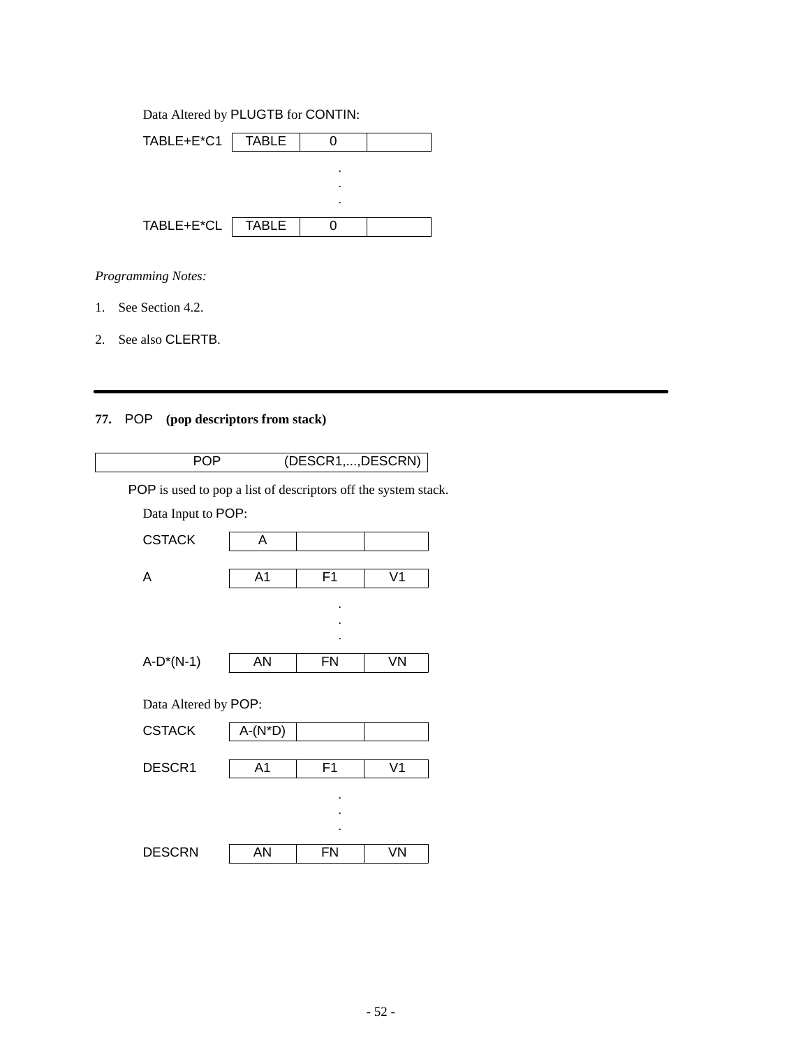Data Altered by PLUGTB for CONTIN:

| | | | |
|---|---|---|---|
| TABLE+E*C1 | TABLE | 0 | |
| | | . | |
| | | . | |
| | | . | |
| TABLE+E*CL | TABLE | 0 | |

*Programming Notes:*

1. See Section 4.2.

2. See also CLERTB.

---

### 77. POP (pop descriptors from stack)

| POP | (DESCR1,...,DESCRN) |
|---|---|

POP is used to pop a list of descriptors off the system stack.

Data Input to POP:

| | | | |
|---|---|---|---|
| CSTACK | A | | |
| A | A1 | F1 | V1 |
| | | . | |
| | | . | |
| | | . | |
| A-D*(N-1) | AN | FN | VN |

Data Altered by POP:

| | | | |
|---|---|---|---|
| CSTACK | A-(N*D) | | |
| DESCR1 | A1 | F1 | V1 |
| | | . | |
| | | . | |
| | | . | |
| DESCRN | AN | FN | VN |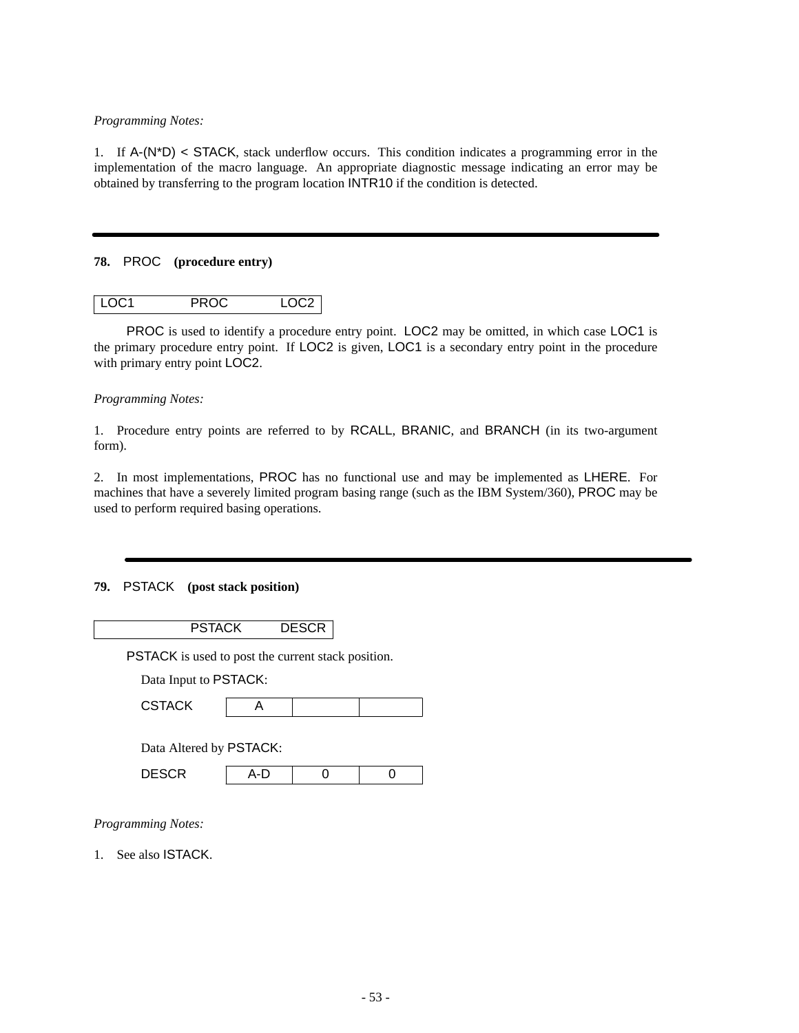*Programming Notes:*

1. If A-(N*D) < STACK, stack underflow occurs. This condition indicates a programming error in the implementation of the macro language. An appropriate diagnostic message indicating an error may be obtained by transferring to the program location INTR10 if the condition is detected.

---

**78.** PROC **(procedure entry)**

```
LOC1        PROC        LOC2
```

PROC is used to identify a procedure entry point. LOC2 may be omitted, in which case LOC1 is the primary procedure entry point. If LOC2 is given, LOC1 is a secondary entry point in the procedure with primary entry point LOC2.

*Programming Notes:*

1. Procedure entry points are referred to by RCALL, BRANIC, and BRANCH (in its two-argument form).

2. In most implementations, PROC has no functional use and may be implemented as LHERE. For machines that have a severely limited program basing range (such as the IBM System/360), PROC may be used to perform required basing operations.

---

**79.** PSTACK **(post stack position)**

```
            PSTACK      DESCR
```

PSTACK is used to post the current stack position.

Data Input to PSTACK:

| CSTACK | A | | |
|---|---|---|---|

Data Altered by PSTACK:

| DESCR | A-D | 0 | 0 |
|---|---|---|---|

*Programming Notes:*

1. See also ISTACK.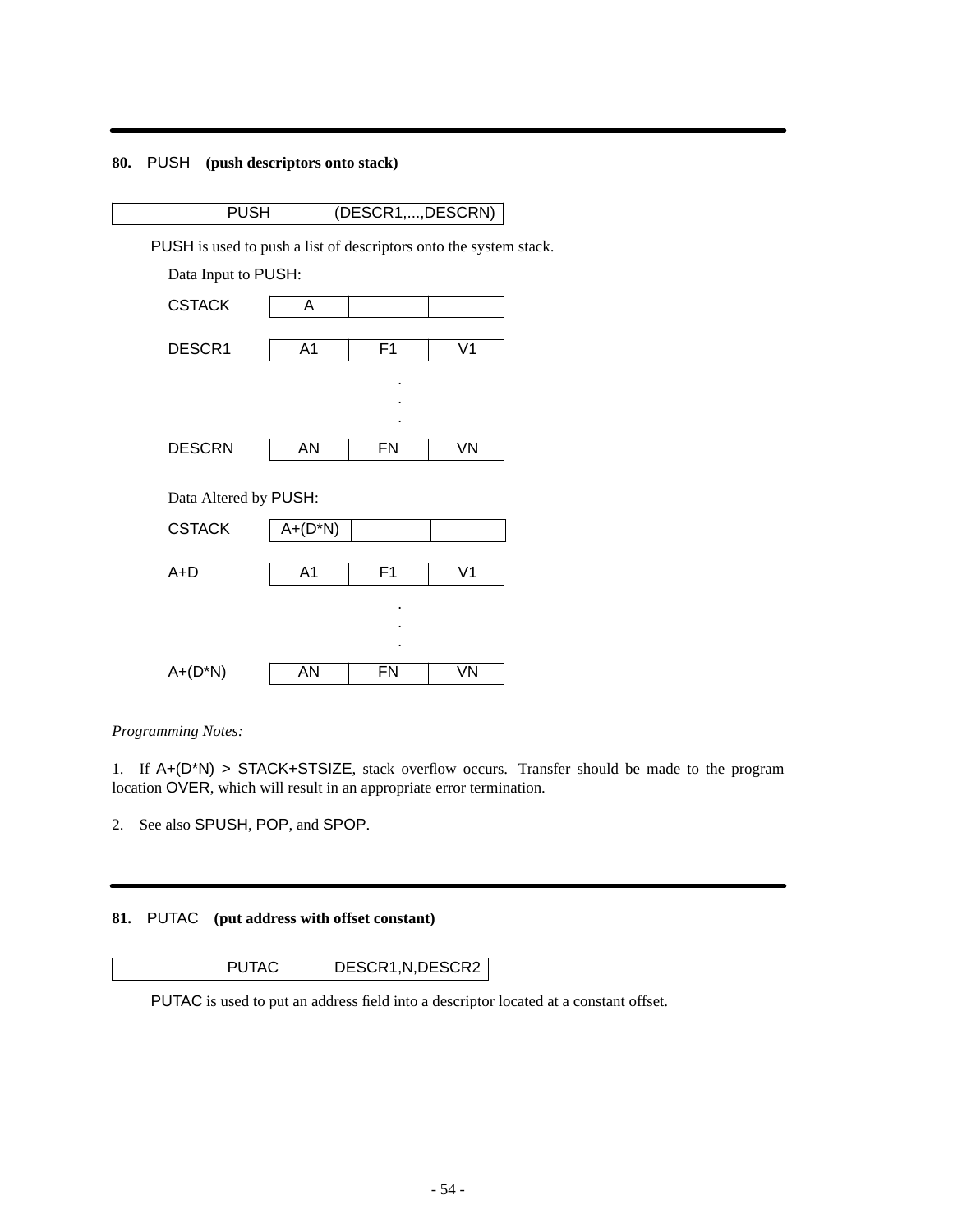## 80. PUSH (push descriptors onto stack)

```
PUSH        (DESCR1,...,DESCRN)
```

PUSH is used to push a list of descriptors onto the system stack.

Data Input to PUSH:

| | | | |
|---|---|---|---|
| CSTACK | A | | |
| DESCR1 | A1 | F1 | V1 |
| | | . . . | |
| DESCRN | AN | FN | VN |

Data Altered by PUSH:

| | | | |
|---|---|---|---|
| CSTACK | A+(D*N) | | |
| A+D | A1 | F1 | V1 |
| | | . . . | |
| A+(D*N) | AN | FN | VN |

*Programming Notes:*

1. If A+(D*N) > STACK+STSIZE, stack overflow occurs. Transfer should be made to the program location OVER, which will result in an appropriate error termination.

2. See also SPUSH, POP, and SPOP.

## 81. PUTAC (put address with offset constant)

```
PUTAC       DESCR1,N,DESCR2
```

PUTAC is used to put an address field into a descriptor located at a constant offset.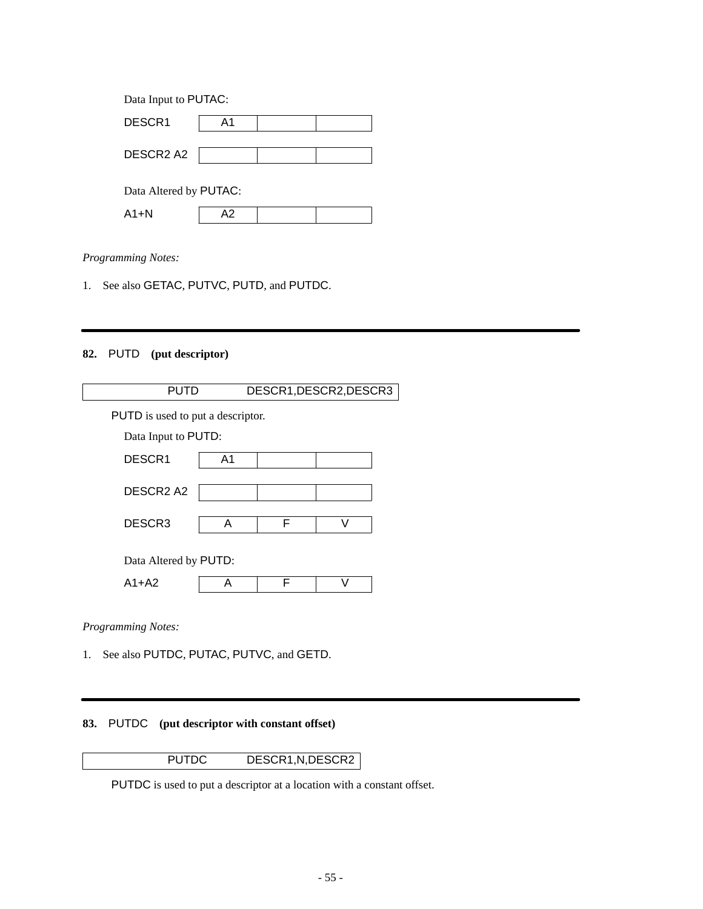Data Input to PUTAC:

| DESCR1 | A1 | | |
|---|---|---|---|
| DESCR2 A2 | | | |

Data Altered by PUTAC:

| A1+N | A2 | | |
|---|---|---|---|

*Programming Notes:*

1. See also GETAC, PUTVC, PUTD, and PUTDC.

---

### 82. PUTD (put descriptor)

```
PUTD          DESCR1,DESCR2,DESCR3
```

PUTD is used to put a descriptor.

Data Input to PUTD:

| DESCR1 | A1 | | |
|---|---|---|---|
| DESCR2 A2 | | | |
| DESCR3 | A | F | V |

Data Altered by PUTD:

| A1+A2 | A | F | V |
|---|---|---|---|

*Programming Notes:*

1. See also PUTDC, PUTAC, PUTVC, and GETD.

---

### 83. PUTDC (put descriptor with constant offset)

```
PUTDC         DESCR1,N,DESCR2
```

PUTDC is used to put a descriptor at a location with a constant offset.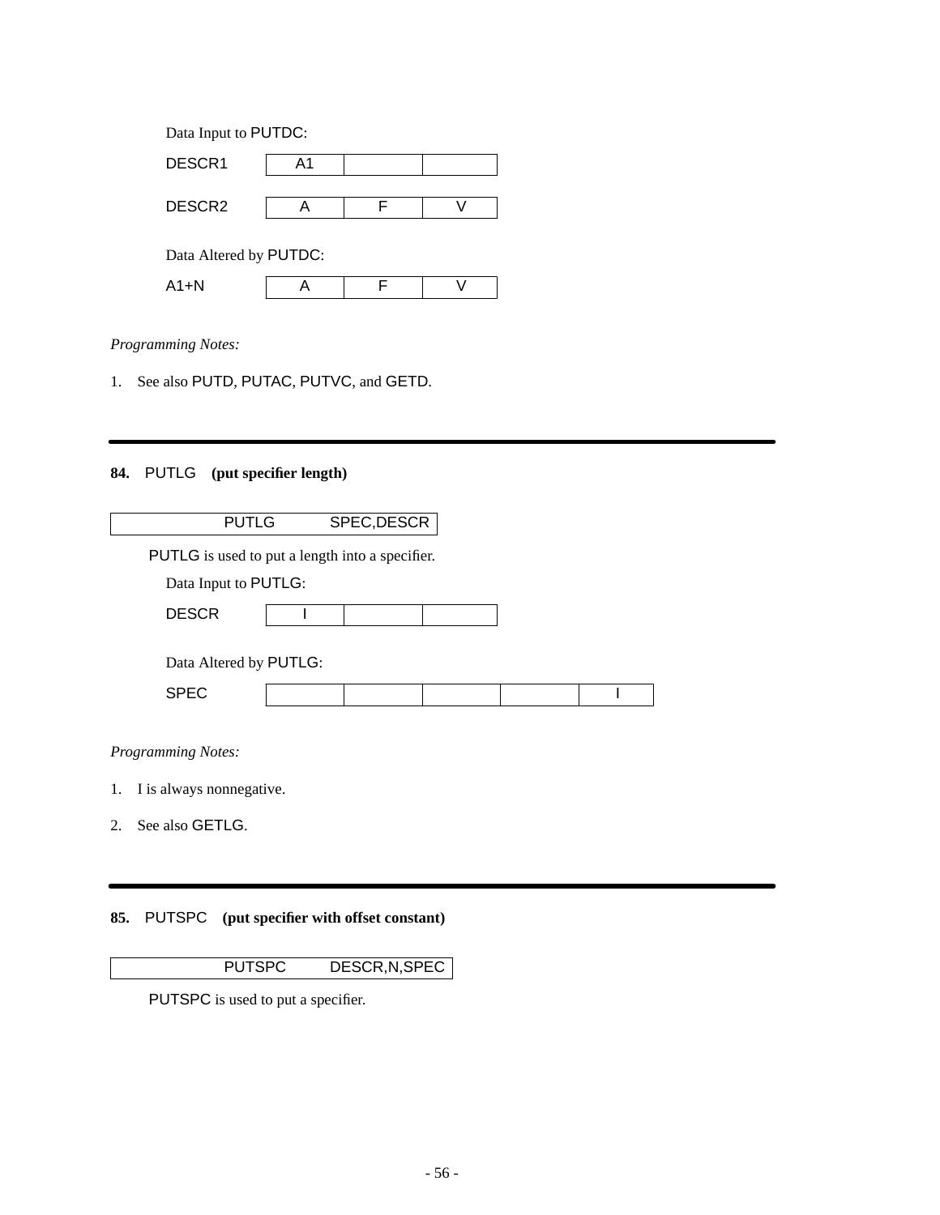Data Input to PUTDC:

| DESCR1 | A1 | | |
|---|---|---|---|
| DESCR2 | A | F | V |

Data Altered by PUTDC:

| A1+N | A | F | V |
|---|---|---|---|

*Programming Notes:*

1. See also PUTD, PUTAC, PUTVC, and GETD.

---

### 84. PUTLG (put specifier length)

```
        PUTLG       SPEC,DESCR
```

PUTLG is used to put a length into a specifier.

Data Input to PUTLG:

| DESCR | I | | |
|---|---|---|---|

Data Altered by PUTLG:

| SPEC | | | | | I |
|---|---|---|---|---|---|

*Programming Notes:*

1. I is always nonnegative.
2. See also GETLG.

---

### 85. PUTSPC (put specifier with offset constant)

```
        PUTSPC      DESCR,N,SPEC
```

PUTSPC is used to put a specifier.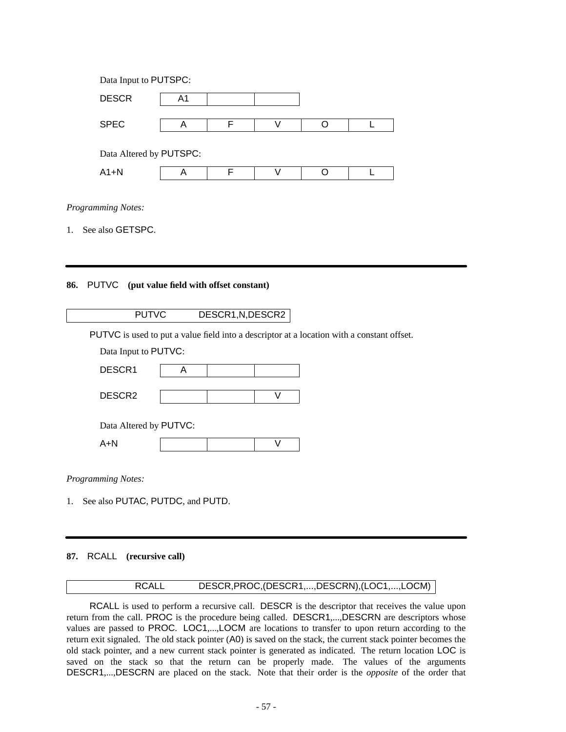Data Input to PUTSPC:

| DESCR | A1 | | |
|---|---|---|---|

| SPEC | A | F | V | O | L |
|---|---|---|---|---|---|

Data Altered by PUTSPC:

| A1+N | A | F | V | O | L |
|---|---|---|---|---|---|

*Programming Notes:*

1. See also GETSPC.

---

### 86. PUTVC (put value field with offset constant)

```
PUTVC    DESCR1,N,DESCR2
```

PUTVC is used to put a value field into a descriptor at a location with a constant offset.

Data Input to PUTVC:

| DESCR1 | A | | |
|---|---|---|---|

| DESCR2 | | | V |
|---|---|---|---|

Data Altered by PUTVC:

| A+N | | | V |
|---|---|---|---|

*Programming Notes:*

1. See also PUTAC, PUTDC, and PUTD.

---

### 87. RCALL (recursive call)

```
RCALL    DESCR,PROC,(DESCR1,...,DESCRN),(LOC1,...,LOCM)
```

RCALL is used to perform a recursive call. DESCR is the descriptor that receives the value upon return from the call. PROC is the procedure being called. DESCR1,...,DESCRN are descriptors whose values are passed to PROC. LOC1,...,LOCM are locations to transfer to upon return according to the return exit signaled. The old stack pointer (A0) is saved on the stack, the current stack pointer becomes the old stack pointer, and a new current stack pointer is generated as indicated. The return location LOC is saved on the stack so that the return can be properly made. The values of the arguments DESCR1,...,DESCRN are placed on the stack. Note that their order is the *opposite* of the order that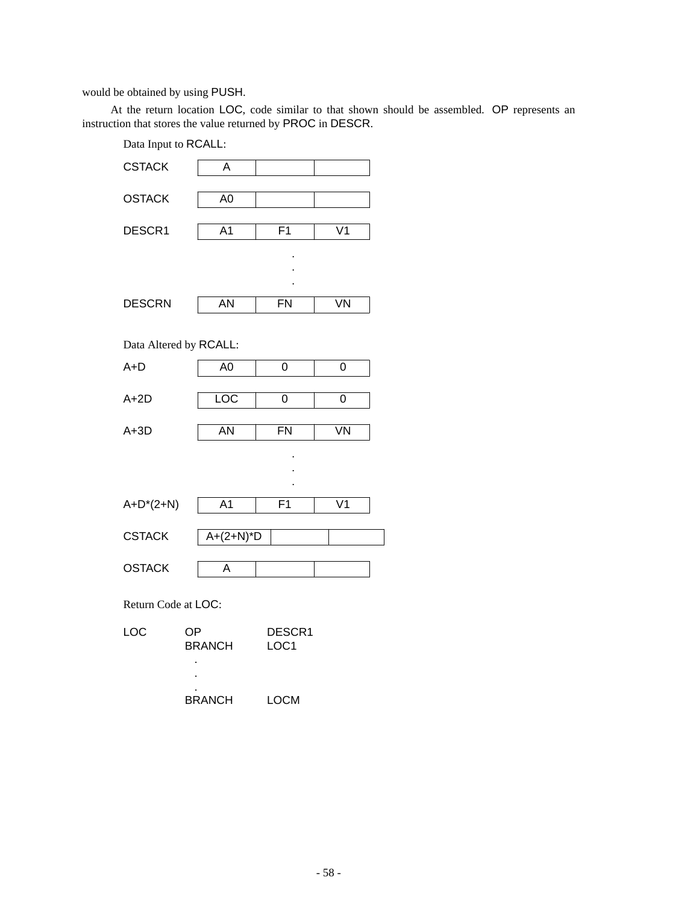would be obtained by using PUSH.

At the return location LOC, code similar to that shown should be assembled. OP represents an instruction that stores the value returned by PROC in DESCR.

Data Input to RCALL:

| | | | |
|---|---|---|---|
| CSTACK | A | | |
| OSTACK | A0 | | |
| DESCR1 | A1 | F1 | V1 |
| | | . . . | |
| DESCRN | AN | FN | VN |

Data Altered by RCALL:

| | | | |
|---|---|---|---|
| A+D | A0 | 0 | 0 |
| A+2D | LOC | 0 | 0 |
| A+3D | AN | FN | VN |
| | | . . . | |
| A+D*(2+N) | A1 | F1 | V1 |
| CSTACK | A+(2+N)*D | | |
| OSTACK | A | | |

Return Code at LOC:

```
LOC      OP          DESCR1
         BRANCH      LOC1
           .
           .
           .
         BRANCH      LOCM
```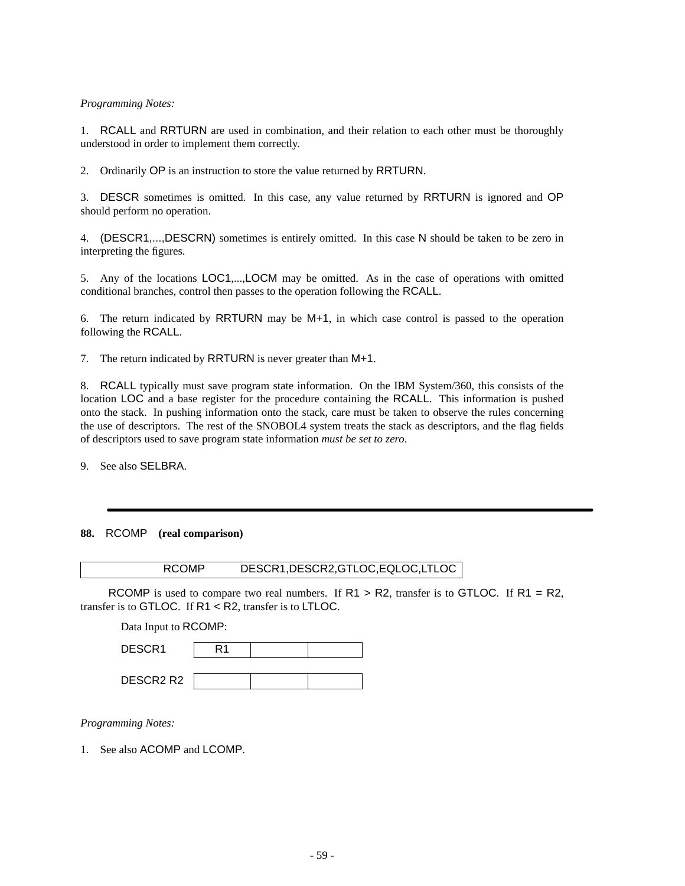*Programming Notes:*

1. RCALL and RRTURN are used in combination, and their relation to each other must be thoroughly understood in order to implement them correctly.

2. Ordinarily OP is an instruction to store the value returned by RRTURN.

3. DESCR sometimes is omitted. In this case, any value returned by RRTURN is ignored and OP should perform no operation.

4. (DESCR1,...,DESCRN) sometimes is entirely omitted. In this case N should be taken to be zero in interpreting the figures.

5. Any of the locations LOC1,...,LOCM may be omitted. As in the case of operations with omitted conditional branches, control then passes to the operation following the RCALL.

6. The return indicated by RRTURN may be M+1, in which case control is passed to the operation following the RCALL.

7. The return indicated by RRTURN is never greater than M+1.

8. RCALL typically must save program state information. On the IBM System/360, this consists of the location LOC and a base register for the procedure containing the RCALL. This information is pushed onto the stack. In pushing information onto the stack, care must be taken to observe the rules concerning the use of descriptors. The rest of the SNOBOL4 system treats the stack as descriptors, and the flag fields of descriptors used to save program state information *must be set to zero*.

9. See also SELBRA.

---

**88.** RCOMP **(real comparison)**

```
RCOMP      DESCR1,DESCR2,GTLOC,EQLOC,LTLOC
```

RCOMP is used to compare two real numbers. If R1 > R2, transfer is to GTLOC. If R1 = R2, transfer is to GTLOC. If R1 < R2, transfer is to LTLOC.

Data Input to RCOMP:

| | | | |
|---|---|---|---|
| DESCR1 | R1 | | |
| DESCR2 R2 | | | |

*Programming Notes:*

1. See also ACOMP and LCOMP.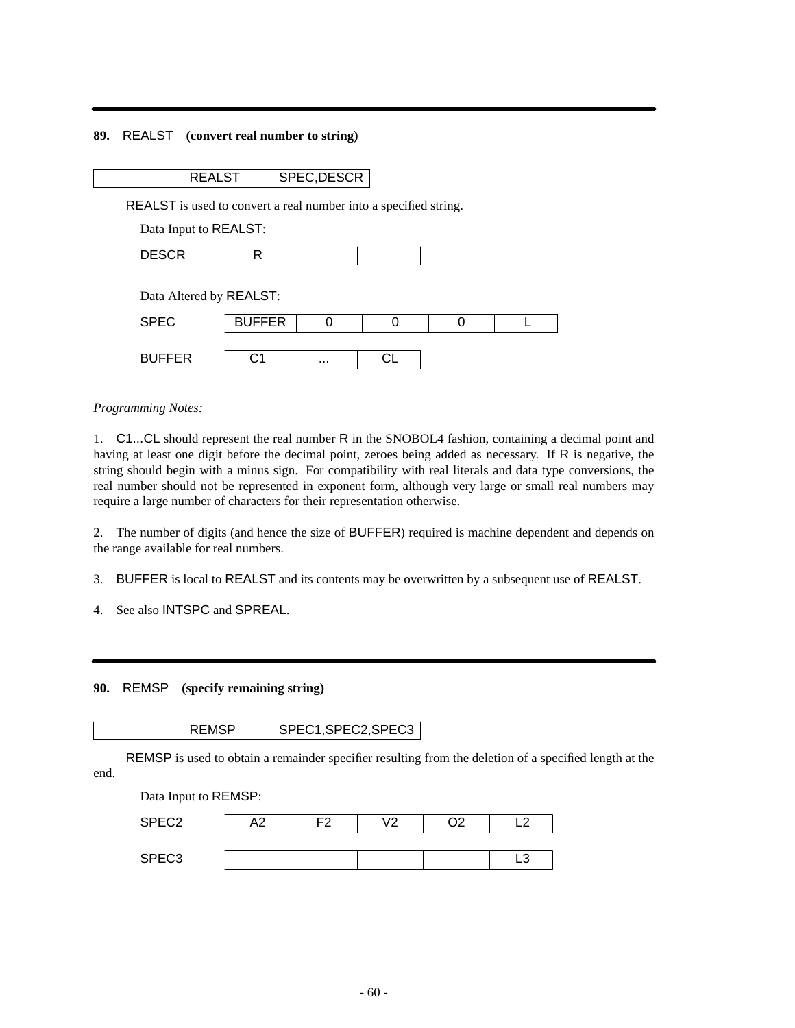## 89. REALST (convert real number to string)

| REALST | SPEC,DESCR |
|---|---|

REALST is used to convert a real number into a specified string.

Data Input to REALST:

| DESCR | R | | |
|---|---|---|---|

Data Altered by REALST:

| SPEC | BUFFER | 0 | 0 | 0 | L |
|---|---|---|---|---|---|

| BUFFER | C1 | ... | CL |
|---|---|---|---|

*Programming Notes:*

1. C1...CL should represent the real number R in the SNOBOL4 fashion, containing a decimal point and having at least one digit before the decimal point, zeroes being added as necessary. If R is negative, the string should begin with a minus sign. For compatibility with real literals and data type conversions, the real number should not be represented in exponent form, although very large or small real numbers may require a large number of characters for their representation otherwise.

2. The number of digits (and hence the size of BUFFER) required is machine dependent and depends on the range available for real numbers.

3. BUFFER is local to REALST and its contents may be overwritten by a subsequent use of REALST.

4. See also INTSPC and SPREAL.

## 90. REMSP (specify remaining string)

| REMSP | SPEC1,SPEC2,SPEC3 |
|---|---|

REMSP is used to obtain a remainder specifier resulting from the deletion of a specified length at the end.

Data Input to REMSP:

| SPEC2 | A2 | F2 | V2 | O2 | L2 |
|---|---|---|---|---|---|

| SPEC3 | | | | | L3 |
|---|---|---|---|---|---|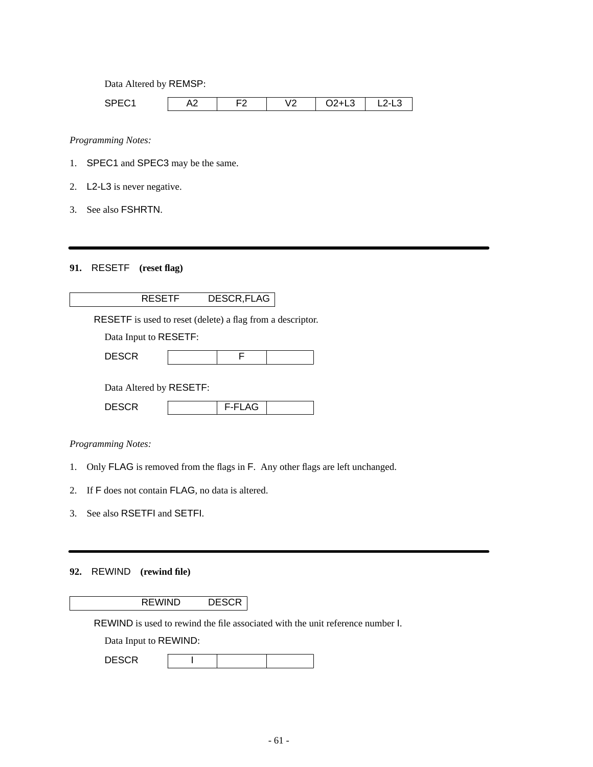Data Altered by REMSP:

| SPEC1 | A2 | F2 | V2 | O2+L3 | L2-L3 |
|---|---|---|---|---|---|

*Programming Notes:*

1. SPEC1 and SPEC3 may be the same.
2. L2-L3 is never negative.
3. See also FSHRTN.

---

## 91. RESETF (reset flag)

```
RESETF     DESCR,FLAG
```

RESETF is used to reset (delete) a flag from a descriptor.

Data Input to RESETF:

| DESCR | | F | |
|---|---|---|---|

Data Altered by RESETF:

| DESCR | | F-FLAG | |
|---|---|---|---|

*Programming Notes:*

1. Only FLAG is removed from the flags in F. Any other flags are left unchanged.
2. If F does not contain FLAG, no data is altered.
3. See also RSETFI and SETFI.

---

## 92. REWIND (rewind file)

```
REWIND     DESCR
```

REWIND is used to rewind the file associated with the unit reference number I.

Data Input to REWIND:

| DESCR | I | | |
|---|---|---|---|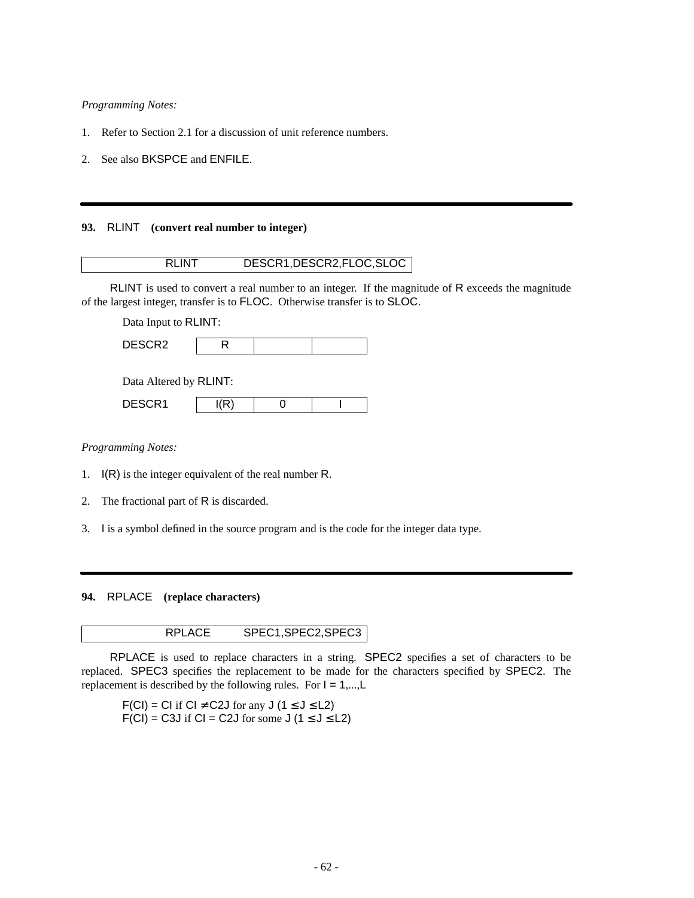*Programming Notes:*

1. Refer to Section 2.1 for a discussion of unit reference numbers.

2. See also BKSPCE and ENFILE.

---

### 93. RLINT (convert real number to integer)

```
RLINT        DESCR1,DESCR2,FLOC,SLOC
```

RLINT is used to convert a real number to an integer. If the magnitude of R exceeds the magnitude of the largest integer, transfer is to FLOC. Otherwise transfer is to SLOC.

Data Input to RLINT:

| | | | |
|---|---|---|---|
| DESCR2 | R | | |

Data Altered by RLINT:

| | | | |
|---|---|---|---|
| DESCR1 | I(R) | 0 | I |

*Programming Notes:*

1. I(R) is the integer equivalent of the real number R.

2. The fractional part of R is discarded.

3. I is a symbol defined in the source program and is the code for the integer data type.

---

### 94. RPLACE (replace characters)

```
RPLACE       SPEC1,SPEC2,SPEC3
```

RPLACE is used to replace characters in a string. SPEC2 specifies a set of characters to be replaced. SPEC3 specifies the replacement to be made for the characters specified by SPEC2. The replacement is described by the following rules. For I = 1,...,L

F(CI) = CI if CI ≠ C2J for any J (1 ≤ J ≤ L2)
F(CI) = C3J if CI = C2J for some J (1 ≤ J ≤ L2)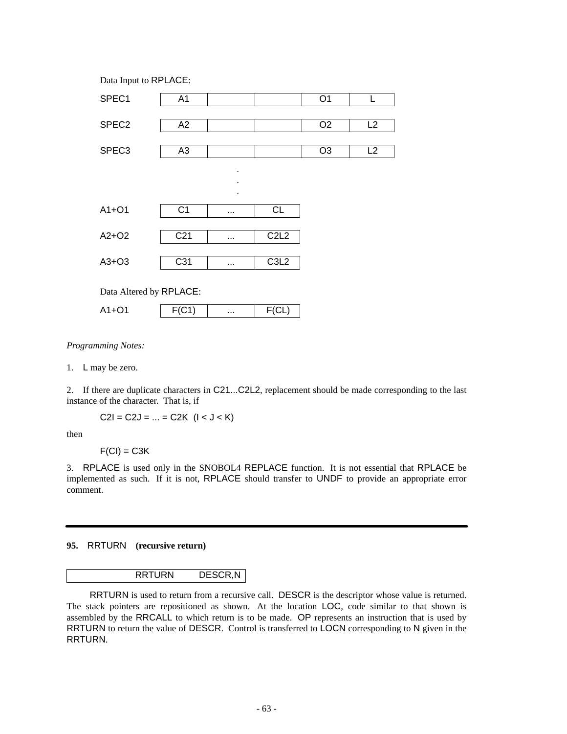Data Input to RPLACE:

| SPEC1 | A1 | | | O1 | L |
|---|---|---|---|---|---|
| SPEC2 | A2 | | | O2 | L2 |
| SPEC3 | A3 | | | O3 | L2 |

.
.
.

| A1+O1 | C1 | ... | CL |
|---|---|---|---|
| A2+O2 | C21 | ... | C2L2 |
| A3+O3 | C31 | ... | C3L2 |

Data Altered by RPLACE:

| A1+O1 | F(C1) | ... | F(CL) |
|---|---|---|---|

*Programming Notes:*

1. L may be zero.

2. If there are duplicate characters in C21...C2L2, replacement should be made corresponding to the last instance of the character. That is, if

    C2I = C2J = ... = C2K (I < J < K)

then

    F(CI) = C3K

3. RPLACE is used only in the SNOBOL4 REPLACE function. It is not essential that RPLACE be implemented as such. If it is not, RPLACE should transfer to UNDF to provide an appropriate error comment.

---

**95.** RRTURN **(recursive return)**

```
            RRTURN      DESCR,N
```

RRTURN is used to return from a recursive call. DESCR is the descriptor whose value is returned. The stack pointers are repositioned as shown. At the location LOC, code similar to that shown is assembled by the RRCALL to which return is to be made. OP represents an instruction that is used by RRTURN to return the value of DESCR. Control is transferred to LOCN corresponding to N given in the RRTURN.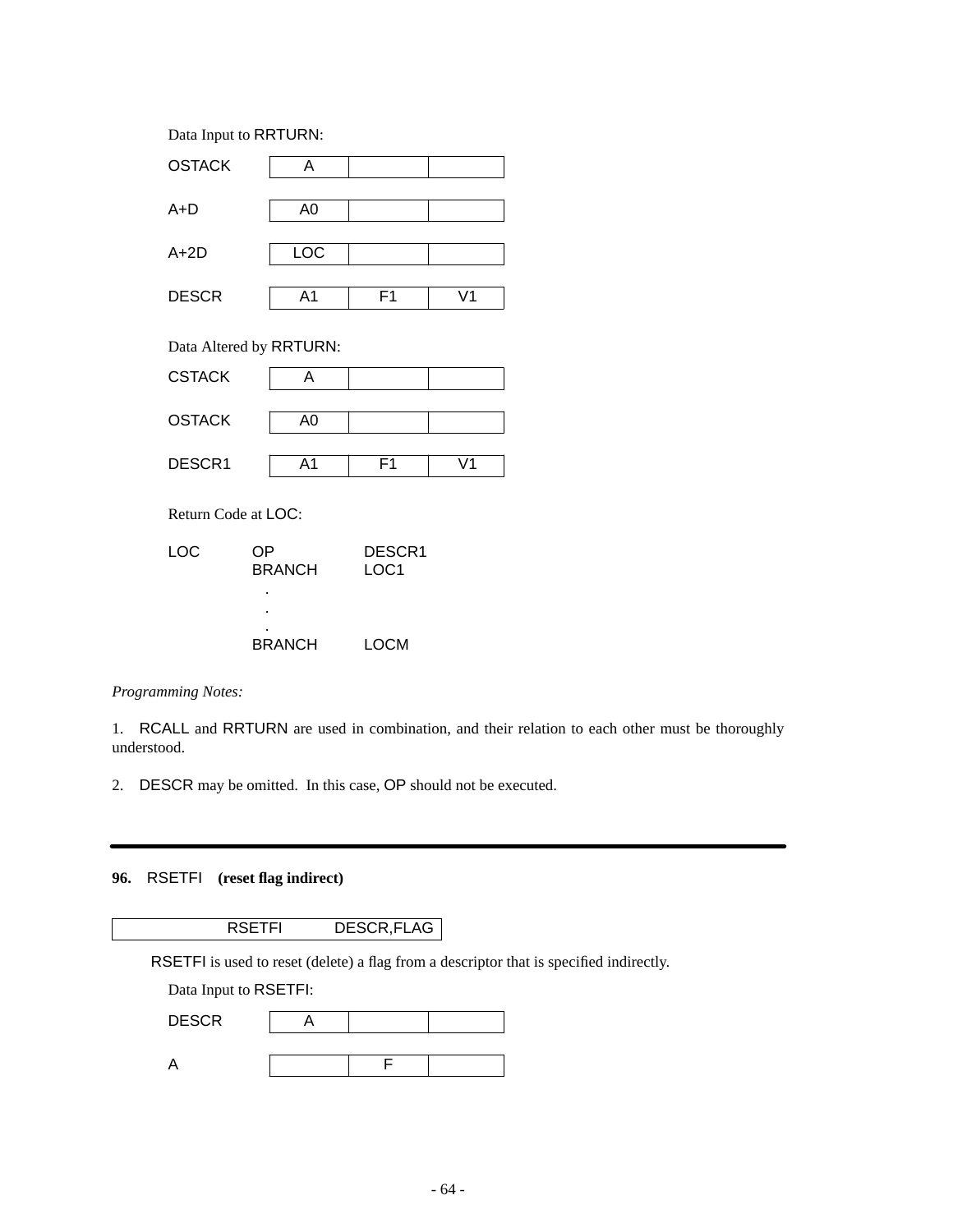Data Input to RRTURN:

| | | | |
|---|---|---|---|
| OSTACK | A | | |
| A+D | A0 | | |
| A+2D | LOC | | |
| DESCR | A1 | F1 | V1 |

Data Altered by RRTURN:

| | | | |
|---|---|---|---|
| CSTACK | A | | |
| OSTACK | A0 | | |
| DESCR1 | A1 | F1 | V1 |

Return Code at LOC:

```
LOC      OP          DESCR1
         BRANCH      LOC1
           .
           .
           .
         BRANCH      LOCM
```

*Programming Notes:*

1. RCALL and RRTURN are used in combination, and their relation to each other must be thoroughly understood.

2. DESCR may be omitted. In this case, OP should not be executed.

---

**96.** RSETFI **(reset flag indirect)**

```
          RSETFI        DESCR,FLAG
```

RSETFI is used to reset (delete) a flag from a descriptor that is specified indirectly.

Data Input to RSETFI:

| | | | |
|---|---|---|---|
| DESCR | A | | |
| A | | F | |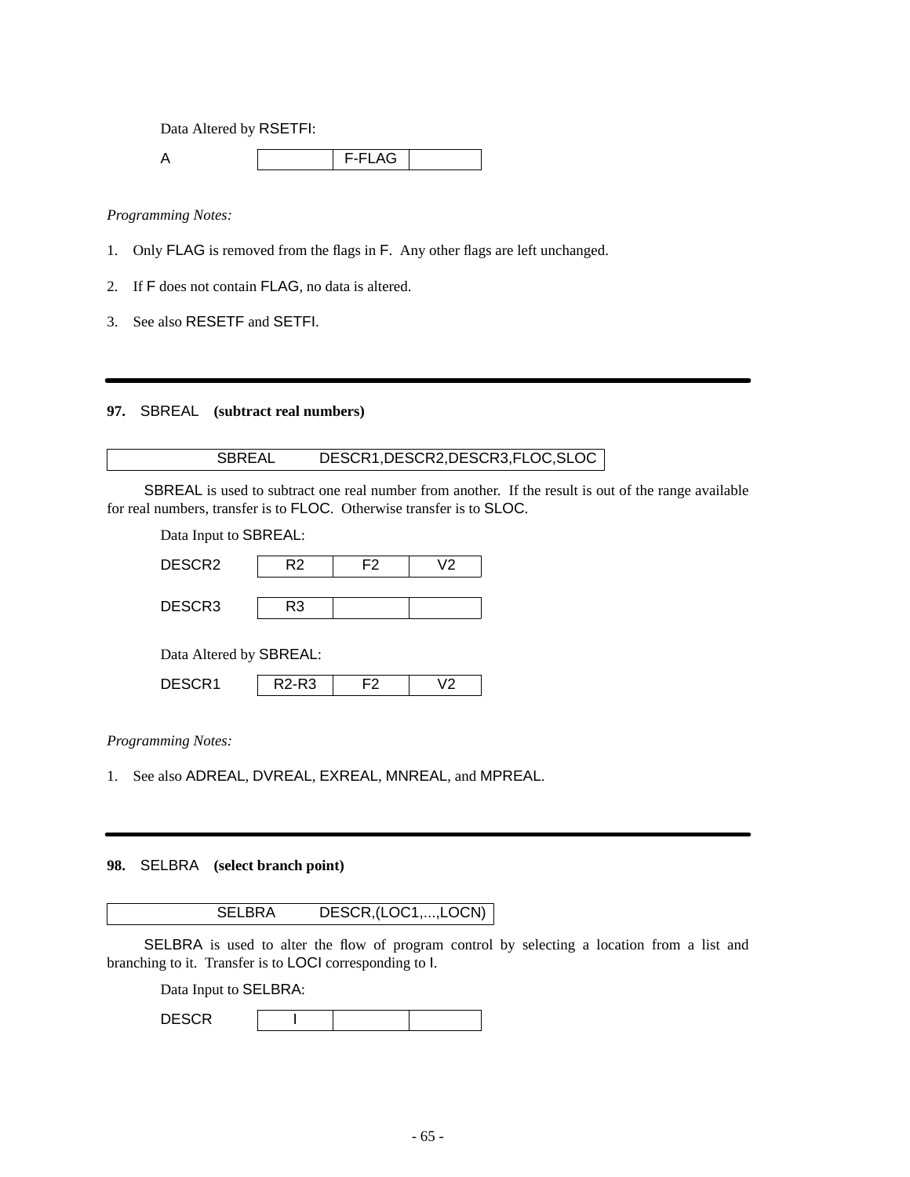Data Altered by RSETFI:

| A | | F-FLAG | |
|---|---|---|---|

*Programming Notes:*

1. Only FLAG is removed from the flags in F. Any other flags are left unchanged.

2. If F does not contain FLAG, no data is altered.

3. See also RESETF and SETFI.

---

### 97. SBREAL (subtract real numbers)

```
SBREAL      DESCR1,DESCR2,DESCR3,FLOC,SLOC
```

SBREAL is used to subtract one real number from another. If the result is out of the range available for real numbers, transfer is to FLOC. Otherwise transfer is to SLOC.

Data Input to SBREAL:

| | | | |
|---|---|---|---|
| DESCR2 | R2 | F2 | V2 |
| DESCR3 | R3 | | |

Data Altered by SBREAL:

| DESCR1 | R2-R3 | F2 | V2 |
|---|---|---|---|

*Programming Notes:*

1. See also ADREAL, DVREAL, EXREAL, MNREAL, and MPREAL.

---

### 98. SELBRA (select branch point)

```
SELBRA      DESCR,(LOC1,...,LOCN)
```

SELBRA is used to alter the flow of program control by selecting a location from a list and branching to it. Transfer is to LOCI corresponding to I.

Data Input to SELBRA:

| DESCR | I | | |
|---|---|---|---|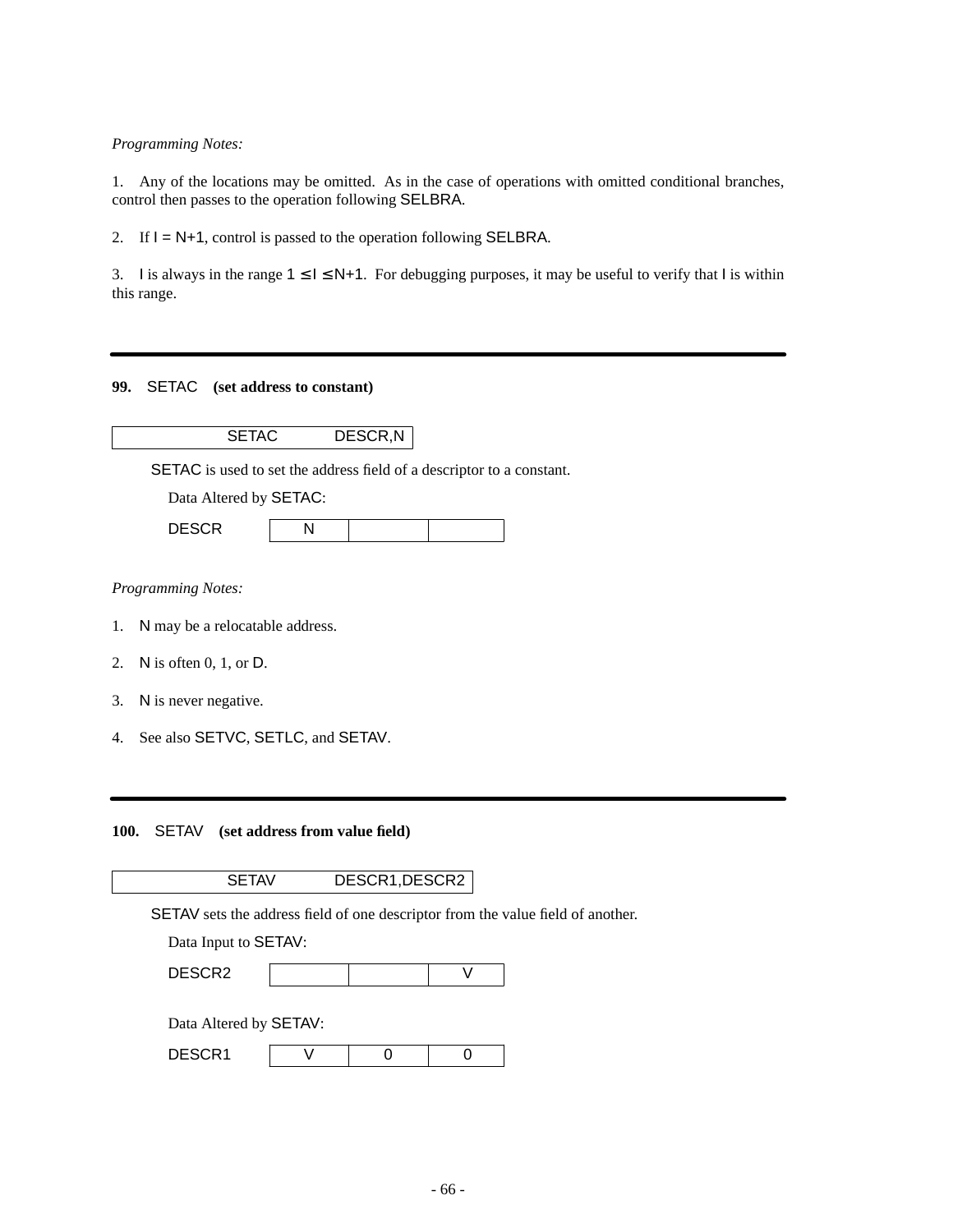*Programming Notes:*

1. Any of the locations may be omitted. As in the case of operations with omitted conditional branches, control then passes to the operation following SELBRA.

2. If I = N+1, control is passed to the operation following SELBRA.

3. I is always in the range 1 ≤ I ≤ N+1. For debugging purposes, it may be useful to verify that I is within this range.

---

### 99. SETAC (set address to constant)

```
SETAC    DESCR,N
```

SETAC is used to set the address field of a descriptor to a constant.

Data Altered by SETAC:

| DESCR | N | | |
|---|---|---|---|

*Programming Notes:*

1. N may be a relocatable address.

2. N is often 0, 1, or D.

3. N is never negative.

4. See also SETVC, SETLC, and SETAV.

---

### 100. SETAV (set address from value field)

```
SETAV    DESCR1,DESCR2
```

SETAV sets the address field of one descriptor from the value field of another.

Data Input to SETAV:

| DESCR2 | | | V |
|---|---|---|---|

Data Altered by SETAV:

| DESCR1 | V | 0 | 0 |
|---|---|---|---|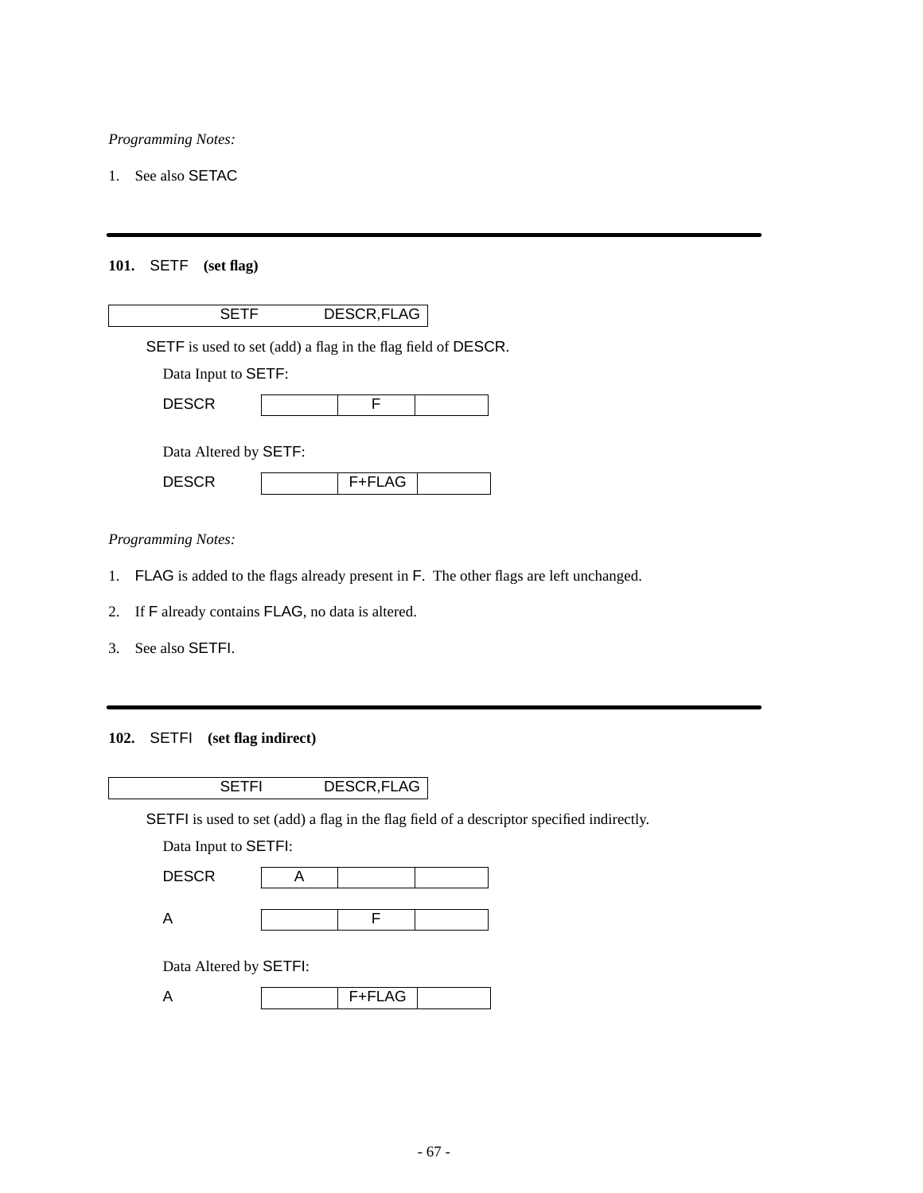*Programming Notes:*

1. See also SETAC

---

### 101. SETF (set flag)

| SETF | DESCR,FLAG |
|---|---|

SETF is used to set (add) a flag in the flag field of DESCR.

Data Input to SETF:

| DESCR | | F | |
|---|---|---|---|

Data Altered by SETF:

| DESCR | | F+FLAG | |
|---|---|---|---|

*Programming Notes:*

1. FLAG is added to the flags already present in F. The other flags are left unchanged.
2. If F already contains FLAG, no data is altered.
3. See also SETFI.

---

### 102. SETFI (set flag indirect)

| SETFI | DESCR,FLAG |
|---|---|

SETFI is used to set (add) a flag in the flag field of a descriptor specified indirectly.

Data Input to SETFI:

| DESCR | A | | |
|---|---|---|---|

| A | | F | |
|---|---|---|---|

Data Altered by SETFI:

| A | | F+FLAG | |
|---|---|---|---|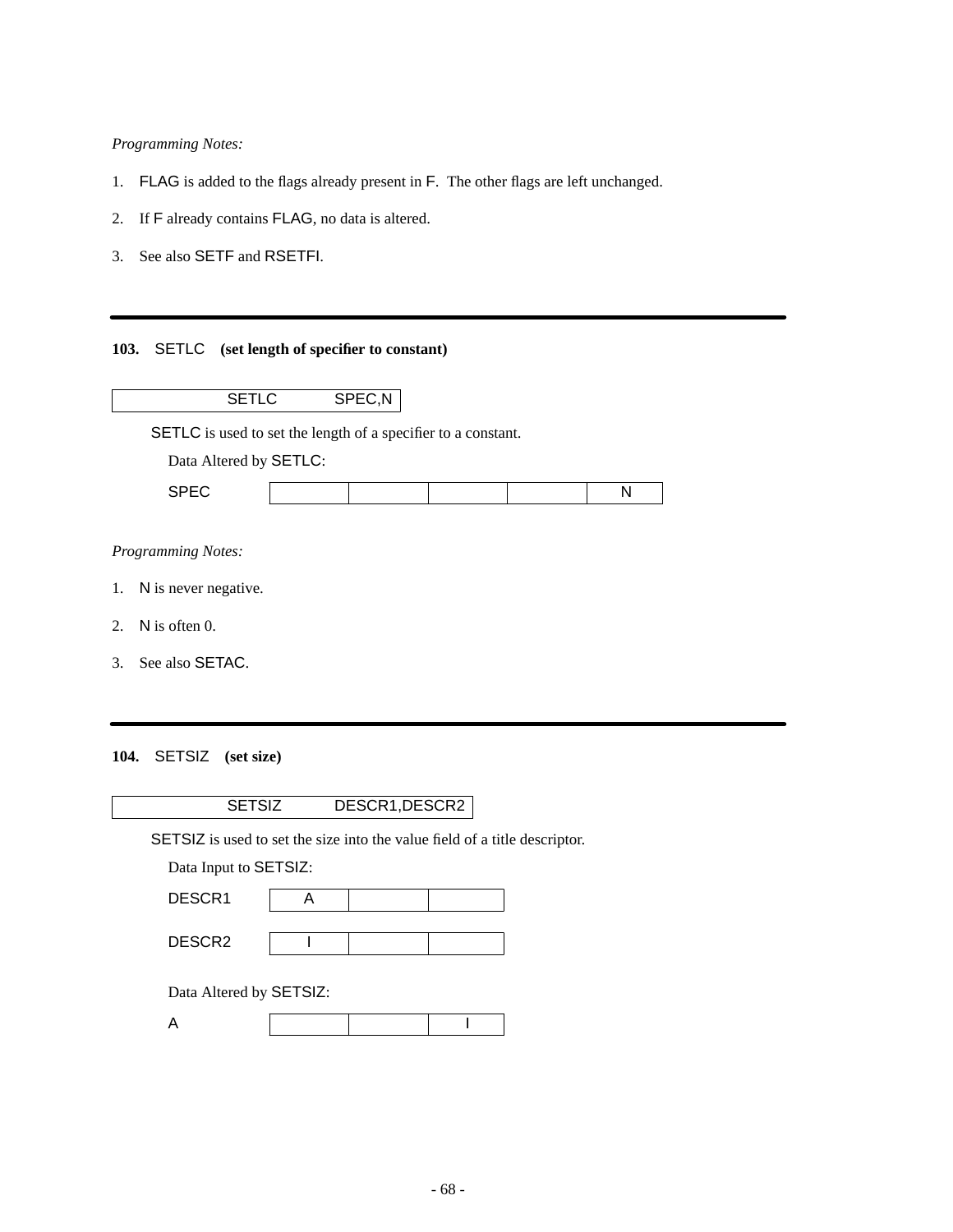*Programming Notes:*

1. FLAG is added to the flags already present in F. The other flags are left unchanged.

2. If F already contains FLAG, no data is altered.

3. See also SETF and RSETFI.

---

**103.** SETLC **(set length of specifier to constant)**

```
        SETLC       SPEC,N
```

SETLC is used to set the length of a specifier to a constant.

Data Altered by SETLC:

| SPEC | | | | | N |
|---|---|---|---|---|---|

*Programming Notes:*

1. N is never negative.

2. N is often 0.

3. See also SETAC.

---

**104.** SETSIZ **(set size)**

```
        SETSIZ      DESCR1,DESCR2
```

SETSIZ is used to set the size into the value field of a title descriptor.

Data Input to SETSIZ:

| DESCR1 | A | | |
|---|---|---|---|
| DESCR2 | I | | |

Data Altered by SETSIZ:

| A | | | I |
|---|---|---|---|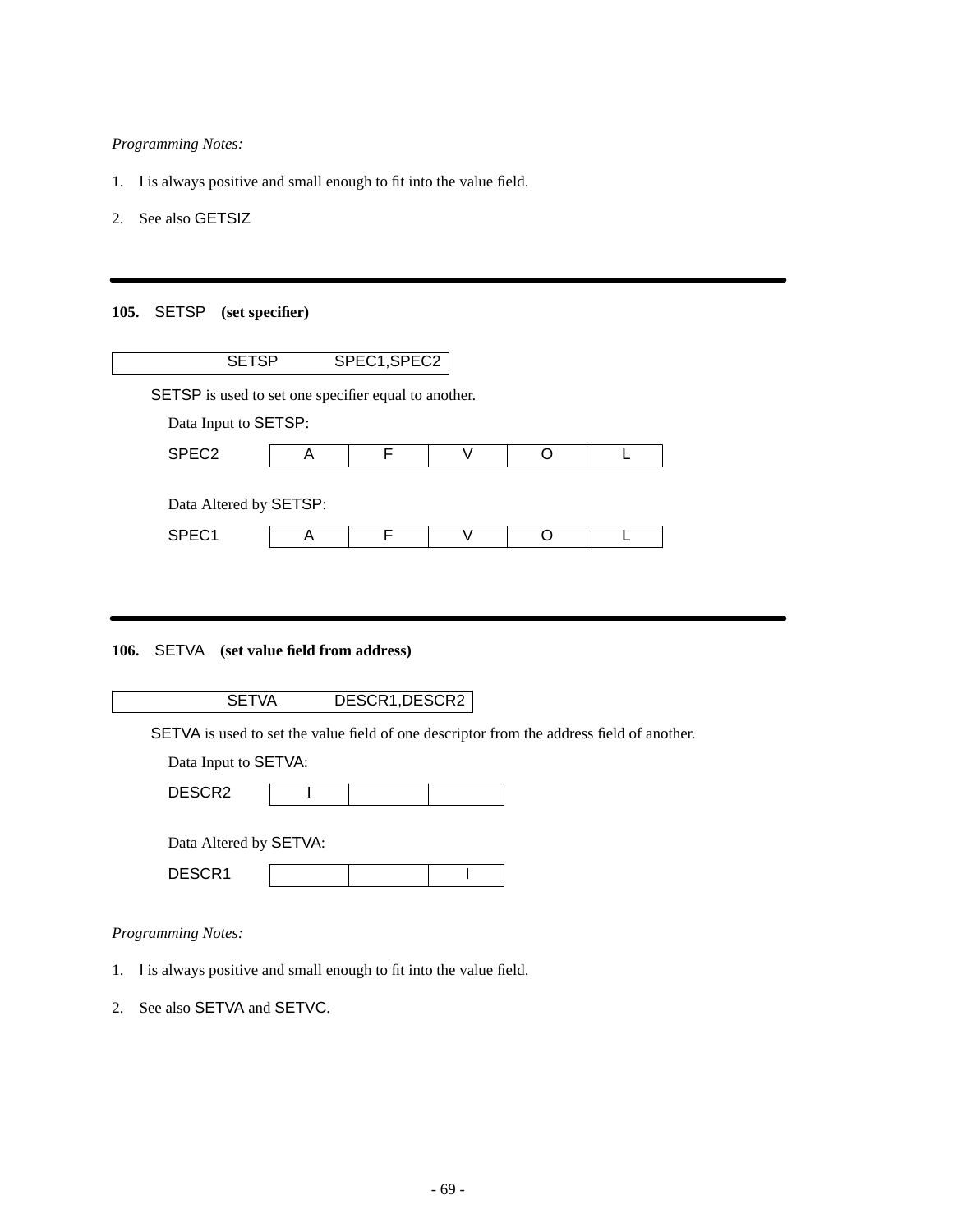*Programming Notes:*

1. I is always positive and small enough to fit into the value field.

2. See also GETSIZ

---

**105.** SETSP **(set specifier)**

```
SETSP    SPEC1,SPEC2
```

SETSP is used to set one specifier equal to another.

Data Input to SETSP:

| SPEC2 | A | F | V | O | L |
|---|---|---|---|---|---|

Data Altered by SETSP:

| SPEC1 | A | F | V | O | L |
|---|---|---|---|---|---|

---

**106.** SETVA **(set value field from address)**

```
SETVA    DESCR1,DESCR2
```

SETVA is used to set the value field of one descriptor from the address field of another.

Data Input to SETVA:

| DESCR2 | I | | |
|---|---|---|---|

Data Altered by SETVA:

| DESCR1 | | | I |
|---|---|---|---|

*Programming Notes:*

1. I is always positive and small enough to fit into the value field.

2. See also SETVA and SETVC.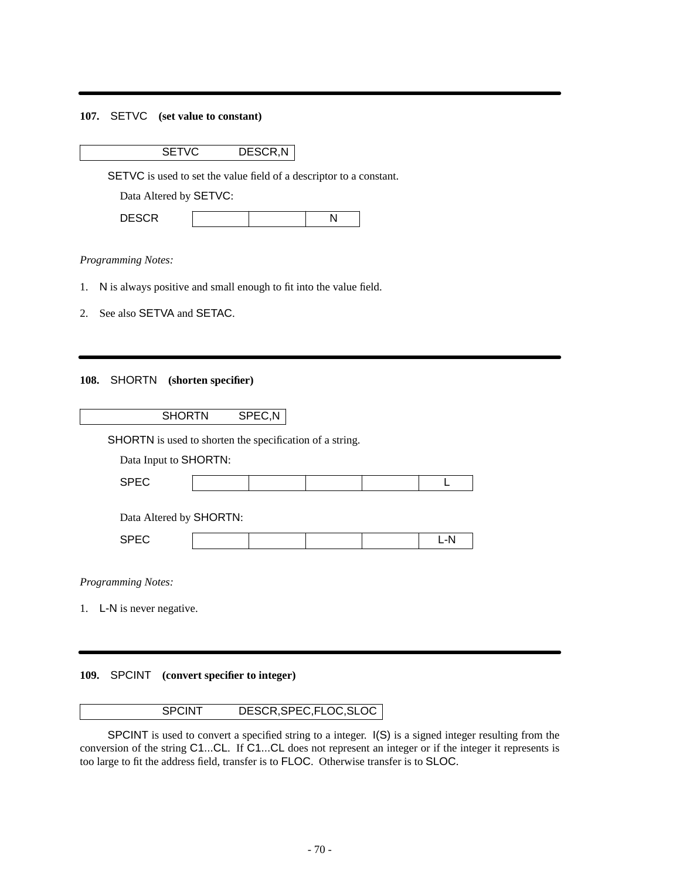---

### 107. SETVC (set value to constant)

| SETVC | DESCR,N |
|---|---|

SETVC is used to set the value field of a descriptor to a constant.

Data Altered by SETVC:

| DESCR | | | N |
|---|---|---|---|

*Programming Notes:*

1. N is always positive and small enough to fit into the value field.
2. See also SETVA and SETAC.

---

### 108. SHORTN (shorten specifier)

| SHORTN | SPEC,N |
|---|---|

SHORTN is used to shorten the specification of a string.

Data Input to SHORTN:

| SPEC | | | | | L |
|---|---|---|---|---|---|

Data Altered by SHORTN:

| SPEC | | | | | L-N |
|---|---|---|---|---|---|

*Programming Notes:*

1. L-N is never negative.

---

### 109. SPCINT (convert specifier to integer)

| SPCINT | DESCR,SPEC,FLOC,SLOC |
|---|---|

SPCINT is used to convert a specified string to a integer. I(S) is a signed integer resulting from the conversion of the string C1...CL. If C1...CL does not represent an integer or if the integer it represents is too large to fit the address field, transfer is to FLOC. Otherwise transfer is to SLOC.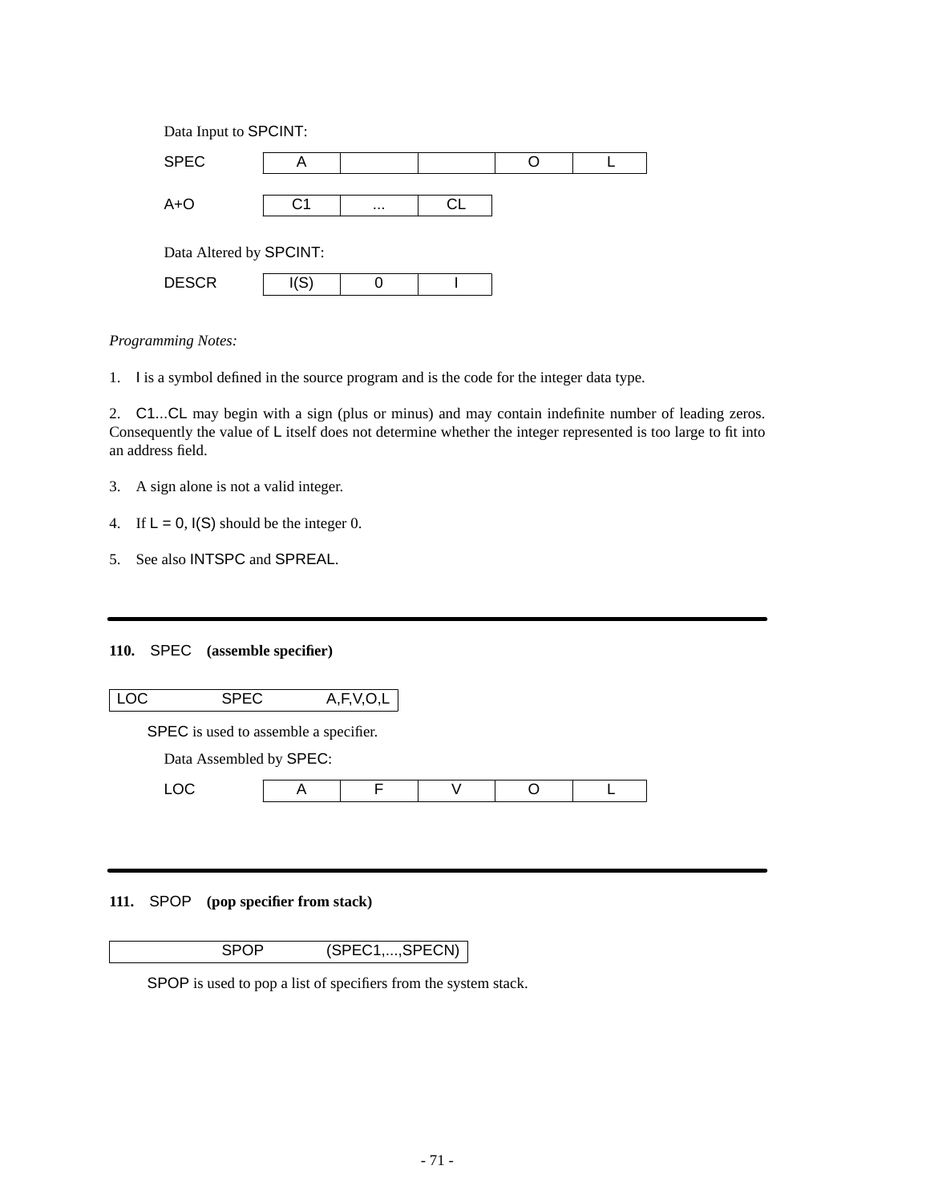Data Input to SPCINT:

| SPEC | A | | | O | L |
|---|---|---|---|---|---|

| A+O | C1 | ... | CL |
|---|---|---|---|

Data Altered by SPCINT:

| DESCR | I(S) | 0 | I |
|---|---|---|---|

*Programming Notes:*

1. I is a symbol defined in the source program and is the code for the integer data type.

2. C1...CL may begin with a sign (plus or minus) and may contain indefinite number of leading zeros. Consequently the value of L itself does not determine whether the integer represented is too large to fit into an address field.

3. A sign alone is not a valid integer.

4. If L = 0, I(S) should be the integer 0.

5. See also INTSPC and SPREAL.

---

**110.** SPEC **(assemble specifier)**

| LOC | SPEC | A,F,V,O,L |
|---|---|---|

SPEC is used to assemble a specifier.

Data Assembled by SPEC:

| LOC | A | F | V | O | L |
|---|---|---|---|---|---|

---

**111.** SPOP **(pop specifier from stack)**

| | SPOP | (SPEC1,...,SPECN) |
|---|---|---|

SPOP is used to pop a list of specifiers from the system stack.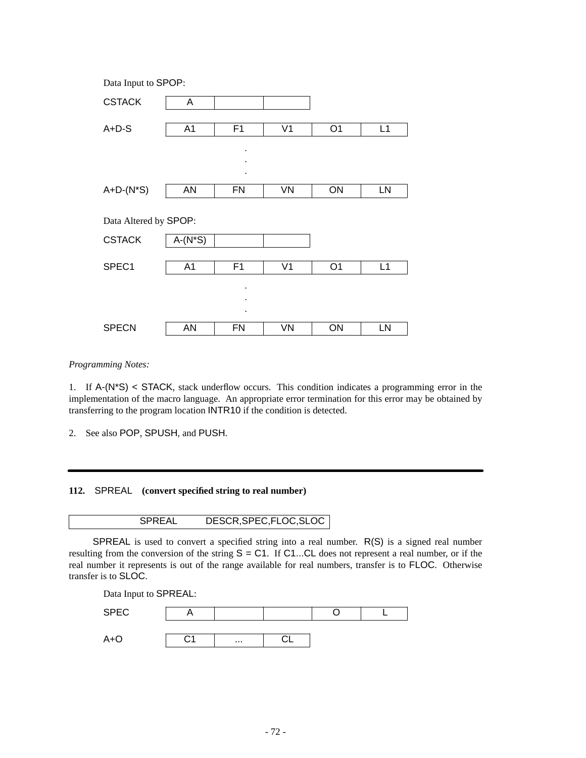Data Input to SPOP:

| | | | | | |
|---|---|---|---|---|---|
| CSTACK | A | | | | |
| A+D-S | A1 | F1 | V1 | O1 | L1 |
| | | . . . | | | |
| A+D-(N*S) | AN | FN | VN | ON | LN |

Data Altered by SPOP:

| | | | | | |
|---|---|---|---|---|---|
| CSTACK | A-(N*S) | | | | |
| SPEC1 | A1 | F1 | V1 | O1 | L1 |
| | | . . . | | | |
| SPECN | AN | FN | VN | ON | LN |

*Programming Notes:*

1. If A-(N*S) < STACK, stack underflow occurs. This condition indicates a programming error in the implementation of the macro language. An appropriate error termination for this error may be obtained by transferring to the program location INTR10 if the condition is detected.

2. See also POP, SPUSH, and PUSH.

---

**112.** SPREAL **(convert specified string to real number)**

```
SPREAL     DESCR,SPEC,FLOC,SLOC
```

SPREAL is used to convert a specified string into a real number. R(S) is a signed real number resulting from the conversion of the string S = C1. If C1...CL does not represent a real number, or if the real number it represents is out of the range available for real numbers, transfer is to FLOC. Otherwise transfer is to SLOC.

Data Input to SPREAL:

| | | | | | |
|---|---|---|---|---|---|
| SPEC | A | | | O | L |
| A+O | C1 | ... | CL | | |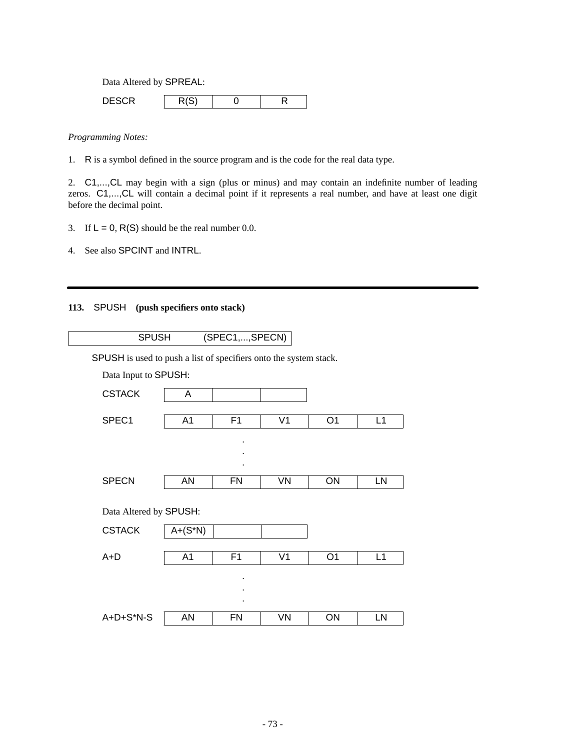Data Altered by SPREAL:

| DESCR | R(S) | 0 | R |
|---|---|---|---|

*Programming Notes:*

1. R is a symbol defined in the source program and is the code for the real data type.

2. C1,...,CL may begin with a sign (plus or minus) and may contain an indefinite number of leading zeros. C1,...,CL will contain a decimal point if it represents a real number, and have at least one digit before the decimal point.

3. If L = 0, R(S) should be the real number 0.0.

4. See also SPCINT and INTRL.

---

**113.** SPUSH **(push specifiers onto stack)**

```
SPUSH          (SPEC1,...,SPECN)
```

SPUSH is used to push a list of specifiers onto the system stack.

Data Input to SPUSH:

| CSTACK | A | | | | |
|---|---|---|---|---|---|
| | | | | | |
| SPEC1 | A1 | F1 | V1 | O1 | L1 |
| | | . | | | |
| | | . | | | |
| | | . | | | |
| SPECN | AN | FN | VN | ON | LN |

Data Altered by SPUSH:

| CSTACK | A+(S*N) | | | | |
|---|---|---|---|---|---|
| | | | | | |
| A+D | A1 | F1 | V1 | O1 | L1 |
| | | . | | | |
| | | . | | | |
| | | . | | | |
| A+D+S*N-S | AN | FN | VN | ON | LN |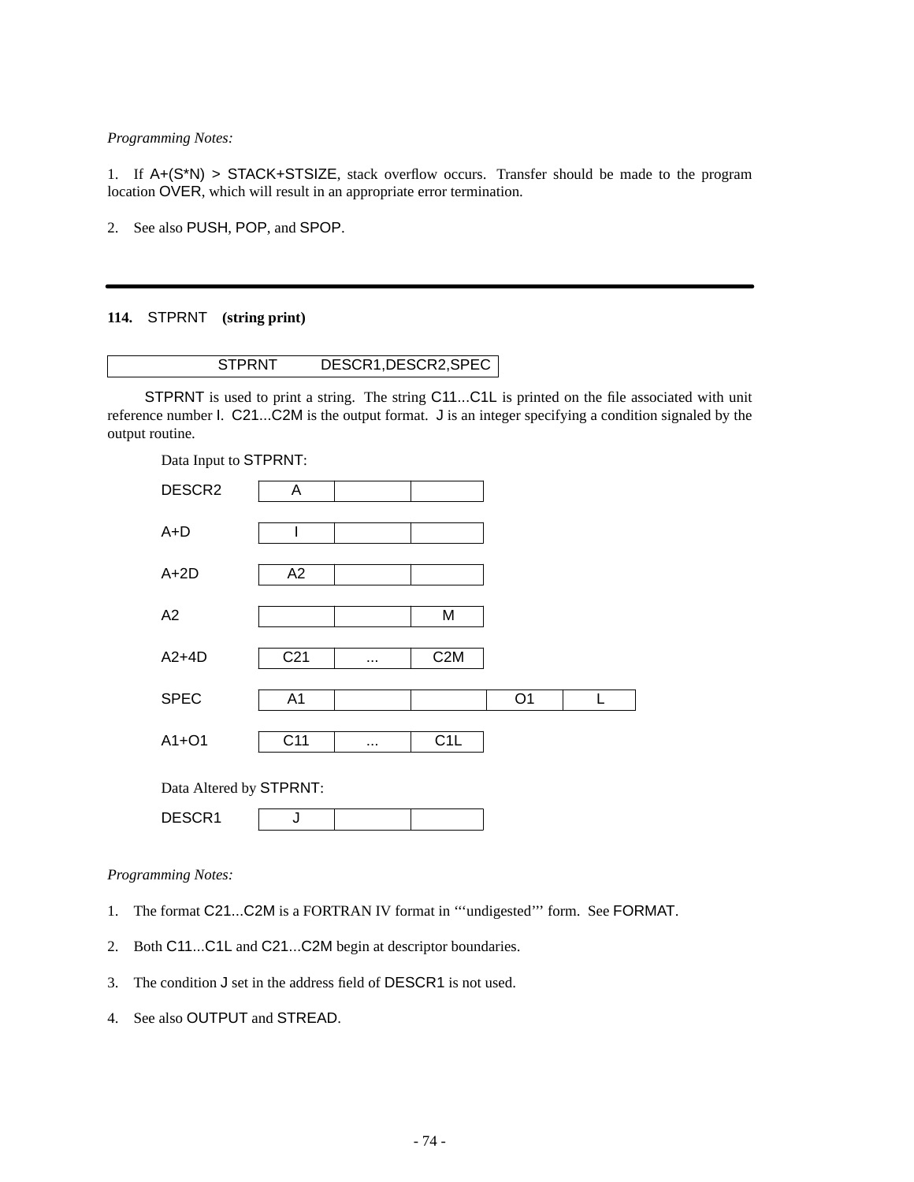*Programming Notes:*

1. If A+(S*N) > STACK+STSIZE, stack overflow occurs. Transfer should be made to the program location OVER, which will result in an appropriate error termination.

2. See also PUSH, POP, and SPOP.

---

**114.** STPRNT **(string print)**

```
STPRNT     DESCR1,DESCR2,SPEC
```

STPRNT is used to print a string. The string C11...C1L is printed on the file associated with unit reference number I. C21...C2M is the output format. J is an integer specifying a condition signaled by the output routine.

Data Input to STPRNT:

| | | | | | |
|---|---|---|---|---|---|
| DESCR2 | A | | | | |
| A+D | I | | | | |
| A+2D | A2 | | | | |
| A2 | | | M | | |
| A2+4D | C21 | ... | C2M | | |
| SPEC | A1 | | | O1 | L |
| A1+O1 | C11 | ... | C1L | | |

Data Altered by STPRNT:

| | | | |
|---|---|---|---|
| DESCR1 | J | | |

*Programming Notes:*

1. The format C21...C2M is a FORTRAN IV format in '''undigested''' form. See FORMAT.

2. Both C11...C1L and C21...C2M begin at descriptor boundaries.

3. The condition J set in the address field of DESCR1 is not used.

4. See also OUTPUT and STREAD.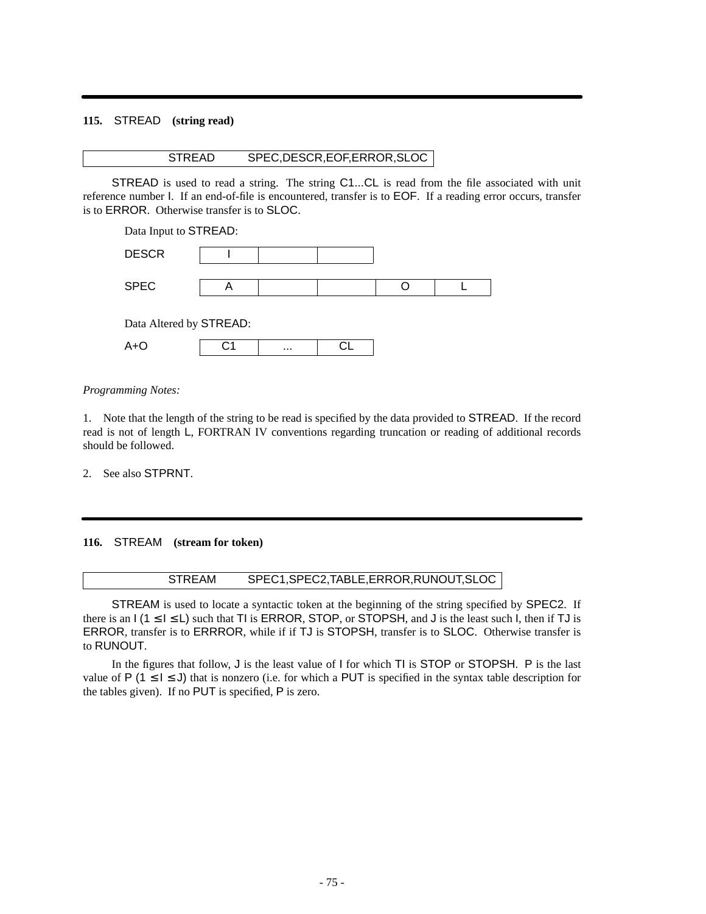## 115. STREAD (string read)

```
STREAD    SPEC,DESCR,EOF,ERROR,SLOC
```

STREAD is used to read a string. The string C1...CL is read from the file associated with unit reference number I. If an end-of-file is encountered, transfer is to EOF. If a reading error occurs, transfer is to ERROR. Otherwise transfer is to SLOC.

Data Input to STREAD:

| DESCR | I | | |
|---|---|---|---|

| SPEC | A | | | O | L |
|---|---|---|---|---|---|

Data Altered by STREAD:

| A+O | C1 | ... | CL |
|---|---|---|---|

*Programming Notes:*

1. Note that the length of the string to be read is specified by the data provided to STREAD. If the record read is not of length L, FORTRAN IV conventions regarding truncation or reading of additional records should be followed.

2. See also STPRNT.

## 116. STREAM (stream for token)

```
STREAM    SPEC1,SPEC2,TABLE,ERROR,RUNOUT,SLOC
```

STREAM is used to locate a syntactic token at the beginning of the string specified by SPEC2. If there is an I (1 ≤ I ≤ L) such that TI is ERROR, STOP, or STOPSH, and J is the least such I, then if TJ is ERROR, transfer is to ERRROR, while if if TJ is STOPSH, transfer is to SLOC. Otherwise transfer is to RUNOUT.

In the figures that follow, J is the least value of I for which TI is STOP or STOPSH. P is the last value of P (1 ≤ I ≤ J) that is nonzero (i.e. for which a PUT is specified in the syntax table description for the tables given). If no PUT is specified, P is zero.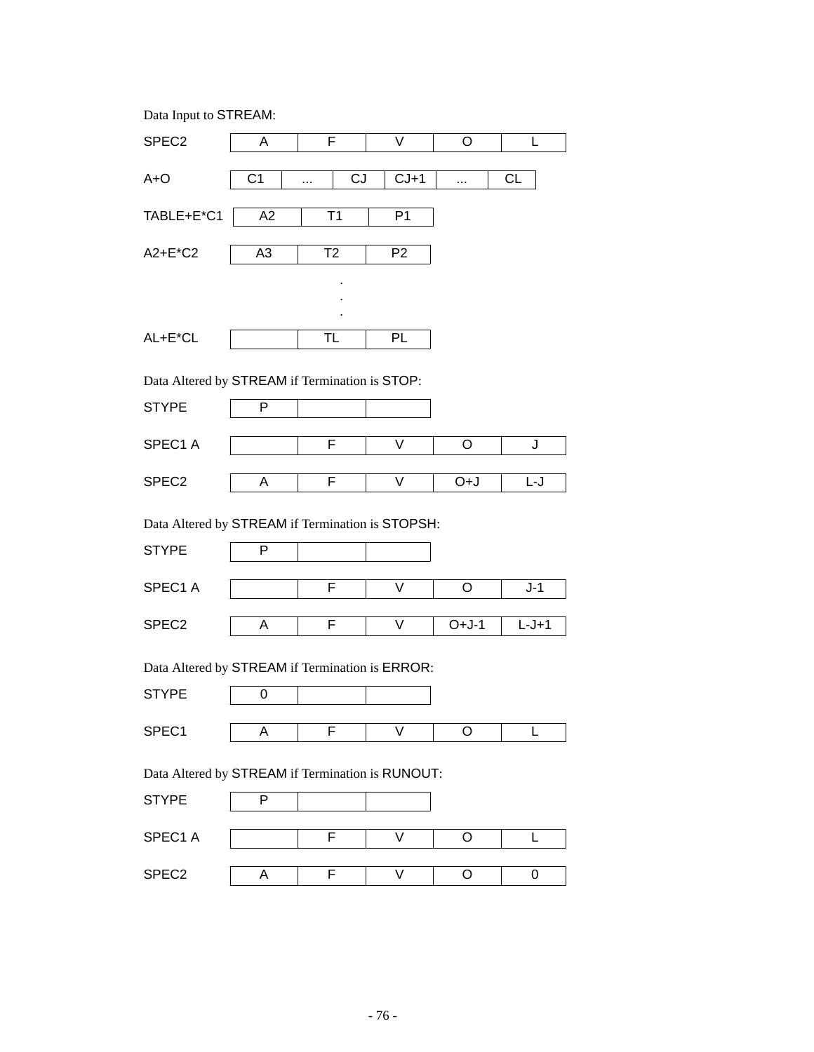Data Input to STREAM:

| SPEC2 | A | F | V | O | L |
|---|---|---|---|---|---|

| A+O | C1 | ... | CJ | CJ+1 | ... | CL |
|---|---|---|---|---|---|---|

| TABLE+E*C1 | A2 | T1 | P1 |
|---|---|---|---|

| A2+E*C2 | A3 | T2 | P2 |
|---|---|---|---|

.
.
.

| AL+E*CL | | TL | PL |
|---|---|---|---|

Data Altered by STREAM if Termination is STOP:

| STYPE | P | | |
|---|---|---|---|

| SPEC1 A | | F | V | O | J |
|---|---|---|---|---|---|

| SPEC2 | A | F | V | O+J | L-J |
|---|---|---|---|---|---|

Data Altered by STREAM if Termination is STOPSH:

| STYPE | P | | |
|---|---|---|---|

| SPEC1 A | | F | V | O | J-1 |
|---|---|---|---|---|---|

| SPEC2 | A | F | V | O+J-1 | L-J+1 |
|---|---|---|---|---|---|

Data Altered by STREAM if Termination is ERROR:

| STYPE | 0 | | |
|---|---|---|---|

| SPEC1 | A | F | V | O | L |
|---|---|---|---|---|---|

Data Altered by STREAM if Termination is RUNOUT:

| STYPE | P | | |
|---|---|---|---|

| SPEC1 A | | F | V | O | L |
|---|---|---|---|---|---|

| SPEC2 | A | F | V | O | 0 |
|---|---|---|---|---|---|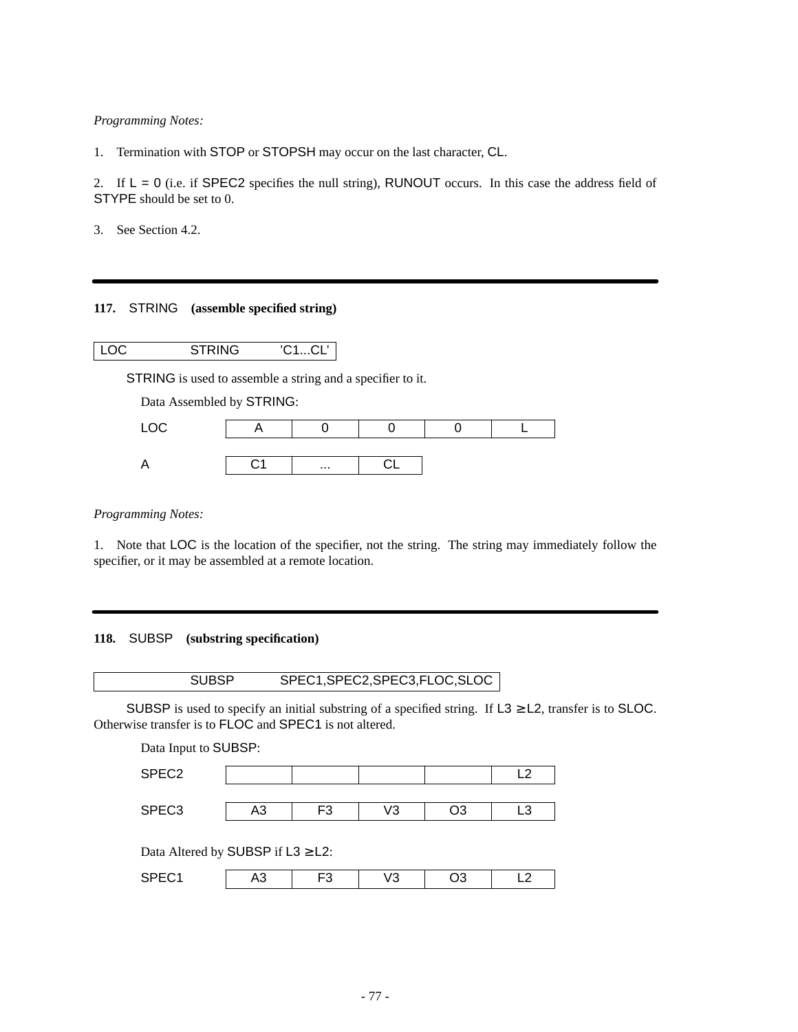*Programming Notes:*

1. Termination with STOP or STOPSH may occur on the last character, CL.

2. If L = 0 (i.e. if SPEC2 specifies the null string), RUNOUT occurs. In this case the address field of STYPE should be set to 0.

3. See Section 4.2.

---

**117.** STRING **(assemble specified string)**

```
LOC            STRING        'C1...CL'
```

STRING is used to assemble a string and a specifier to it.

Data Assembled by STRING:

| LOC | A | 0 | 0 | 0 | L |
|---|---|---|---|---|---|

| A | C1 | ... | CL |
|---|---|---|---|

*Programming Notes:*

1. Note that LOC is the location of the specifier, not the string. The string may immediately follow the specifier, or it may be assembled at a remote location.

---

**118.** SUBSP **(substring specification)**

```
               SUBSP         SPEC1,SPEC2,SPEC3,FLOC,SLOC
```

SUBSP is used to specify an initial substring of a specified string. If L3 ≥ L2, transfer is to SLOC. Otherwise transfer is to FLOC and SPEC1 is not altered.

Data Input to SUBSP:

| SPEC2 | | | | | L2 |
|---|---|---|---|---|---|
| SPEC3 | A3 | F3 | V3 | O3 | L3 |

Data Altered by SUBSP if L3 ≥ L2:

| SPEC1 | A3 | F3 | V3 | O3 | L2 |
|---|---|---|---|---|---|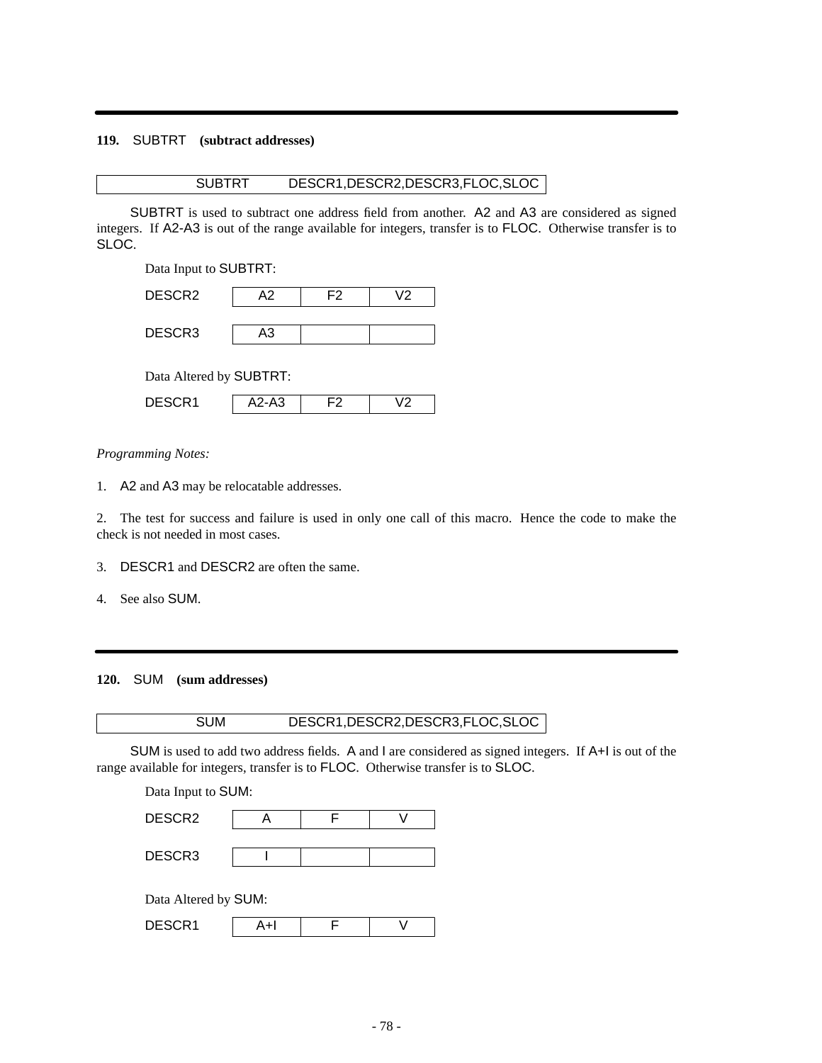---

**119.** SUBTRT **(subtract addresses)**

```
SUBTRT     DESCR1,DESCR2,DESCR3,FLOC,SLOC
```

SUBTRT is used to subtract one address field from another. A2 and A3 are considered as signed integers. If A2-A3 is out of the range available for integers, transfer is to FLOC. Otherwise transfer is to SLOC.

Data Input to SUBTRT:

| | | | |
|---|---|---|---|
| DESCR2 | A2 | F2 | V2 |
| DESCR3 | A3 | | |

Data Altered by SUBTRT:

| | | | |
|---|---|---|---|
| DESCR1 | A2-A3 | F2 | V2 |

*Programming Notes:*

1. A2 and A3 may be relocatable addresses.

2. The test for success and failure is used in only one call of this macro. Hence the code to make the check is not needed in most cases.

3. DESCR1 and DESCR2 are often the same.

4. See also SUM.

---

**120.** SUM **(sum addresses)**

```
SUM        DESCR1,DESCR2,DESCR3,FLOC,SLOC
```

SUM is used to add two address fields. A and I are considered as signed integers. If A+I is out of the range available for integers, transfer is to FLOC. Otherwise transfer is to SLOC.

Data Input to SUM:

| | | | |
|---|---|---|---|
| DESCR2 | A | F | V |
| DESCR3 | I | | |

Data Altered by SUM:

| | | | |
|---|---|---|---|
| DESCR1 | A+I | F | V |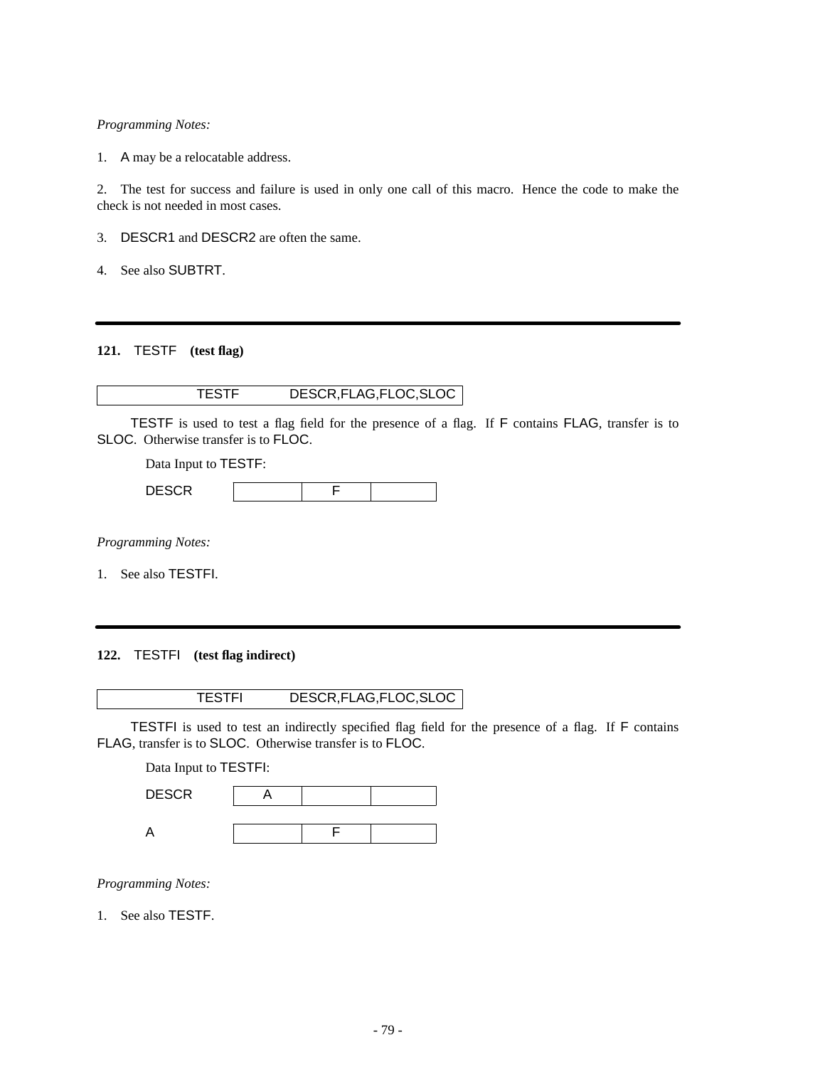*Programming Notes:*

1. A may be a relocatable address.

2. The test for success and failure is used in only one call of this macro. Hence the code to make the check is not needed in most cases.

3. DESCR1 and DESCR2 are often the same.

4. See also SUBTRT.

---

### 121. TESTF (test flag)

| TESTF | DESCR,FLAG,FLOC,SLOC |
|---|---|

TESTF is used to test a flag field for the presence of a flag. If F contains FLAG, transfer is to SLOC. Otherwise transfer is to FLOC.

Data Input to TESTF:

| | | | |
|---|---|---|---|
| DESCR | | F | |

*Programming Notes:*

1. See also TESTFI.

---

### 122. TESTFI (test flag indirect)

| TESTFI | DESCR,FLAG,FLOC,SLOC |
|---|---|

TESTFI is used to test an indirectly specified flag field for the presence of a flag. If F contains FLAG, transfer is to SLOC. Otherwise transfer is to FLOC.

Data Input to TESTFI:

| | | | |
|---|---|---|---|
| DESCR | A | | |
| A | | F | |

*Programming Notes:*

1. See also TESTF.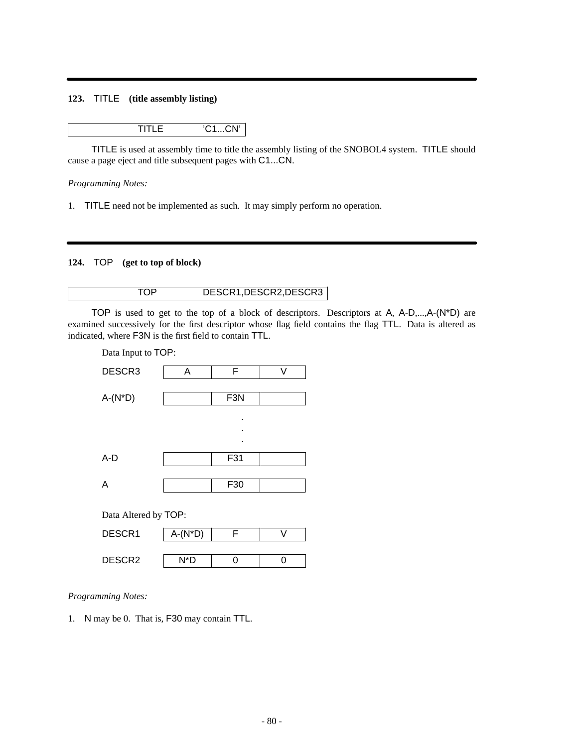---

### 123. TITLE (title assembly listing)

| TITLE | 'C1...CN' |
|---|---|

TITLE is used at assembly time to title the assembly listing of the SNOBOL4 system. TITLE should cause a page eject and title subsequent pages with C1...CN.

*Programming Notes:*

1. TITLE need not be implemented as such. It may simply perform no operation.

---

### 124. TOP (get to top of block)

| TOP | DESCR1,DESCR2,DESCR3 |
|---|---|

TOP is used to get to the top of a block of descriptors. Descriptors at A, A-D,...,A-(N*D) are examined successively for the first descriptor whose flag field contains the flag TTL. Data is altered as indicated, where F3N is the first field to contain TTL.

Data Input to TOP:

| | | | |
|---|---|---|---|
| DESCR3 | A | F | V |
| A-(N*D) | | F3N | |
| | | . | |
| | | . | |
| | | . | |
| A-D | | F31 | |
| A | | F30 | |

Data Altered by TOP:

| | | | |
|---|---|---|---|
| DESCR1 | A-(N*D) | F | V |
| DESCR2 | N*D | 0 | 0 |

*Programming Notes:*

1. N may be 0. That is, F30 may contain TTL.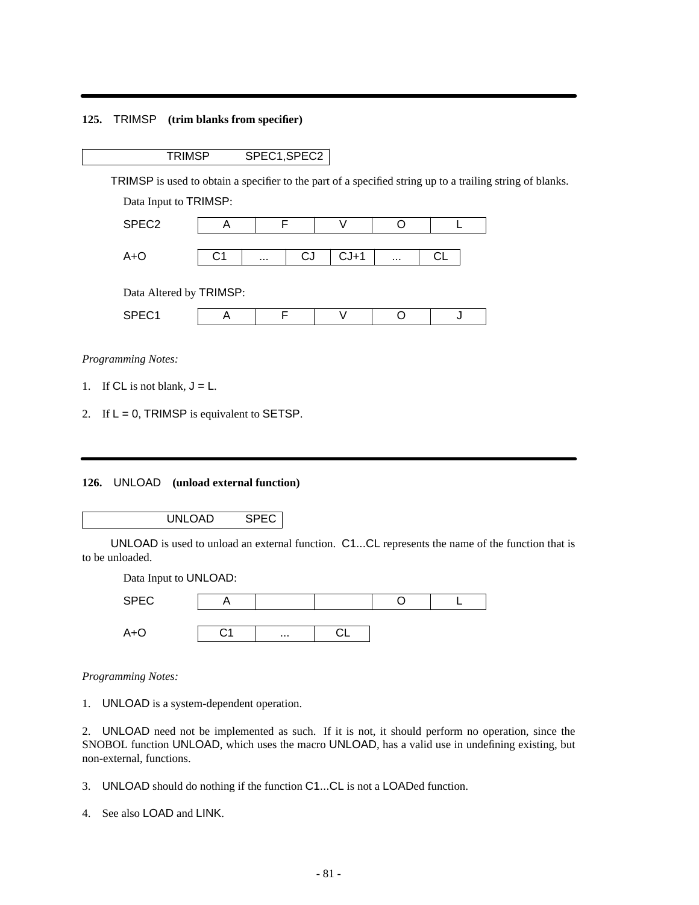---

### 125. TRIMSP (trim blanks from specifier)

| TRIMSP SPEC1,SPEC2 |
|---|

TRIMSP is used to obtain a specifier to the part of a specified string up to a trailing string of blanks.

Data Input to TRIMSP:

| SPEC2 | A | F | V | O | L |
|---|---|---|---|---|---|

| A+O | C1 | ... | CJ | CJ+1 | ... | CL |
|---|---|---|---|---|---|---|

Data Altered by TRIMSP:

| SPEC1 | A | F | V | O | J |
|---|---|---|---|---|---|

*Programming Notes:*

1. If CL is not blank, J = L.

2. If L = 0, TRIMSP is equivalent to SETSP.

---

### 126. UNLOAD (unload external function)

| UNLOAD SPEC |
|---|

UNLOAD is used to unload an external function. C1...CL represents the name of the function that is to be unloaded.

Data Input to UNLOAD:

| SPEC | A | | | O | L |
|---|---|---|---|---|---|

| A+O | C1 | ... | CL |
|---|---|---|---|

*Programming Notes:*

1. UNLOAD is a system-dependent operation.

2. UNLOAD need not be implemented as such. If it is not, it should perform no operation, since the SNOBOL function UNLOAD, which uses the macro UNLOAD, has a valid use in undefining existing, but non-external, functions.

3. UNLOAD should do nothing if the function C1...CL is not a LOADed function.

4. See also LOAD and LINK.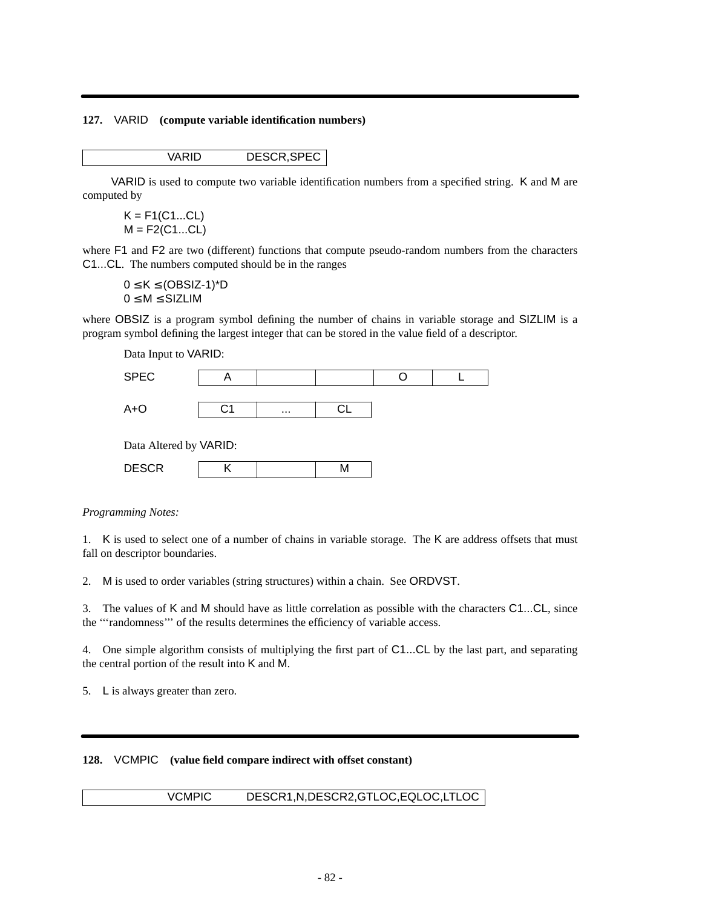---

**127.** VARID **(compute variable identification numbers)**

| VARID | DESCR,SPEC |
|---|---|

VARID is used to compute two variable identification numbers from a specified string. K and M are computed by

K = F1(C1...CL)
M = F2(C1...CL)

where F1 and F2 are two (different) functions that compute pseudo-random numbers from the characters C1...CL. The numbers computed should be in the ranges

$0 \leq K \leq (OBSIZ-1)*D$
$0 \leq M \leq SIZLIM$

where OBSIZ is a program symbol defining the number of chains in variable storage and SIZLIM is a program symbol defining the largest integer that can be stored in the value field of a descriptor.

Data Input to VARID:

| SPEC | A | | | O | L |
|---|---|---|---|---|---|

| A+O | C1 | ... | CL |
|---|---|---|---|

Data Altered by VARID:

| DESCR | K | | M |
|---|---|---|---|

*Programming Notes:*

1. K is used to select one of a number of chains in variable storage. The K are address offsets that must fall on descriptor boundaries.

2. M is used to order variables (string structures) within a chain. See ORDVST.

3. The values of K and M should have as little correlation as possible with the characters C1...CL, since the '‘‘randomness’’' of the results determines the efficiency of variable access.

4. One simple algorithm consists of multiplying the first part of C1...CL by the last part, and separating the central portion of the result into K and M.

5. L is always greater than zero.

---

**128.** VCMPIC **(value field compare indirect with offset constant)**

| VCMPIC | DESCR1,N,DESCR2,GTLOC,EQLOC,LTLOC |
|---|---|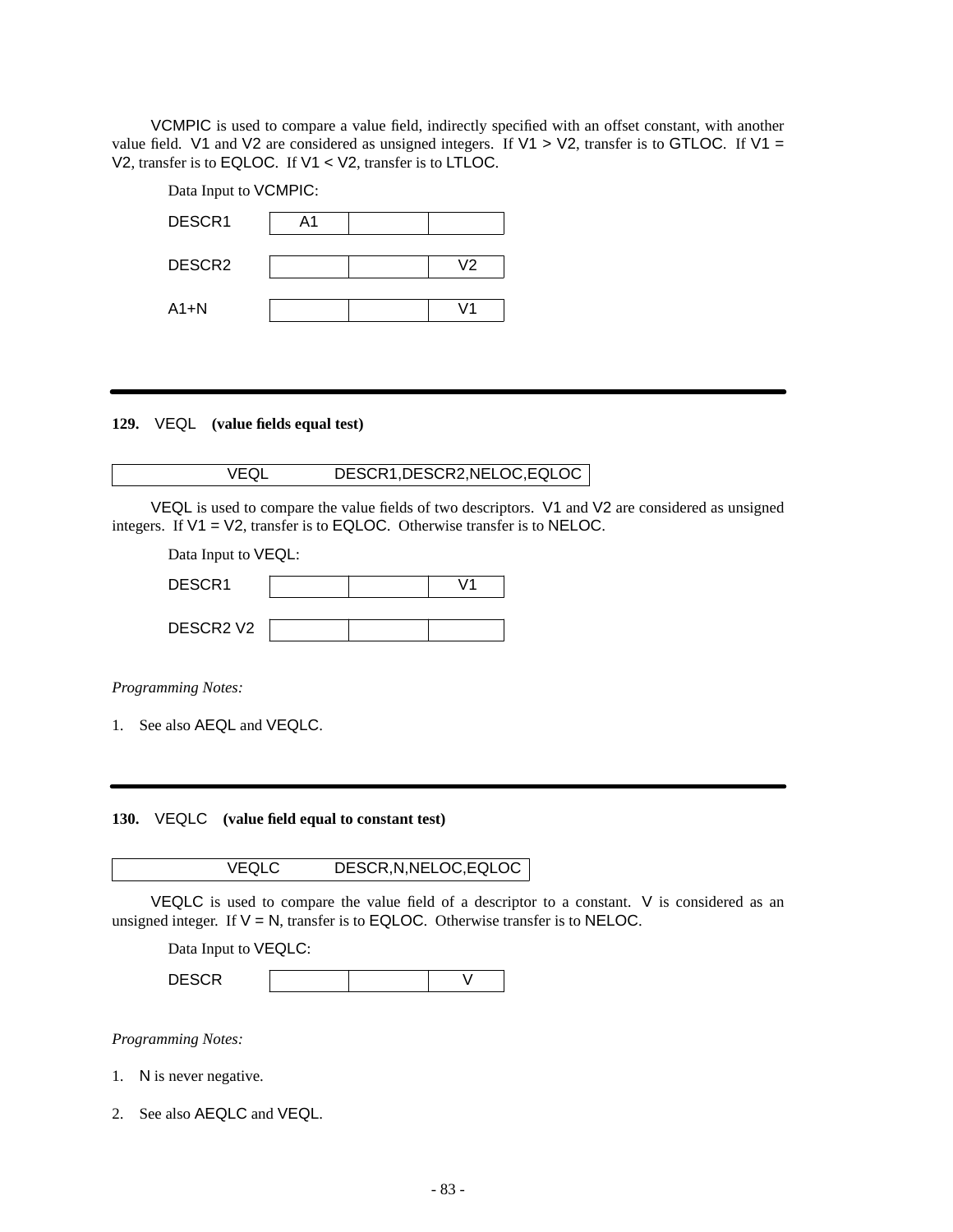VCMPIC is used to compare a value field, indirectly specified with an offset constant, with another value field. V1 and V2 are considered as unsigned integers. If V1 > V2, transfer is to GTLOC. If V1 = V2, transfer is to EQLOC. If V1 < V2, transfer is to LTLOC.

Data Input to VCMPIC:

| | | | |
|---|---|---|---|
| DESCR1 | A1 | | |
| DESCR2 | | | V2 |
| A1+N | | | V1 |

---

**129.** VEQL **(value fields equal test)**

```
VEQL        DESCR1,DESCR2,NELOC,EQLOC
```

VEQL is used to compare the value fields of two descriptors. V1 and V2 are considered as unsigned integers. If V1 = V2, transfer is to EQLOC. Otherwise transfer is to NELOC.

Data Input to VEQL:

| | | | |
|---|---|---|---|
| DESCR1 | | | V1 |
| DESCR2 V2 | | | |

*Programming Notes:*

1. See also AEQL and VEQLC.

---

**130.** VEQLC **(value field equal to constant test)**

```
VEQLC        DESCR,N,NELOC,EQLOC
```

VEQLC is used to compare the value field of a descriptor to a constant. V is considered as an unsigned integer. If V = N, transfer is to EQLOC. Otherwise transfer is to NELOC.

Data Input to VEQLC:

| | | | |
|---|---|---|---|
| DESCR | | | V |

*Programming Notes:*

1. N is never negative.

2. See also AEQLC and VEQL.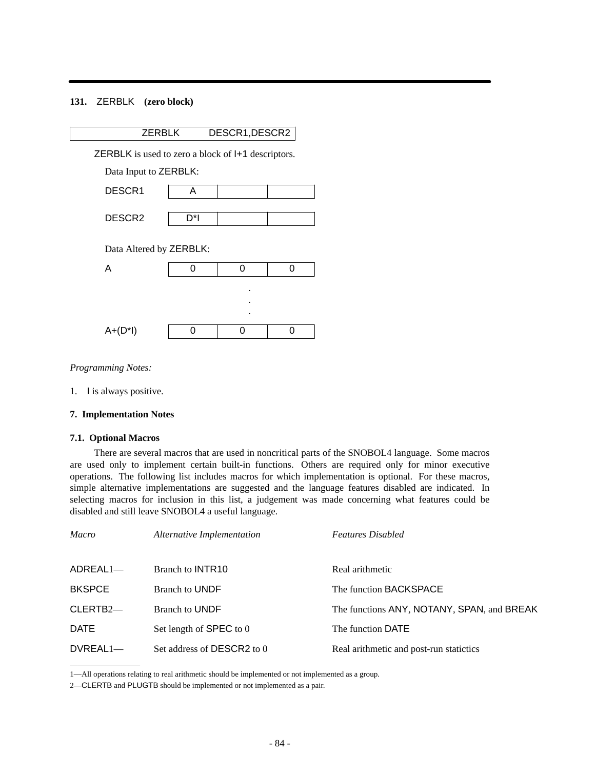---

### 131. ZERBLK (zero block)

```
ZERBLK    DESCR1,DESCR2
```

ZERBLK is used to zero a block of I+1 descriptors.

Data Input to ZERBLK:

| | | | |
|---|---|---|---|
| DESCR1 | A | | |
| DESCR2 | D*I | | |

Data Altered by ZERBLK:

| | | | |
|---|---|---|---|
| A | 0 | 0 | 0 |
| | | . | |
| | | . | |
| | | . | |
| A+(D*I) | 0 | 0 | 0 |

*Programming Notes:*

1. I is always positive.

## 7. Implementation Notes

### 7.1. Optional Macros

There are several macros that are used in noncritical parts of the SNOBOL4 language. Some macros are used only to implement certain built-in functions. Others are required only for minor executive operations. The following list includes macros for which implementation is optional. For these macros, simple alternative implementations are suggested and the language features disabled are indicated. In selecting macros for inclusion in this list, a judgement was made concerning what features could be disabled and still leave SNOBOL4 a useful language.

| *Macro* | *Alternative Implementation* | *Features Disabled* |
|---|---|---|
| ADREAL1— | Branch to INTR10 | Real arithmetic |
| BKSPCE | Branch to UNDF | The function BACKSPACE |
| CLERTB2— | Branch to UNDF | The functions ANY, NOTANY, SPAN, and BREAK |
| DATE | Set length of SPEC to 0 | The function DATE |
| DVREAL1— | Set address of DESCR2 to 0 | Real arithmetic and post-run statictics |

1—All operations relating to real arithmetic should be implemented or not implemented as a group.

2—CLERTB and PLUGTB should be implemented or not implemented as a pair.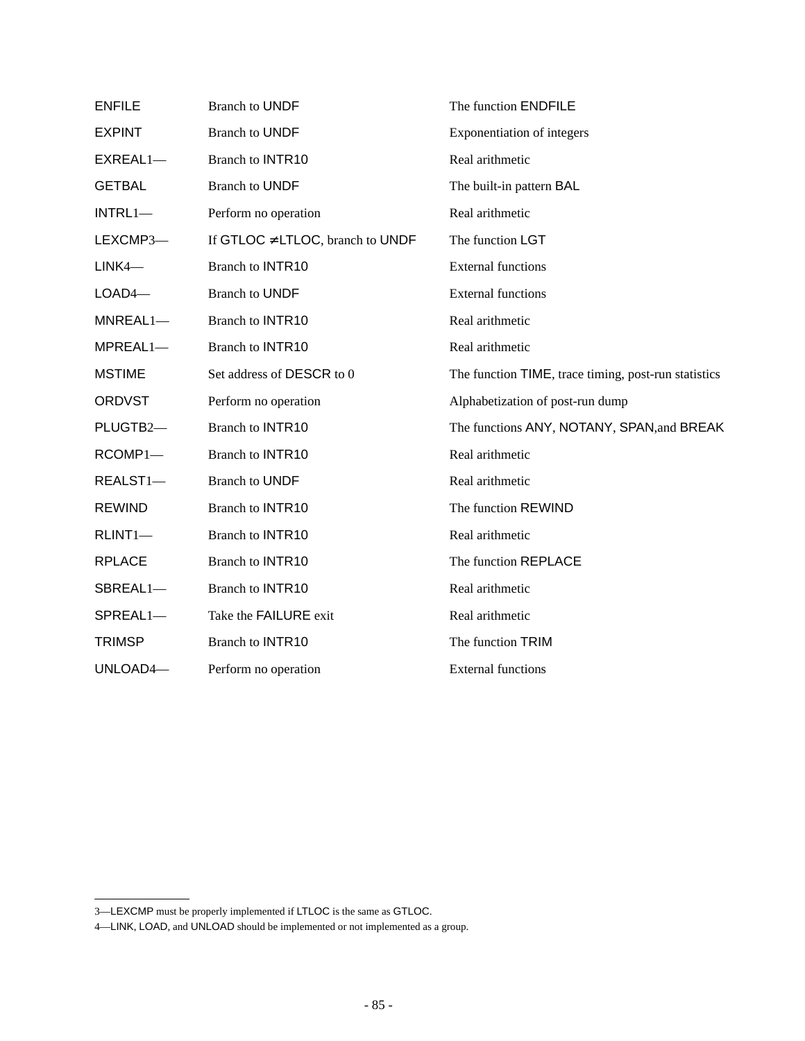| | | |
|---|---|---|
| ENFILE | Branch to UNDF | The function ENDFILE |
| EXPINT | Branch to UNDF | Exponentiation of integers |
| EXREAL1— | Branch to INTR10 | Real arithmetic |
| GETBAL | Branch to UNDF | The built-in pattern BAL |
| INTRL1— | Perform no operation | Real arithmetic |
| LEXCMP3— | If GTLOC ≠LTLOC, branch to UNDF | The function LGT |
| LINK4— | Branch to INTR10 | External functions |
| LOAD4— | Branch to UNDF | External functions |
| MNREAL1— | Branch to INTR10 | Real arithmetic |
| MPREAL1— | Branch to INTR10 | Real arithmetic |
| MSTIME | Set address of DESCR to 0 | The function TIME, trace timing, post-run statistics |
| ORDVST | Perform no operation | Alphabetization of post-run dump |
| PLUGTB2— | Branch to INTR10 | The functions ANY, NOTANY, SPAN,and BREAK |
| RCOMP1— | Branch to INTR10 | Real arithmetic |
| REALST1— | Branch to UNDF | Real arithmetic |
| REWIND | Branch to INTR10 | The function REWIND |
| RLINT1— | Branch to INTR10 | Real arithmetic |
| RPLACE | Branch to INTR10 | The function REPLACE |
| SBREAL1— | Branch to INTR10 | Real arithmetic |
| SPREAL1— | Take the FAILURE exit | Real arithmetic |
| TRIMSP | Branch to INTR10 | The function TRIM |
| UNLOAD4— | Perform no operation | External functions |

---

3—LEXCMP must be properly implemented if LTLOC is the same as GTLOC.

4—LINK, LOAD, and UNLOAD should be implemented or not implemented as a group.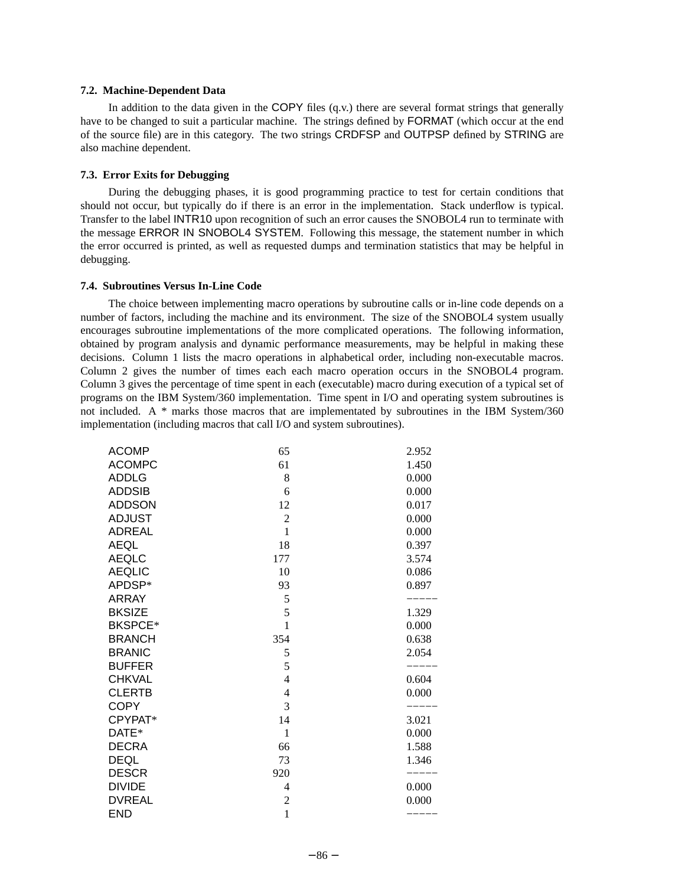### 7.2. Machine-Dependent Data

In addition to the data given in the COPY files (q.v.) there are several format strings that generally have to be changed to suit a particular machine. The strings defined by FORMAT (which occur at the end of the source file) are in this category. The two strings CRDFSP and OUTPSP defined by STRING are also machine dependent.

### 7.3. Error Exits for Debugging

During the debugging phases, it is good programming practice to test for certain conditions that should not occur, but typically do if there is an error in the implementation. Stack underflow is typical. Transfer to the label INTR10 upon recognition of such an error causes the SNOBOL4 run to terminate with the message ERROR IN SNOBOL4 SYSTEM. Following this message, the statement number in which the error occurred is printed, as well as requested dumps and termination statistics that may be helpful in debugging.

### 7.4. Subroutines Versus In-Line Code

The choice between implementing macro operations by subroutine calls or in-line code depends on a number of factors, including the machine and its environment. The size of the SNOBOL4 system usually encourages subroutine implementations of the more complicated operations. The following information, obtained by program analysis and dynamic performance measurements, may be helpful in making these decisions. Column 1 lists the macro operations in alphabetical order, including non-executable macros. Column 2 gives the number of times each each macro operation occurs in the SNOBOL4 program. Column 3 gives the percentage of time spent in each (executable) macro during execution of a typical set of programs on the IBM System/360 implementation. Time spent in I/O and operating system subroutines is not included. A * marks those macros that are implementated by subroutines in the IBM System/360 implementation (including macros that call I/O and system subroutines).

| | | |
|---|---|---|
| ACOMP | 65 | 2.952 |
| ACOMPC | 61 | 1.450 |
| ADDLG | 8 | 0.000 |
| ADDSIB | 6 | 0.000 |
| ADDSON | 12 | 0.017 |
| ADJUST | 2 | 0.000 |
| ADREAL | 1 | 0.000 |
| AEQL | 18 | 0.397 |
| AEQLC | 177 | 3.574 |
| AEQLIC | 10 | 0.086 |
| APDSP* | 93 | 0.897 |
| ARRAY | 5 | ----- |
| BKSIZE | 5 | 1.329 |
| BKSPCE* | 1 | 0.000 |
| BRANCH | 354 | 0.638 |
| BRANIC | 5 | 2.054 |
| BUFFER | 5 | ----- |
| CHKVAL | 4 | 0.604 |
| CLERTB | 4 | 0.000 |
| COPY | 3 | ----- |
| CPYPAT* | 14 | 3.021 |
| DATE* | 1 | 0.000 |
| DECRA | 66 | 1.588 |
| DEQL | 73 | 1.346 |
| DESCR | 920 | ----- |
| DIVIDE | 4 | 0.000 |
| DVREAL | 2 | 0.000 |
| END | 1 | ----- |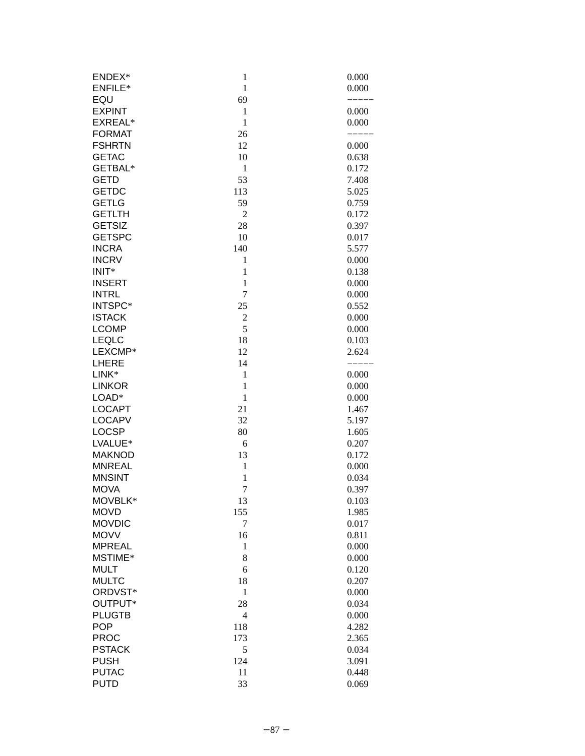| | | |
|---|---|---|
| ENDEX* | 1 | 0.000 |
| ENFILE* | 1 | 0.000 |
| EQU | 69 | ----- |
| EXPINT | 1 | 0.000 |
| EXREAL* | 1 | 0.000 |
| FORMAT | 26 | ----- |
| FSHRTN | 12 | 0.000 |
| GETAC | 10 | 0.638 |
| GETBAL* | 1 | 0.172 |
| GETD | 53 | 7.408 |
| GETDC | 113 | 5.025 |
| GETLG | 59 | 0.759 |
| GETLTH | 2 | 0.172 |
| GETSIZ | 28 | 0.397 |
| GETSPC | 10 | 0.017 |
| INCRA | 140 | 5.577 |
| INCRV | 1 | 0.000 |
| INIT* | 1 | 0.138 |
| INSERT | 1 | 0.000 |
| INTRL | 7 | 0.000 |
| INTSPC* | 25 | 0.552 |
| ISTACK | 2 | 0.000 |
| LCOMP | 5 | 0.000 |
| LEQLC | 18 | 0.103 |
| LEXCMP* | 12 | 2.624 |
| LHERE | 14 | ----- |
| LINK* | 1 | 0.000 |
| LINKOR | 1 | 0.000 |
| LOAD* | 1 | 0.000 |
| LOCAPT | 21 | 1.467 |
| LOCAPV | 32 | 5.197 |
| LOCSP | 80 | 1.605 |
| LVALUE* | 6 | 0.207 |
| MAKNOD | 13 | 0.172 |
| MNREAL | 1 | 0.000 |
| MNSINT | 1 | 0.034 |
| MOVA | 7 | 0.397 |
| MOVBLK* | 13 | 0.103 |
| MOVD | 155 | 1.985 |
| MOVDIC | 7 | 0.017 |
| MOVV | 16 | 0.811 |
| MPREAL | 1 | 0.000 |
| MSTIME* | 8 | 0.000 |
| MULT | 6 | 0.120 |
| MULTC | 18 | 0.207 |
| ORDVST* | 1 | 0.000 |
| OUTPUT* | 28 | 0.034 |
| PLUGTB | 4 | 0.000 |
| POP | 118 | 4.282 |
| PROC | 173 | 2.365 |
| PSTACK | 5 | 0.034 |
| PUSH | 124 | 3.091 |
| PUTAC | 11 | 0.448 |
| PUTD | 33 | 0.069 |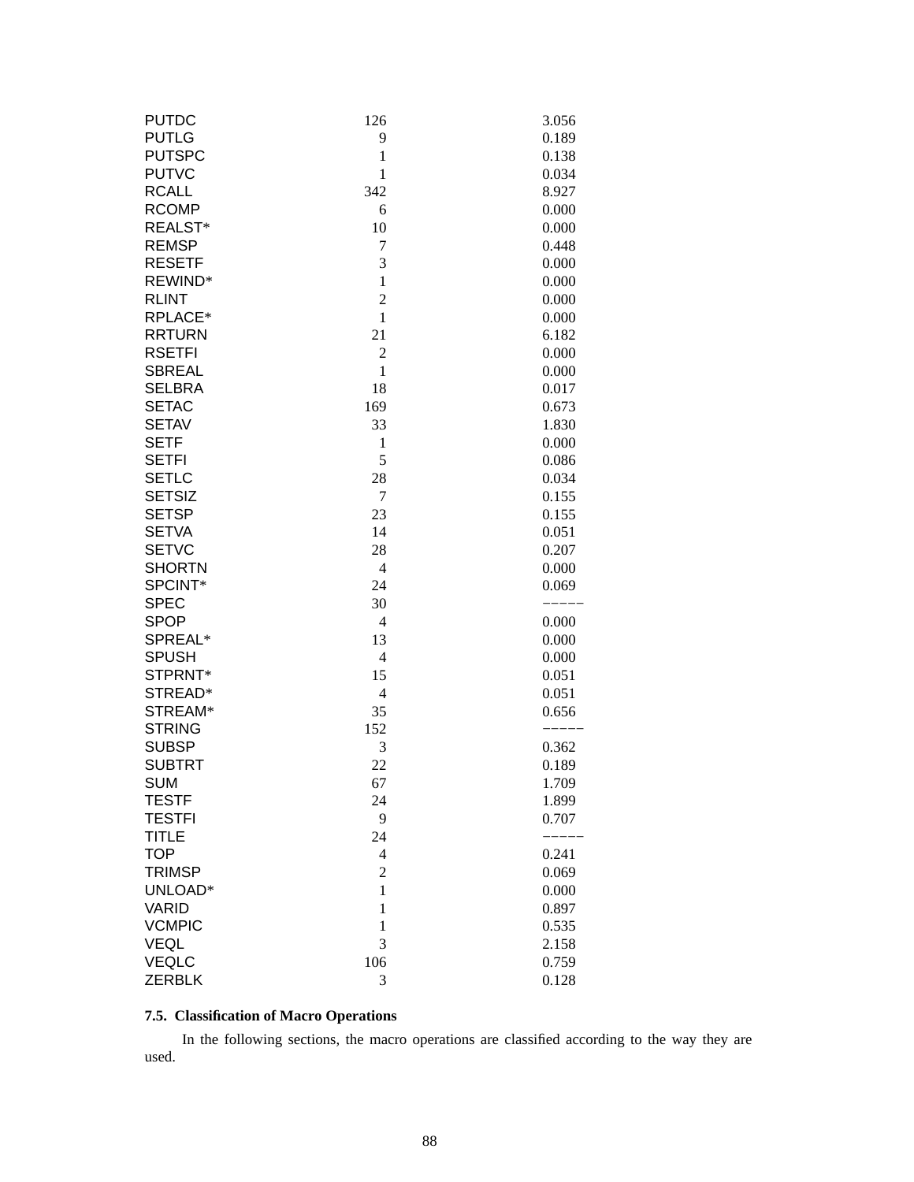| | | |
|---|---|---|
| PUTDC | 126 | 3.056 |
| PUTLG | 9 | 0.189 |
| PUTSPC | 1 | 0.138 |
| PUTVC | 1 | 0.034 |
| RCALL | 342 | 8.927 |
| RCOMP | 6 | 0.000 |
| REALST* | 10 | 0.000 |
| REMSP | 7 | 0.448 |
| RESETF | 3 | 0.000 |
| REWIND* | 1 | 0.000 |
| RLINT | 2 | 0.000 |
| RPLACE* | 1 | 0.000 |
| RRTURN | 21 | 6.182 |
| RSETFI | 2 | 0.000 |
| SBREAL | 1 | 0.000 |
| SELBRA | 18 | 0.017 |
| SETAC | 169 | 0.673 |
| SETAV | 33 | 1.830 |
| SETF | 1 | 0.000 |
| SETFI | 5 | 0.086 |
| SETLC | 28 | 0.034 |
| SETSIZ | 7 | 0.155 |
| SETSP | 23 | 0.155 |
| SETVA | 14 | 0.051 |
| SETVC | 28 | 0.207 |
| SHORTN | 4 | 0.000 |
| SPCINT* | 24 | 0.069 |
| SPEC | 30 | −−−−− |
| SPOP | 4 | 0.000 |
| SPREAL* | 13 | 0.000 |
| SPUSH | 4 | 0.000 |
| STPRNT* | 15 | 0.051 |
| STREAD* | 4 | 0.051 |
| STREAM* | 35 | 0.656 |
| STRING | 152 | −−−−− |
| SUBSP | 3 | 0.362 |
| SUBTRT | 22 | 0.189 |
| SUM | 67 | 1.709 |
| TESTF | 24 | 1.899 |
| TESTFI | 9 | 0.707 |
| TITLE | 24 | −−−−− |
| TOP | 4 | 0.241 |
| TRIMSP | 2 | 0.069 |
| UNLOAD* | 1 | 0.000 |
| VARID | 1 | 0.897 |
| VCMPIC | 1 | 0.535 |
| VEQL | 3 | 2.158 |
| VEQLC | 106 | 0.759 |
| ZERBLK | 3 | 0.128 |

### 7.5. Classification of Macro Operations

In the following sections, the macro operations are classified according to the way they are used.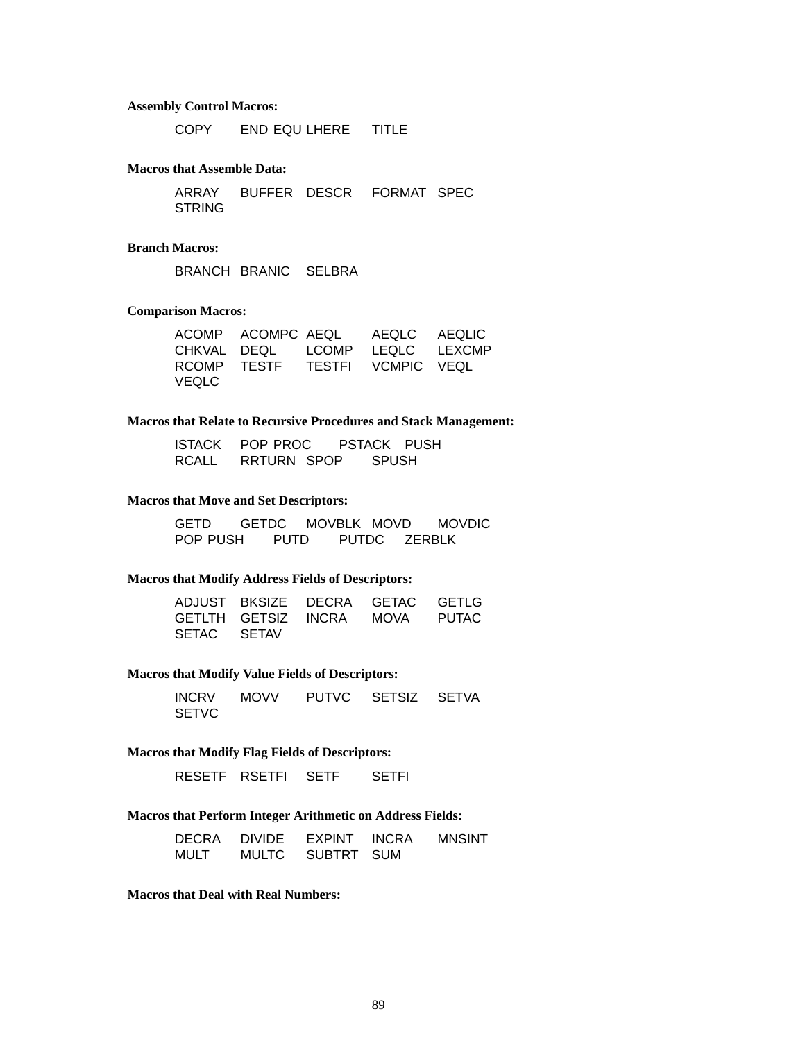**Assembly Control Macros:**

COPY END EQU LHERE TITLE

**Macros that Assemble Data:**

ARRAY BUFFER DESCR FORMAT SPEC
STRING

**Branch Macros:**

BRANCH BRANIC SELBRA

**Comparison Macros:**

ACOMP ACOMPC AEQL AEQLC AEQLIC
CHKVAL DEQL LCOMP LEQLC LEXCMP
RCOMP TESTF TESTFI VCMPIC VEQL
VEQLC

**Macros that Relate to Recursive Procedures and Stack Management:**

ISTACK POP PROC PSTACK PUSH
RCALL RRTURN SPOP SPUSH

**Macros that Move and Set Descriptors:**

GETD GETDC MOVBLK MOVD MOVDIC
POP PUSH PUTD PUTDC ZERBLK

**Macros that Modify Address Fields of Descriptors:**

ADJUST BKSIZE DECRA GETAC GETLG
GETLTH GETSIZ INCRA MOVA PUTAC
SETAC SETAV

**Macros that Modify Value Fields of Descriptors:**

INCRV MOVV PUTVC SETSIZ SETVA
SETVC

**Macros that Modify Flag Fields of Descriptors:**

RESETF RSETFI SETF SETFI

**Macros that Perform Integer Arithmetic on Address Fields:**

DECRA DIVIDE EXPINT INCRA MNSINT
MULT MULTC SUBTRT SUM

**Macros that Deal with Real Numbers:**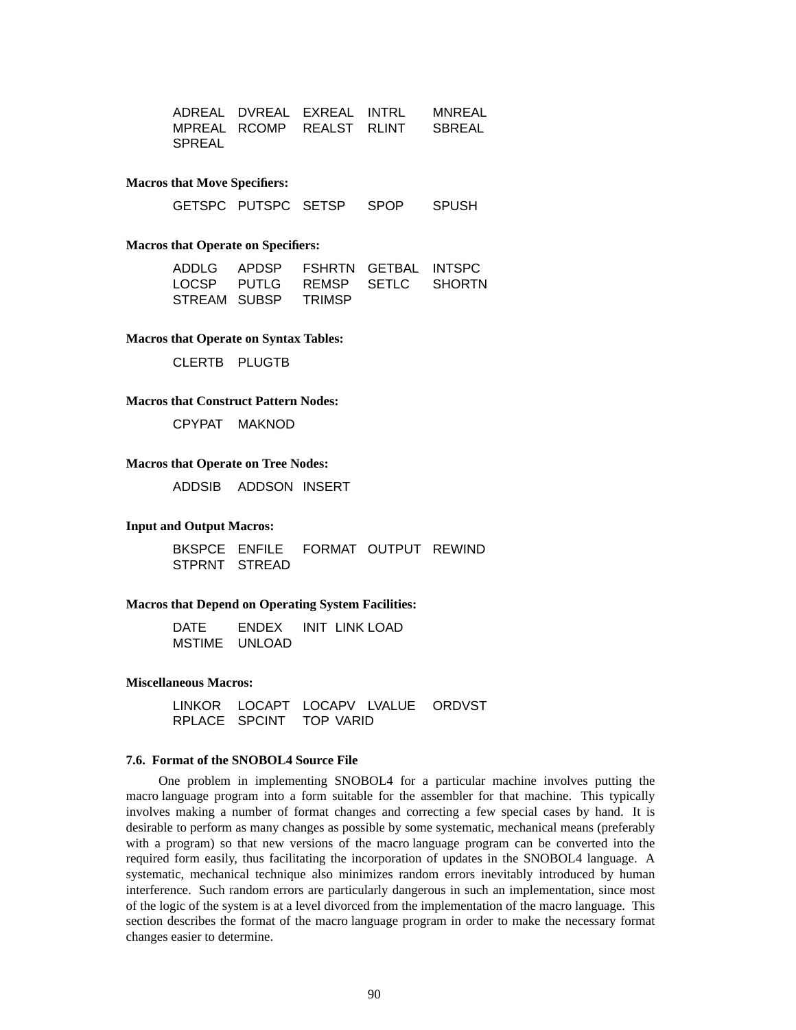```
ADREAL   DVREAL   EXREAL   INTRL    MNREAL
MPREAL   RCOMP    REALST   RLINT    SBREAL
SPREAL
```

**Macros that Move Specifiers:**

```
GETSPC   PUTSPC   SETSP    SPOP     SPUSH
```

**Macros that Operate on Specifiers:**

```
ADDLG    APDSP    FSHRTN   GETBAL   INTSPC
LOCSP    PUTLG    REMSP    SETLC    SHORTN
STREAM   SUBSP    TRIMSP
```

**Macros that Operate on Syntax Tables:**

```
CLERTB   PLUGTB
```

**Macros that Construct Pattern Nodes:**

```
CPYPAT   MAKNOD
```

**Macros that Operate on Tree Nodes:**

```
ADDSIB   ADDSON   INSERT
```

**Input and Output Macros:**

```
BKSPCE   ENFILE   FORMAT   OUTPUT   REWIND
STPRNT   STREAD
```

**Macros that Depend on Operating System Facilities:**

```
DATE     ENDEX    INIT  LINK LOAD
MSTIME   UNLOAD
```

**Miscellaneous Macros:**

```
LINKOR   LOCAPT   LOCAPV   LVALUE   ORDVST
RPLACE   SPCINT   TOP  VARID
```

### 7.6. Format of the SNOBOL4 Source File

One problem in implementing SNOBOL4 for a particular machine involves putting the macro language program into a form suitable for the assembler for that machine. This typically involves making a number of format changes and correcting a few special cases by hand. It is desirable to perform as many changes as possible by some systematic, mechanical means (preferably with a program) so that new versions of the macro language program can be converted into the required form easily, thus facilitating the incorporation of updates in the SNOBOL4 language. A systematic, mechanical technique also minimizes random errors inevitably introduced by human interference. Such random errors are particularly dangerous in such an implementation, since most of the logic of the system is at a level divorced from the implementation of the macro language. This section describes the format of the macro language program in order to make the necessary format changes easier to determine.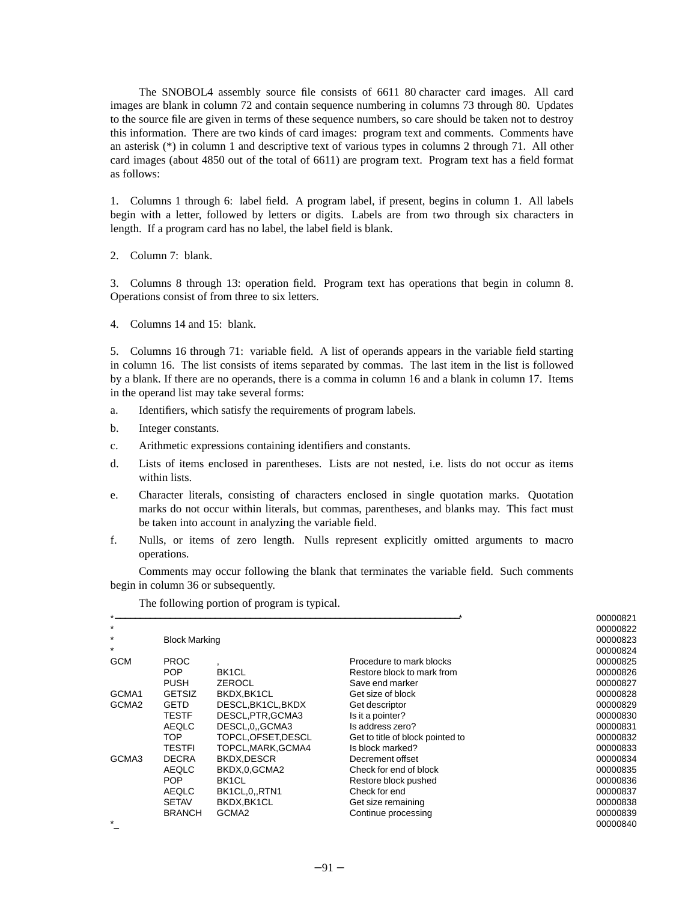The SNOBOL4 assembly source file consists of 6611 80 character card images. All card images are blank in column 72 and contain sequence numbering in columns 73 through 80. Updates to the source file are given in terms of these sequence numbers, so care should be taken not to destroy this information. There are two kinds of card images: program text and comments. Comments have an asterisk (*) in column 1 and descriptive text of various types in columns 2 through 71. All other card images (about 4850 out of the total of 6611) are program text. Program text has a field format as follows:

1. Columns 1 through 6: label field. A program label, if present, begins in column 1. All labels begin with a letter, followed by letters or digits. Labels are from two through six characters in length. If a program card has no label, the label field is blank.

2. Column 7: blank.

3. Columns 8 through 13: operation field. Program text has operations that begin in column 8. Operations consist of from three to six letters.

4. Columns 14 and 15: blank.

5. Columns 16 through 71: variable field. A list of operands appears in the variable field starting in column 16. The list consists of items separated by commas. The last item in the list is followed by a blank. If there are no operands, there is a comma in column 16 and a blank in column 17. Items in the operand list may take several forms:

a. Identifiers, which satisfy the requirements of program labels.

b. Integer constants.

c. Arithmetic expressions containing identifiers and constants.

d. Lists of items enclosed in parentheses. Lists are not nested, i.e. lists do not occur as items within lists.

e. Character literals, consisting of characters enclosed in single quotation marks. Quotation marks do not occur within literals, but commas, parentheses, and blanks may. This fact must be taken into account in analyzing the variable field.

f. Nulls, or items of zero length. Nulls represent explicitly omitted arguments to macro operations.

Comments may occur following the blank that terminates the variable field. Such comments begin in column 36 or subsequently.

The following portion of program is typical.

```
*---------------------------------------------------------------------*  00000821
*                                                                        00000822
*       Block Marking                                                    00000823
*                                                                        00000824
GCM     PROC    ,                  Procedure to mark blocks              00000825
        POP     BK1CL              Restore block to mark from            00000826
        PUSH    ZEROCL             Save end marker                       00000827
GCMA1   GETSIZ  BKDX,BK1CL         Get size of block                     00000828
GCMA2   GETD    DESCL,BK1CL,BKDX   Get descriptor                        00000829
        TESTF   DESCL,PTR,GCMA3    Is it a pointer?                      00000830
        AEQLC   DESCL,0,,GCMA3     Is address zero?                      00000831
        TOP     TOPCL,OFSET,DESCL  Get to title of block pointed to      00000832
        TESTFI  TOPCL,MARK,GCMA4   Is block marked?                      00000833
GCMA3   DECRA   BKDX,DESCR         Decrement offset                      00000834
        AEQLC   BKDX,0,GCMA2       Check for end of block                00000835
        POP     BK1CL              Restore block pushed                  00000836
        AEQLC   BK1CL,0,,RTN1      Check for end                         00000837
        SETAV   BKDX,BK1CL         Get size remaining                    00000838
        BRANCH  GCMA2              Continue processing                   00000839
*_                                                                       00000840
```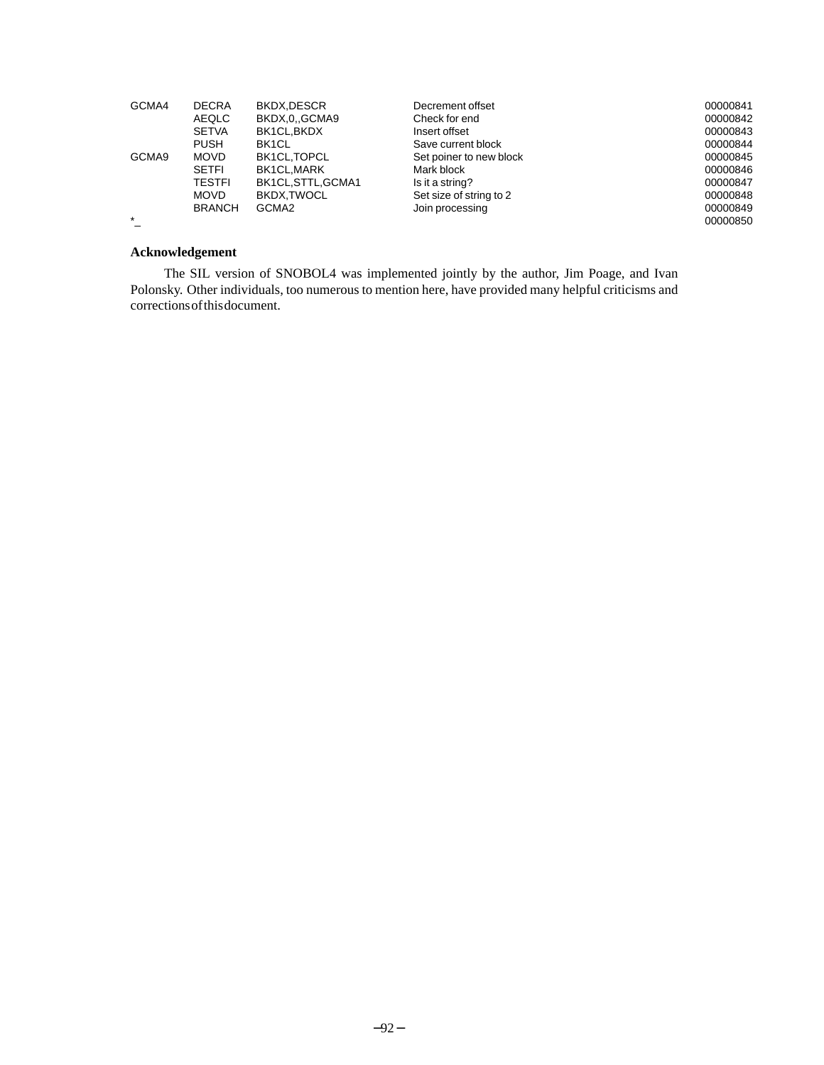```
GCMA4   DECRA    BKDX,DESCR          Decrement offset                00000841
        AEQLC    BKDX,0,,GCMA9       Check for end                   00000842
        SETVA    BK1CL,BKDX          Insert offset                   00000843
        PUSH     BK1CL               Save current block              00000844
GCMA9   MOVD     BK1CL,TOPCL         Set poiner to new block         00000845
        SETFI    BK1CL,MARK          Mark block                      00000846
        TESTFI   BK1CL,STTL,GCMA1    Is it a string?                 00000847
        MOVD     BKDX,TWOCL          Set size of string to 2         00000848
        BRANCH   GCMA2               Join processing                 00000849
*_                                                                   00000850
```

**Acknowledgement**

The SIL version of SNOBOL4 was implemented jointly by the author, Jim Poage, and Ivan Polonsky. Other individuals, too numerous to mention here, have provided many helpful criticisms and corrections of this document.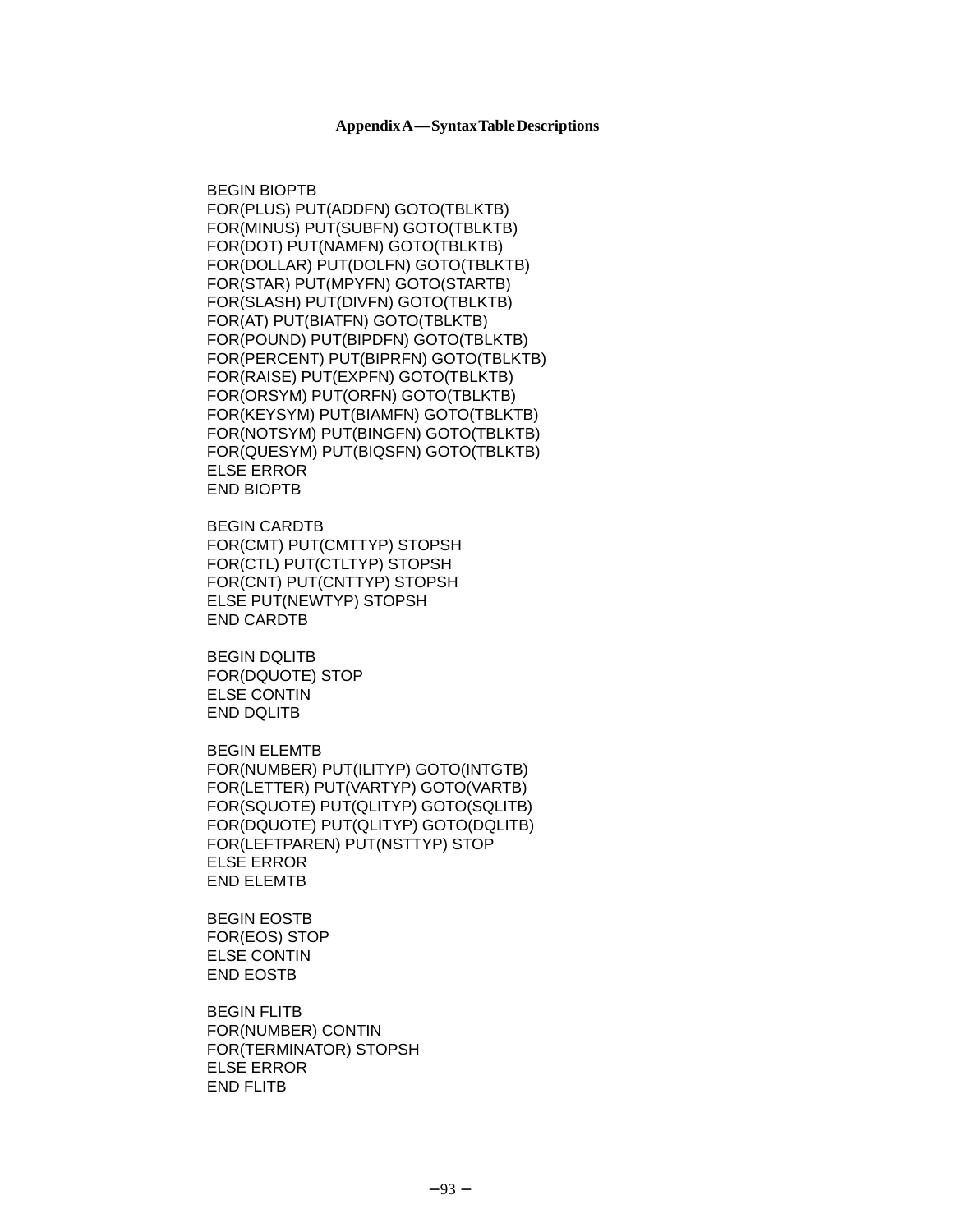**Appendix A — Syntax Table Descriptions**

```
BEGIN BIOPTB
FOR(PLUS) PUT(ADDFN) GOTO(TBLKTB)
FOR(MINUS) PUT(SUBFN) GOTO(TBLKTB)
FOR(DOT) PUT(NAMFN) GOTO(TBLKTB)
FOR(DOLLAR) PUT(DOLFN) GOTO(TBLKTB)
FOR(STAR) PUT(MPYFN) GOTO(STARTB)
FOR(SLASH) PUT(DIVFN) GOTO(TBLKTB)
FOR(AT) PUT(BIATFN) GOTO(TBLKTB)
FOR(POUND) PUT(BIPDFN) GOTO(TBLKTB)
FOR(PERCENT) PUT(BIPRFN) GOTO(TBLKTB)
FOR(RAISE) PUT(EXPFN) GOTO(TBLKTB)
FOR(ORSYM) PUT(ORFN) GOTO(TBLKTB)
FOR(KEYSYM) PUT(BIAMFN) GOTO(TBLKTB)
FOR(NOTSYM) PUT(BINGFN) GOTO(TBLKTB)
FOR(QUESYM) PUT(BIQSFN) GOTO(TBLKTB)
ELSE ERROR
END BIOPTB

BEGIN CARDTB
FOR(CMT) PUT(CMTTYP) STOPSH
FOR(CTL) PUT(CTLTYP) STOPSH
FOR(CNT) PUT(CNTTYP) STOPSH
ELSE PUT(NEWTYP) STOPSH
END CARDTB

BEGIN DQLITB
FOR(DQUOTE) STOP
ELSE CONTIN
END DQLITB

BEGIN ELEMTB
FOR(NUMBER) PUT(ILITYP) GOTO(INTGTB)
FOR(LETTER) PUT(VARTYP) GOTO(VARTB)
FOR(SQUOTE) PUT(QLITYP) GOTO(SQLITB)
FOR(DQUOTE) PUT(QLITYP) GOTO(DQLITB)
FOR(LEFTPAREN) PUT(NSTTYP) STOP
ELSE ERROR
END ELEMTB

BEGIN EOSTB
FOR(EOS) STOP
ELSE CONTIN
END EOSTB

BEGIN FLITB
FOR(NUMBER) CONTIN
FOR(TERMINATOR) STOPSH
ELSE ERROR
END FLITB
```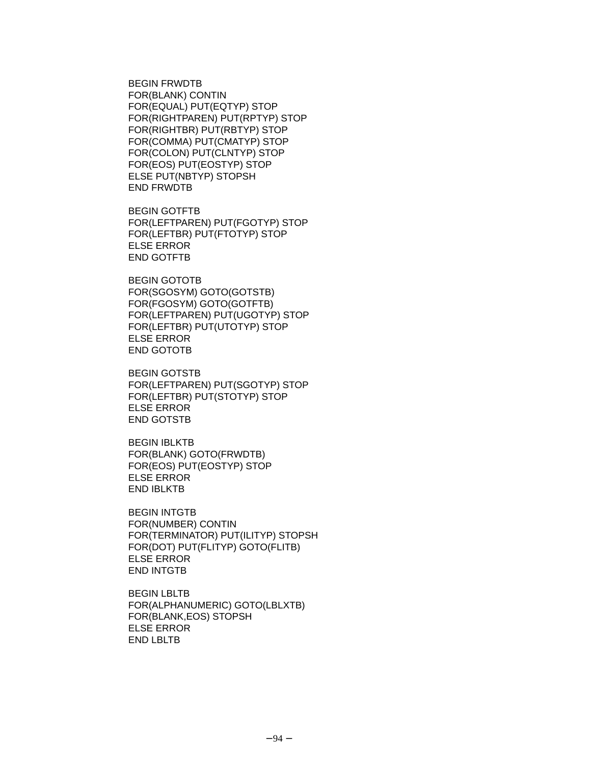```
BEGIN FRWDTB
FOR(BLANK) CONTIN
FOR(EQUAL) PUT(EQTYP) STOP
FOR(RIGHTPAREN) PUT(RPTYP) STOP
FOR(RIGHTBR) PUT(RBTYP) STOP
FOR(COMMA) PUT(CMATYP) STOP
FOR(COLON) PUT(CLNTYP) STOP
FOR(EOS) PUT(EOSTYP) STOP
ELSE PUT(NBTYP) STOPSH
END FRWDTB

BEGIN GOTFTB
FOR(LEFTPAREN) PUT(FGOTYP) STOP
FOR(LEFTBR) PUT(FTOTYP) STOP
ELSE ERROR
END GOTFTB

BEGIN GOTOTB
FOR(SGOSYM) GOTO(GOTSTB)
FOR(FGOSYM) GOTO(GOTFTB)
FOR(LEFTPAREN) PUT(UGOTYP) STOP
FOR(LEFTBR) PUT(UTOTYP) STOP
ELSE ERROR
END GOTOTB

BEGIN GOTSTB
FOR(LEFTPAREN) PUT(SGOTYP) STOP
FOR(LEFTBR) PUT(STOTYP) STOP
ELSE ERROR
END GOTSTB

BEGIN IBLKTB
FOR(BLANK) GOTO(FRWDTB)
FOR(EOS) PUT(EOSTYP) STOP
ELSE ERROR
END IBLKTB

BEGIN INTGTB
FOR(NUMBER) CONTIN
FOR(TERMINATOR) PUT(ILITYP) STOPSH
FOR(DOT) PUT(FLITYP) GOTO(FLITB)
ELSE ERROR
END INTGTB

BEGIN LBLTB
FOR(ALPHANUMERIC) GOTO(LBLXTB)
FOR(BLANK,EOS) STOPSH
ELSE ERROR
END LBLTB
```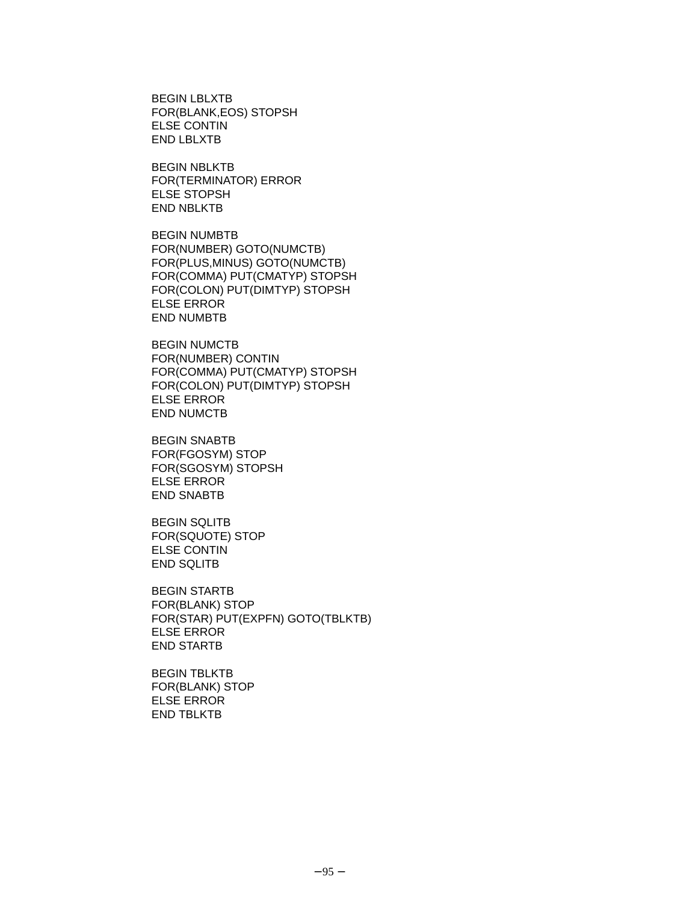```
BEGIN LBLXTB
FOR(BLANK,EOS) STOPSH
ELSE CONTIN
END LBLXTB

BEGIN NBLKTB
FOR(TERMINATOR) ERROR
ELSE STOPSH
END NBLKTB

BEGIN NUMBTB
FOR(NUMBER) GOTO(NUMCTB)
FOR(PLUS,MINUS) GOTO(NUMCTB)
FOR(COMMA) PUT(CMATYP) STOPSH
FOR(COLON) PUT(DIMTYP) STOPSH
ELSE ERROR
END NUMBTB

BEGIN NUMCTB
FOR(NUMBER) CONTIN
FOR(COMMA) PUT(CMATYP) STOPSH
FOR(COLON) PUT(DIMTYP) STOPSH
ELSE ERROR
END NUMCTB

BEGIN SNABTB
FOR(FGOSYM) STOP
FOR(SGOSYM) STOPSH
ELSE ERROR
END SNABTB

BEGIN SQLITB
FOR(SQUOTE) STOP
ELSE CONTIN
END SQLITB

BEGIN STARTB
FOR(BLANK) STOP
FOR(STAR) PUT(EXPFN) GOTO(TBLKTB)
ELSE ERROR
END STARTB

BEGIN TBLKTB
FOR(BLANK) STOP
ELSE ERROR
END TBLKTB
```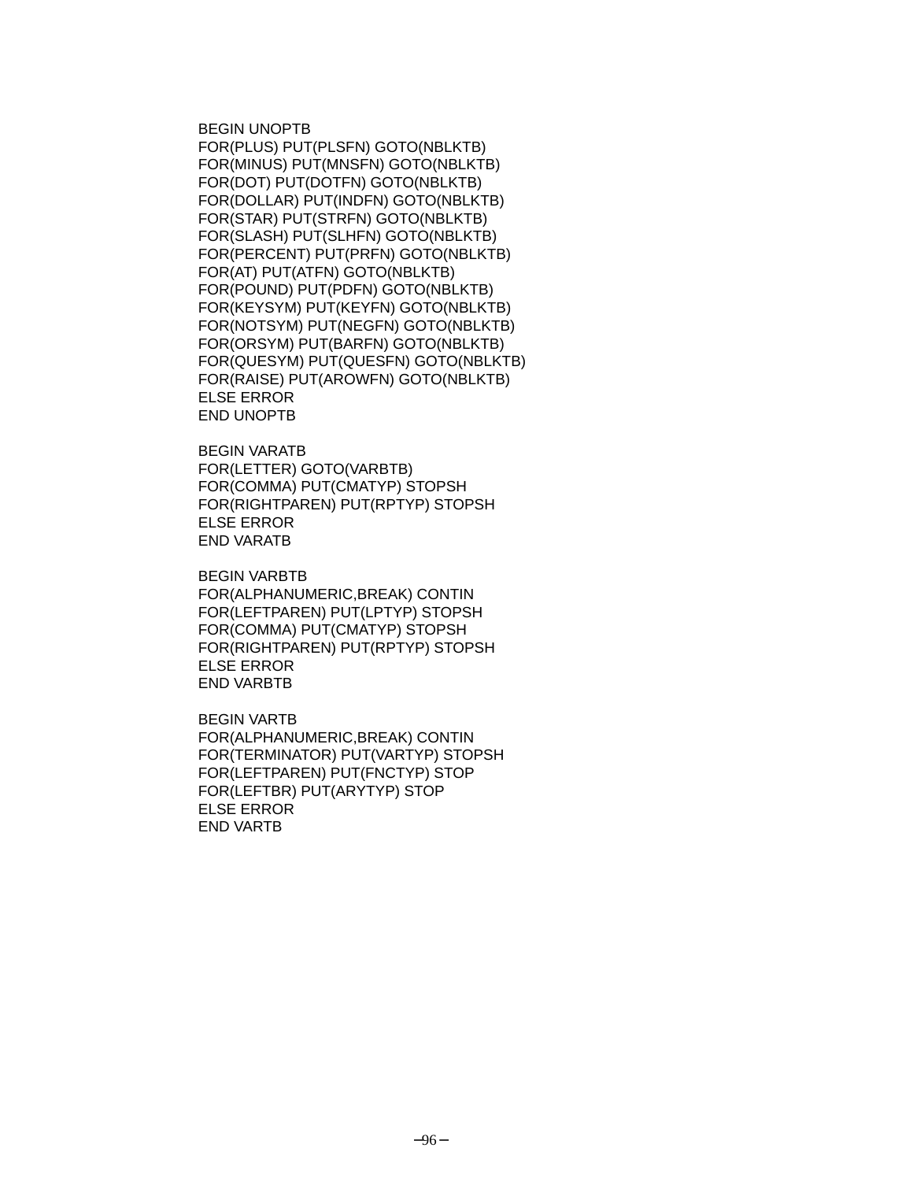```
BEGIN UNOPTB
FOR(PLUS) PUT(PLSFN) GOTO(NBLKTB)
FOR(MINUS) PUT(MNSFN) GOTO(NBLKTB)
FOR(DOT) PUT(DOTFN) GOTO(NBLKTB)
FOR(DOLLAR) PUT(INDFN) GOTO(NBLKTB)
FOR(STAR) PUT(STRFN) GOTO(NBLKTB)
FOR(SLASH) PUT(SLHFN) GOTO(NBLKTB)
FOR(PERCENT) PUT(PRFN) GOTO(NBLKTB)
FOR(AT) PUT(ATFN) GOTO(NBLKTB)
FOR(POUND) PUT(PDFN) GOTO(NBLKTB)
FOR(KEYSYM) PUT(KEYFN) GOTO(NBLKTB)
FOR(NOTSYM) PUT(NEGFN) GOTO(NBLKTB)
FOR(ORSYM) PUT(BARFN) GOTO(NBLKTB)
FOR(QUESYM) PUT(QUESFN) GOTO(NBLKTB)
FOR(RAISE) PUT(AROWFN) GOTO(NBLKTB)
ELSE ERROR
END UNOPTB

BEGIN VARATB
FOR(LETTER) GOTO(VARBTB)
FOR(COMMA) PUT(CMATYP) STOPSH
FOR(RIGHTPAREN) PUT(RPTYP) STOPSH
ELSE ERROR
END VARATB

BEGIN VARBTB
FOR(ALPHANUMERIC,BREAK) CONTIN
FOR(LEFTPAREN) PUT(LPTYP) STOPSH
FOR(COMMA) PUT(CMATYP) STOPSH
FOR(RIGHTPAREN) PUT(RPTYP) STOPSH
ELSE ERROR
END VARBTB

BEGIN VARTB
FOR(ALPHANUMERIC,BREAK) CONTIN
FOR(TERMINATOR) PUT(VARTYP) STOPSH
FOR(LEFTPAREN) PUT(FNCTYP) STOP
FOR(LEFTBR) PUT(ARYTYP) STOP
ELSE ERROR
END VARTB
```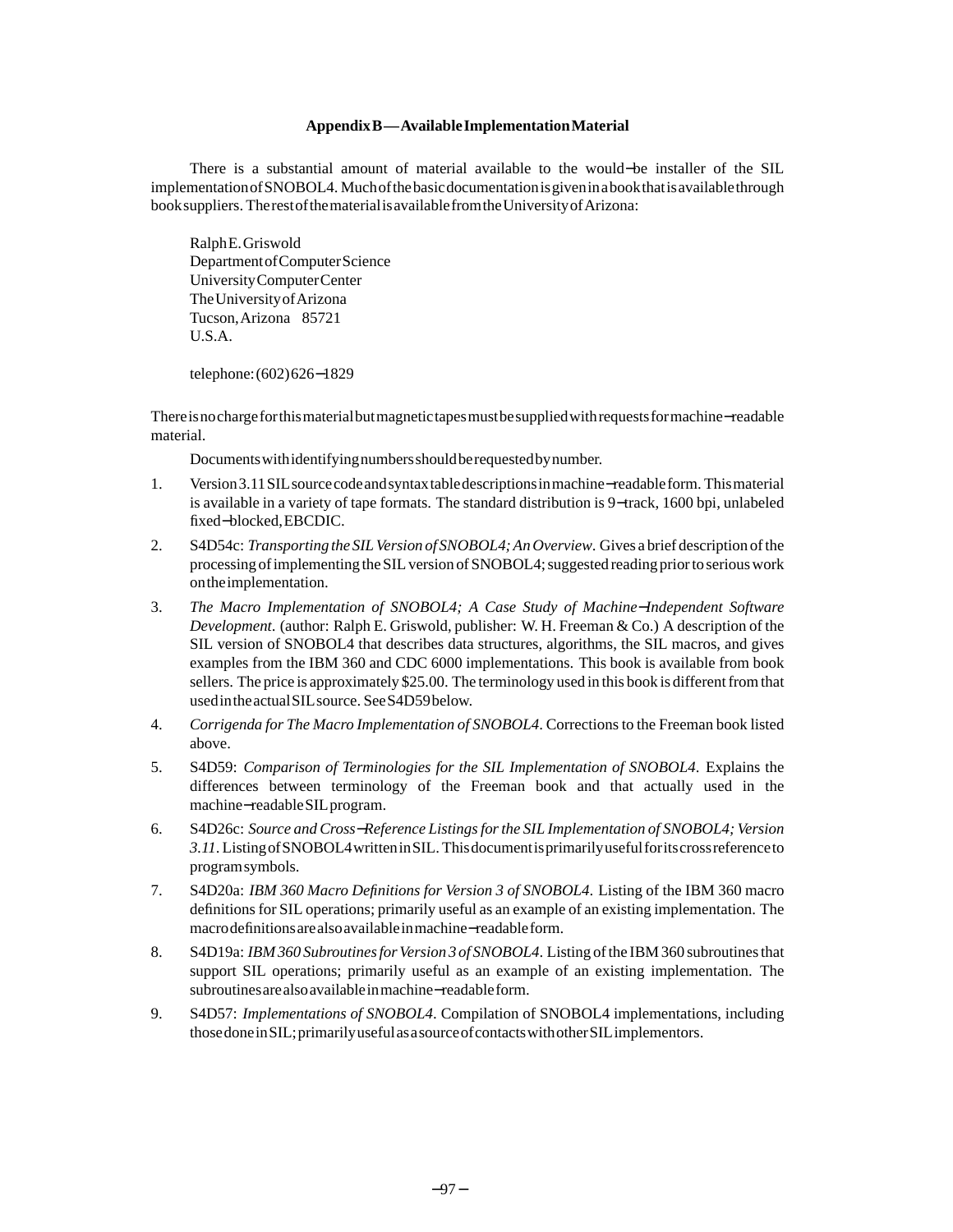## Appendix B — Available Implementation Material

There is a substantial amount of material available to the would−be installer of the SIL implementation of SNOBOL4. Much of the basic documentation is given in a book that is available through book suppliers. The rest of the material is available from the University of Arizona:

Ralph E. Griswold
Department of Computer Science
University Computer Center
The University of Arizona
Tucson, Arizona 85721
U.S.A.

telephone: (602) 626−1829

There is no charge for this material but magnetic tapes must be supplied with requests for machine−readable material.

Documents with identifying numbers should be requested by number.

1. Version 3.11 SIL source code and syntax table descriptions in machine−readable form. This material is available in a variety of tape formats. The standard distribution is 9−track, 1600 bpi, unlabeled fixed−blocked, EBCDIC.
2. S4D54c: *Transporting the SIL Version of SNOBOL4; An Overview*. Gives a brief description of the processing of implementing the SIL version of SNOBOL4; suggested reading prior to serious work on the implementation.
3. *The Macro Implementation of SNOBOL4; A Case Study of Machine−Independent Software Development*. (author: Ralph E. Griswold, publisher: W. H. Freeman & Co.) A description of the SIL version of SNOBOL4 that describes data structures, algorithms, the SIL macros, and gives examples from the IBM 360 and CDC 6000 implementations. This book is available from book sellers. The price is approximately $25.00. The terminology used in this book is different from that used in the actual SIL source. See S4D59 below.
4. *Corrigenda for The Macro Implementation of SNOBOL4*. Corrections to the Freeman book listed above.
5. S4D59: *Comparison of Terminologies for the SIL Implementation of SNOBOL4*. Explains the differences between terminology of the Freeman book and that actually used in the machine−readable SIL program.
6. S4D26c: *Source and Cross−Reference Listings for the SIL Implementation of SNOBOL4; Version 3.11*. Listing of SNOBOL4 written in SIL. This document is primarily useful for its cross reference to program symbols.
7. S4D20a: *IBM 360 Macro Definitions for Version 3 of SNOBOL4*. Listing of the IBM 360 macro definitions for SIL operations; primarily useful as an example of an existing implementation. The macro definitions are also available in machine−readable form.
8. S4D19a: *IBM 360 Subroutines for Version 3 of SNOBOL4*. Listing of the IBM 360 subroutines that support SIL operations; primarily useful as an example of an existing implementation. The subroutines are also available in machine−readable form.
9. S4D57: *Implementations of SNOBOL4*. Compilation of SNOBOL4 implementations, including those done in SIL; primarily useful as a source of contacts with other SIL implementors.